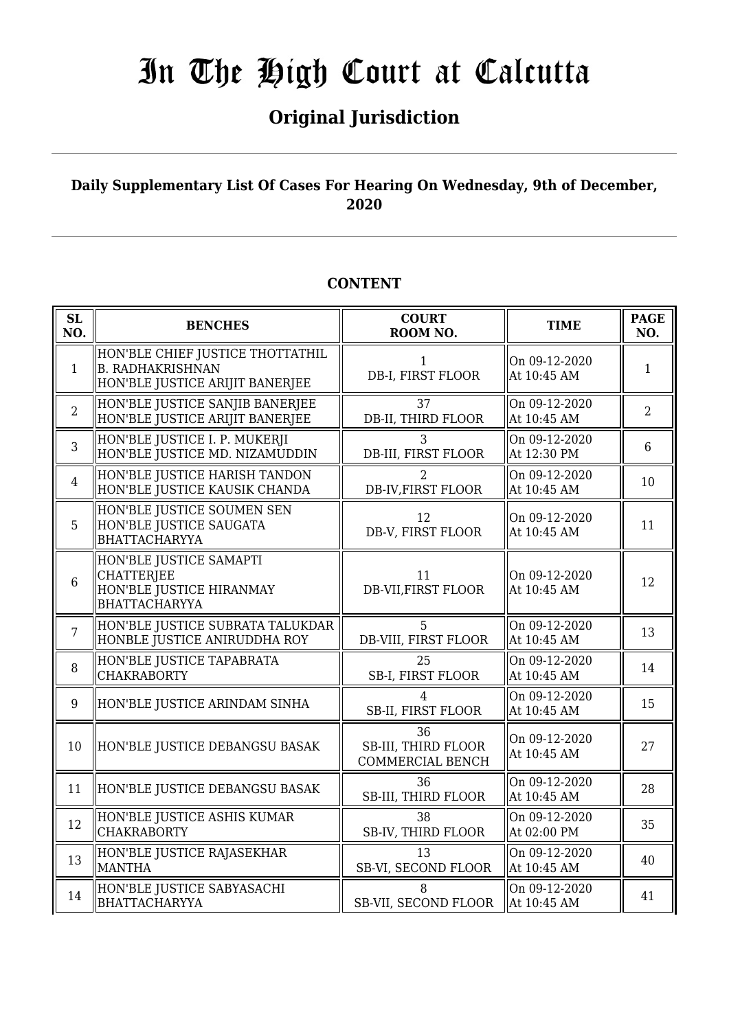# In The High Court at Calcutta

## Original Jurisdiction

### Daily Supplementary List Of Cases For Hearing On Wednesday, 9th of December, 2020

### CONTENT

| SL NO. | BENCHES | COURT ROOM NO. | TIME | PAGE NO. |
|---|---|---|---|---|
| 1 | HON'BLE CHIEF JUSTICE THOTTATHIL B. RADHAKRISHNAN<br>HON'BLE JUSTICE ARIJIT BANERJEE | 1<br>DB-I, FIRST FLOOR | On 09-12-2020<br>At 10:45 AM | 1 |
| 2 | HON'BLE JUSTICE SANJIB BANERJEE<br>HON'BLE JUSTICE ARIJIT BANERJEE | 37<br>DB-II, THIRD FLOOR | On 09-12-2020<br>At 10:45 AM | 2 |
| 3 | HON'BLE JUSTICE I. P. MUKERJI<br>HON'BLE JUSTICE MD. NIZAMUDDIN | 3<br>DB-III, FIRST FLOOR | On 09-12-2020<br>At 12:30 PM | 6 |
| 4 | HON'BLE JUSTICE HARISH TANDON<br>HON'BLE JUSTICE KAUSIK CHANDA | 2<br>DB-IV,FIRST FLOOR | On 09-12-2020<br>At 10:45 AM | 10 |
| 5 | HON'BLE JUSTICE SOUMEN SEN<br>HON'BLE JUSTICE SAUGATA BHATTACHARYYA | 12<br>DB-V, FIRST FLOOR | On 09-12-2020<br>At 10:45 AM | 11 |
| 6 | HON'BLE JUSTICE SAMAPTI CHATTERJEE<br>HON'BLE JUSTICE HIRANMAY BHATTACHARYYA | 11<br>DB-VII,FIRST FLOOR | On 09-12-2020<br>At 10:45 AM | 12 |
| 7 | HON'BLE JUSTICE SUBRATA TALUKDAR<br>HONBLE JUSTICE ANIRUDDHA ROY | 5<br>DB-VIII, FIRST FLOOR | On 09-12-2020<br>At 10:45 AM | 13 |
| 8 | HON'BLE JUSTICE TAPABRATA CHAKRABORTY | 25<br>SB-I, FIRST FLOOR | On 09-12-2020<br>At 10:45 AM | 14 |
| 9 | HON'BLE JUSTICE ARINDAM SINHA | 4<br>SB-II, FIRST FLOOR | On 09-12-2020<br>At 10:45 AM | 15 |
| 10 | HON'BLE JUSTICE DEBANGSU BASAK | 36<br>SB-III, THIRD FLOOR<br>COMMERCIAL BENCH | On 09-12-2020<br>At 10:45 AM | 27 |
| 11 | HON'BLE JUSTICE DEBANGSU BASAK | 36<br>SB-III, THIRD FLOOR | On 09-12-2020<br>At 10:45 AM | 28 |
| 12 | HON'BLE JUSTICE ASHIS KUMAR CHAKRABORTY | 38<br>SB-IV, THIRD FLOOR | On 09-12-2020<br>At 02:00 PM | 35 |
| 13 | HON'BLE JUSTICE RAJASEKHAR MANTHA | 13<br>SB-VI, SECOND FLOOR | On 09-12-2020<br>At 10:45 AM | 40 |
| 14 | HON'BLE JUSTICE SABYASACHI BHATTACHARYYA | 8<br>SB-VII, SECOND FLOOR | On 09-12-2020<br>At 10:45 AM | 41 |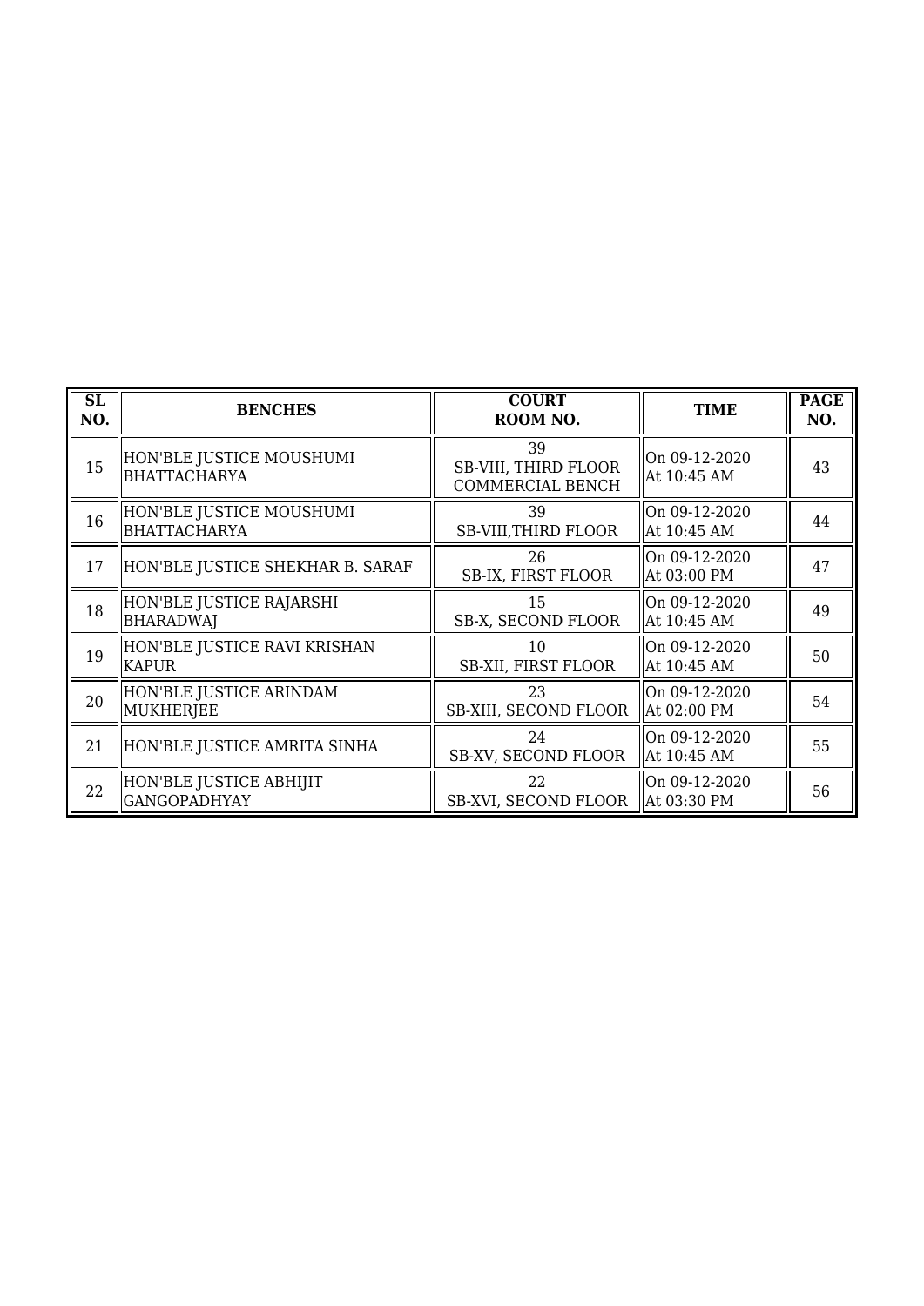| SL NO. | BENCHES | COURT ROOM NO. | TIME | PAGE NO. |
|---|---|---|---|---|
| 15 | HON'BLE JUSTICE MOUSHUMI BHATTACHARYA | 39<br>SB-VIII, THIRD FLOOR<br>COMMERCIAL BENCH | On 09-12-2020<br>At 10:45 AM | 43 |
| 16 | HON'BLE JUSTICE MOUSHUMI BHATTACHARYA | 39<br>SB-VIII,THIRD FLOOR | On 09-12-2020<br>At 10:45 AM | 44 |
| 17 | HON'BLE JUSTICE SHEKHAR B. SARAF | 26<br>SB-IX, FIRST FLOOR | On 09-12-2020<br>At 03:00 PM | 47 |
| 18 | HON'BLE JUSTICE RAJARSHI BHARADWAJ | 15<br>SB-X, SECOND FLOOR | On 09-12-2020<br>At 10:45 AM | 49 |
| 19 | HON'BLE JUSTICE RAVI KRISHAN KAPUR | 10<br>SB-XII, FIRST FLOOR | On 09-12-2020<br>At 10:45 AM | 50 |
| 20 | HON'BLE JUSTICE ARINDAM MUKHERJEE | 23<br>SB-XIII, SECOND FLOOR | On 09-12-2020<br>At 02:00 PM | 54 |
| 21 | HON'BLE JUSTICE AMRITA SINHA | 24<br>SB-XV, SECOND FLOOR | On 09-12-2020<br>At 10:45 AM | 55 |
| 22 | HON'BLE JUSTICE ABHIJIT GANGOPADHYAY | 22<br>SB-XVI, SECOND FLOOR | On 09-12-2020<br>At 03:30 PM | 56 |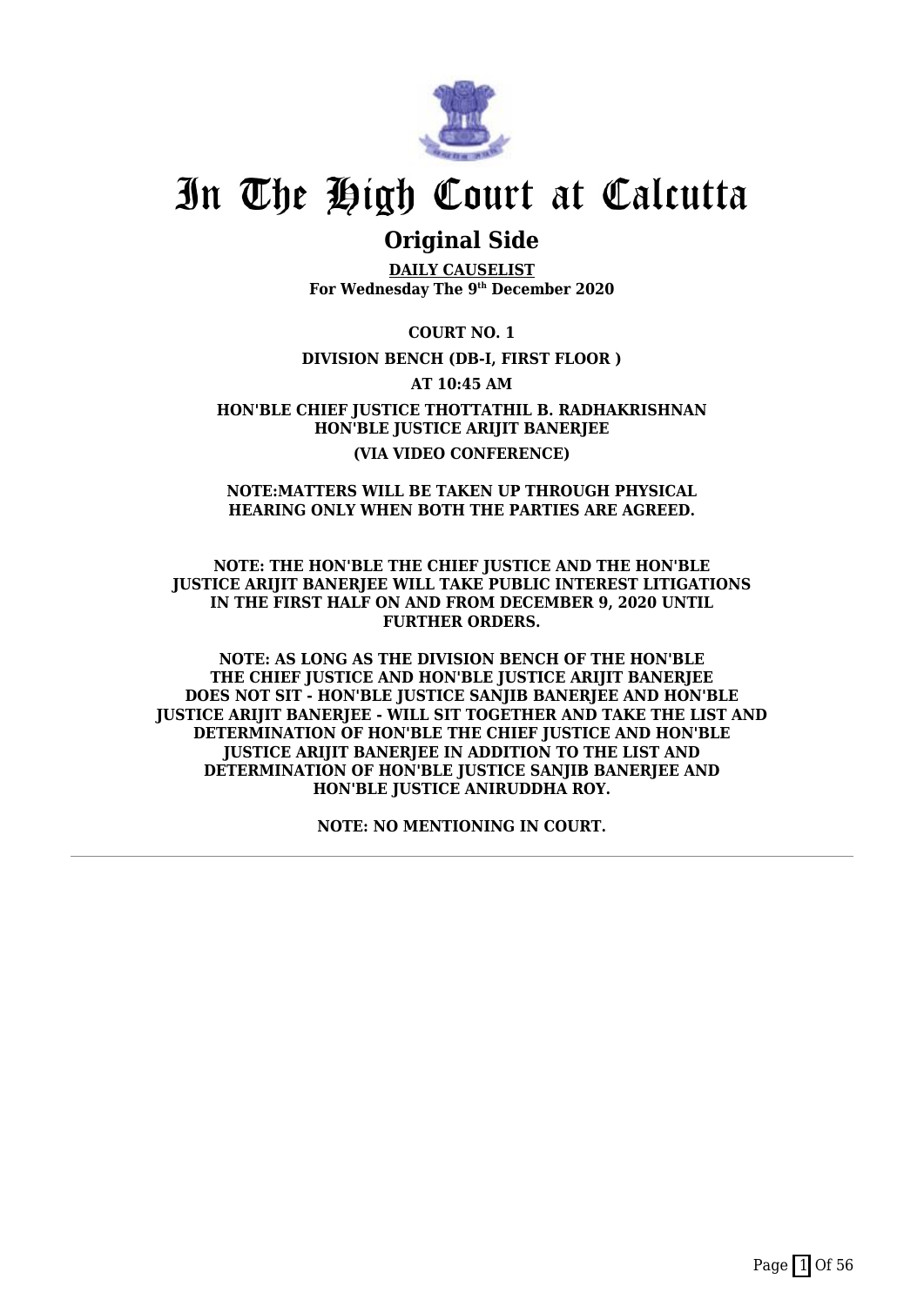# In The High Court at Calcutta

## Original Side

**DAILY CAUSELIST**
**For Wednesday The 9th December 2020**

**COURT NO. 1**

**DIVISION BENCH (DB-I, FIRST FLOOR )**

**AT 10:45 AM**

**HON'BLE CHIEF JUSTICE THOTTATHIL B. RADHAKRISHNAN**
**HON'BLE JUSTICE ARIJIT BANERJEE**

**(VIA VIDEO CONFERENCE)**

**NOTE:MATTERS WILL BE TAKEN UP THROUGH PHYSICAL HEARING ONLY WHEN BOTH THE PARTIES ARE AGREED.**

**NOTE: THE HON'BLE THE CHIEF JUSTICE AND THE HON'BLE JUSTICE ARIJIT BANERJEE WILL TAKE PUBLIC INTEREST LITIGATIONS IN THE FIRST HALF ON AND FROM DECEMBER 9, 2020 UNTIL FURTHER ORDERS.**

**NOTE: AS LONG AS THE DIVISION BENCH OF THE HON'BLE THE CHIEF JUSTICE AND HON'BLE JUSTICE ARIJIT BANERJEE DOES NOT SIT - HON'BLE JUSTICE SANJIB BANERJEE AND HON'BLE JUSTICE ARIJIT BANERJEE - WILL SIT TOGETHER AND TAKE THE LIST AND DETERMINATION OF HON'BLE THE CHIEF JUSTICE AND HON'BLE JUSTICE ARIJIT BANERJEE IN ADDITION TO THE LIST AND DETERMINATION OF HON'BLE JUSTICE SANJIB BANERJEE AND HON'BLE JUSTICE ANIRUDDHA ROY.**

**NOTE: NO MENTIONING IN COURT.**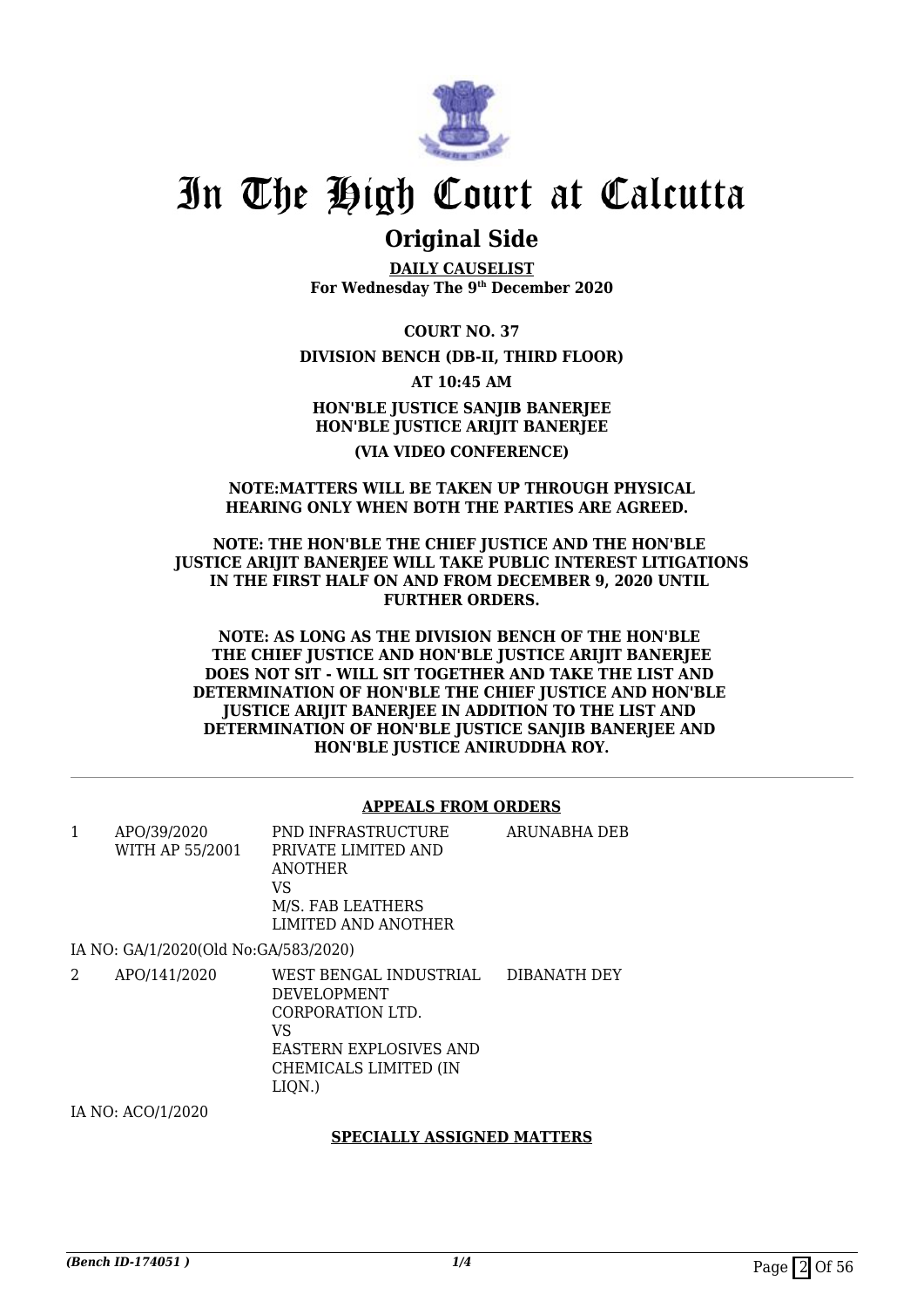# In The High Court at Calcutta

## Original Side

**DAILY CAUSELIST**
**For Wednesday The 9th December 2020**

**COURT NO. 37**

**DIVISION BENCH (DB-II, THIRD FLOOR)**

**AT 10:45 AM**

**HON'BLE JUSTICE SANJIB BANERJEE**
**HON'BLE JUSTICE ARIJIT BANERJEE**

**(VIA VIDEO CONFERENCE)**

**NOTE:MATTERS WILL BE TAKEN UP THROUGH PHYSICAL HEARING ONLY WHEN BOTH THE PARTIES ARE AGREED.**

**NOTE: THE HON'BLE THE CHIEF JUSTICE AND THE HON'BLE JUSTICE ARIJIT BANERJEE WILL TAKE PUBLIC INTEREST LITIGATIONS IN THE FIRST HALF ON AND FROM DECEMBER 9, 2020 UNTIL FURTHER ORDERS.**

**NOTE: AS LONG AS THE DIVISION BENCH OF THE HON'BLE THE CHIEF JUSTICE AND HON'BLE JUSTICE ARIJIT BANERJEE DOES NOT SIT - WILL SIT TOGETHER AND TAKE THE LIST AND DETERMINATION OF HON'BLE THE CHIEF JUSTICE AND HON'BLE JUSTICE ARIJIT BANERJEE IN ADDITION TO THE LIST AND DETERMINATION OF HON'BLE JUSTICE SANJIB BANERJEE AND HON'BLE JUSTICE ANIRUDDHA ROY.**

### APPEALS FROM ORDERS

| | | | |
|---|---|---|---|
| 1 | APO/39/2020 WITH AP 55/2001 | PND INFRASTRUCTURE PRIVATE LIMITED AND ANOTHER VS M/S. FAB LEATHERS LIMITED AND ANOTHER | ARUNABHA DEB |

IA NO: GA/1/2020(Old No:GA/583/2020)

| | | | |
|---|---|---|---|
| 2 | APO/141/2020 | WEST BENGAL INDUSTRIAL DEVELOPMENT CORPORATION LTD. VS EASTERN EXPLOSIVES AND CHEMICALS LIMITED (IN LIQN.) | DIBANATH DEY |

IA NO: ACO/1/2020

### SPECIALLY ASSIGNED MATTERS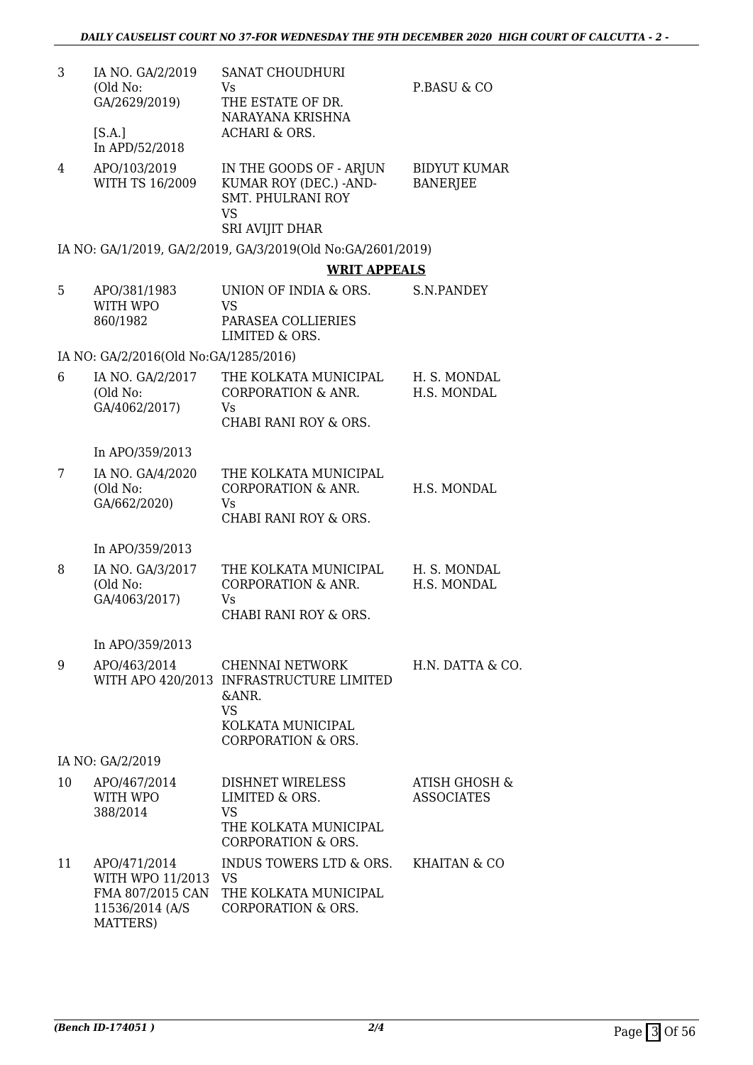| | | | |
|---|---|---|---|
| 3 | IA NO. GA/2/2019 (Old No: GA/2629/2019) [S.A.] In APD/52/2018 | SANAT CHOUDHURI Vs THE ESTATE OF DR. NARAYANA KRISHNA ACHARI & ORS. | P.BASU & CO |
| 4 | APO/103/2019 WITH TS 16/2009 | IN THE GOODS OF - ARJUN KUMAR ROY (DEC.) -AND- SMT. PHULRANI ROY VS SRI AVIJIT DHAR | BIDYUT KUMAR BANERJEE |

IA NO: GA/1/2019, GA/2/2019, GA/3/2019(Old No:GA/2601/2019)

**WRIT APPEALS**

| | | | |
|---|---|---|---|
| 5 | APO/381/1983 WITH WPO 860/1982 | UNION OF INDIA & ORS. VS PARASEA COLLIERIES LIMITED & ORS. | S.N.PANDEY |

IA NO: GA/2/2016(Old No:GA/1285/2016)

| | | | |
|---|---|---|---|
| 6 | IA NO. GA/2/2017 (Old No: GA/4062/2017) In APO/359/2013 | THE KOLKATA MUNICIPAL CORPORATION & ANR. Vs CHABI RANI ROY & ORS. | H. S. MONDAL H.S. MONDAL |
| 7 | IA NO. GA/4/2020 (Old No: GA/662/2020) In APO/359/2013 | THE KOLKATA MUNICIPAL CORPORATION & ANR. Vs CHABI RANI ROY & ORS. | H.S. MONDAL |
| 8 | IA NO. GA/3/2017 (Old No: GA/4063/2017) In APO/359/2013 | THE KOLKATA MUNICIPAL CORPORATION & ANR. Vs CHABI RANI ROY & ORS. | H. S. MONDAL H.S. MONDAL |
| 9 | APO/463/2014 WITH APO 420/2013 | CHENNAI NETWORK INFRASTRUCTURE LIMITED &ANR. VS KOLKATA MUNICIPAL CORPORATION & ORS. | H.N. DATTA & CO. |

IA NO: GA/2/2019

| | | | |
|---|---|---|---|
| 10 | APO/467/2014 WITH WPO 388/2014 | DISHNET WIRELESS LIMITED & ORS. VS THE KOLKATA MUNICIPAL CORPORATION & ORS. | ATISH GHOSH & ASSOCIATES |
| 11 | APO/471/2014 WITH WPO 11/2013 FMA 807/2015 CAN 11536/2014 (A/S MATTERS) | INDUS TOWERS LTD & ORS. VS THE KOLKATA MUNICIPAL CORPORATION & ORS. | KHAITAN & CO |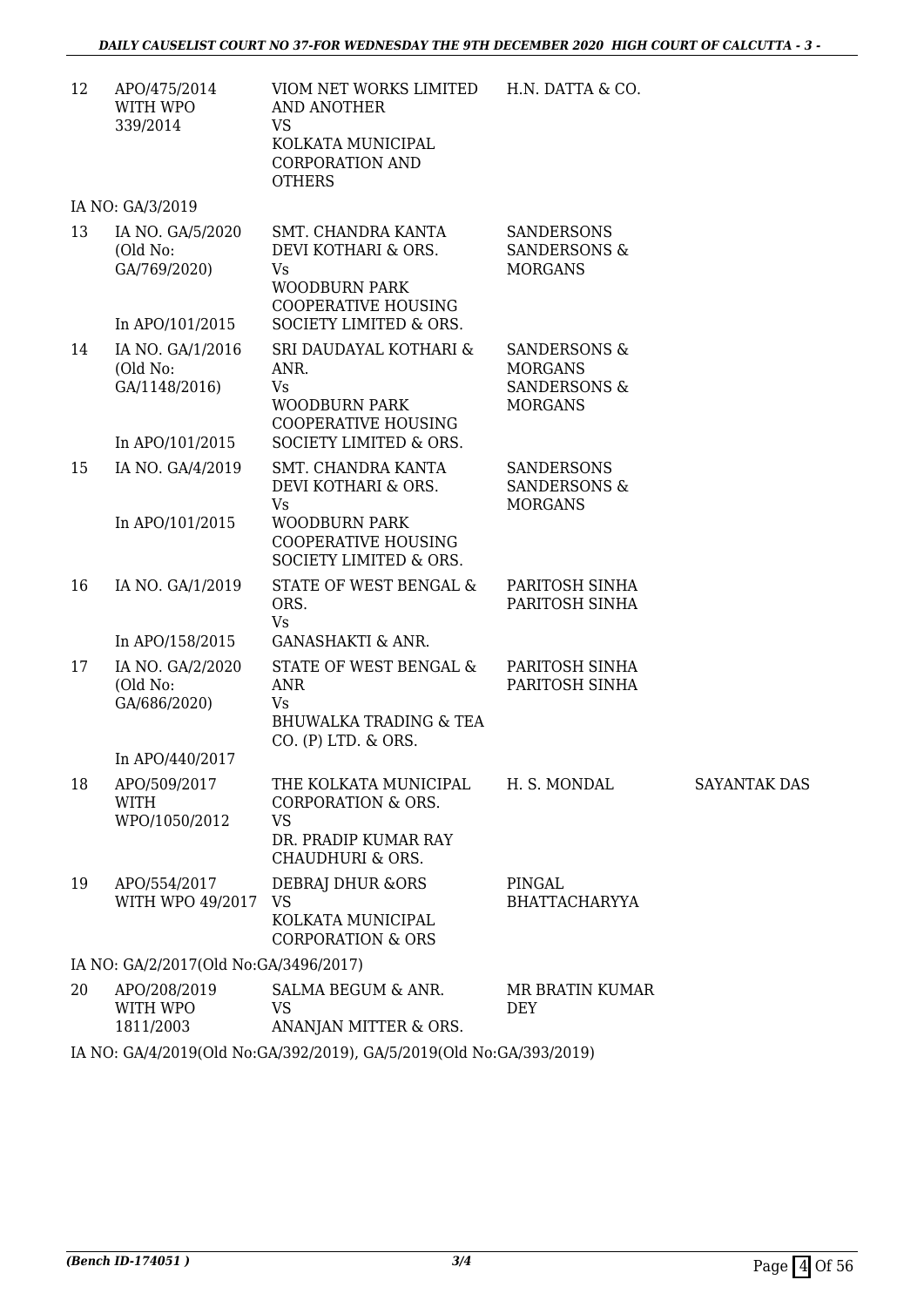| | | | | |
|---|---|---|---|---|
| 12 | APO/475/2014 WITH WPO 339/2014 | VIOM NET WORKS LIMITED AND ANOTHER VS KOLKATA MUNICIPAL CORPORATION AND OTHERS | H.N. DATTA & CO. | |

IA NO: GA/3/2019

| | | | | |
|---|---|---|---|---|
| 13 | IA NO. GA/5/2020 (Old No: GA/769/2020) In APO/101/2015 | SMT. CHANDRA KANTA DEVI KOTHARI & ORS. Vs WOODBURN PARK COOPERATIVE HOUSING SOCIETY LIMITED & ORS. | SANDERSONS SANDERSONS & MORGANS | |
| 14 | IA NO. GA/1/2016 (Old No: GA/1148/2016) In APO/101/2015 | SRI DAUDAYAL KOTHARI & ANR. Vs WOODBURN PARK COOPERATIVE HOUSING SOCIETY LIMITED & ORS. | SANDERSONS & MORGANS SANDERSONS & MORGANS | |
| 15 | IA NO. GA/4/2019 In APO/101/2015 | SMT. CHANDRA KANTA DEVI KOTHARI & ORS. Vs WOODBURN PARK COOPERATIVE HOUSING SOCIETY LIMITED & ORS. | SANDERSONS SANDERSONS & MORGANS | |
| 16 | IA NO. GA/1/2019 In APO/158/2015 | STATE OF WEST BENGAL & ORS. Vs GANASHAKTI & ANR. | PARITOSH SINHA PARITOSH SINHA | |
| 17 | IA NO. GA/2/2020 (Old No: GA/686/2020) In APO/440/2017 | STATE OF WEST BENGAL & ANR Vs BHUWALKA TRADING & TEA CO. (P) LTD. & ORS. | PARITOSH SINHA PARITOSH SINHA | |
| 18 | APO/509/2017 WITH WPO/1050/2012 | THE KOLKATA MUNICIPAL CORPORATION & ORS. VS DR. PRADIP KUMAR RAY CHAUDHURI & ORS. | H. S. MONDAL | SAYANTAK DAS |
| 19 | APO/554/2017 WITH WPO 49/2017 | DEBRAJ DHUR &ORS VS KOLKATA MUNICIPAL CORPORATION & ORS | PINGAL BHATTACHARYYA | |

IA NO: GA/2/2017(Old No:GA/3496/2017)

| | | | | |
|---|---|---|---|---|
| 20 | APO/208/2019 WITH WPO 1811/2003 | SALMA BEGUM & ANR. VS ANANJAN MITTER & ORS. | MR BRATIN KUMAR DEY | |

IA NO: GA/4/2019(Old No:GA/392/2019), GA/5/2019(Old No:GA/393/2019)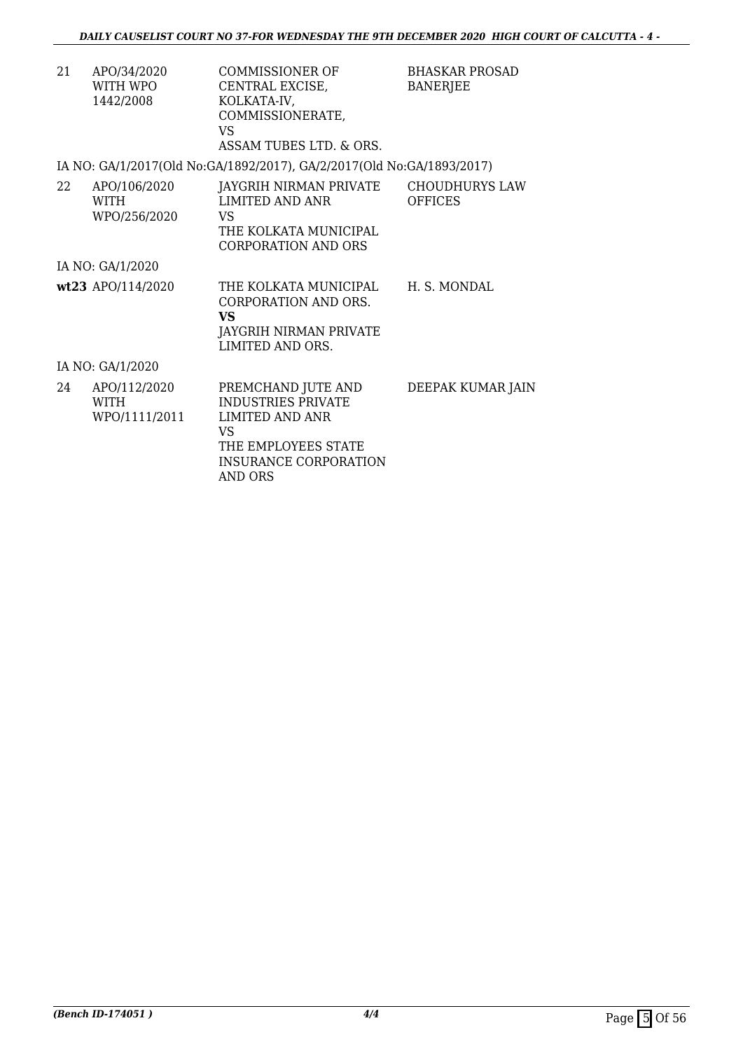| | | | |
|---|---|---|---|
| 21 | APO/34/2020 WITH WPO 1442/2008 | COMMISSIONER OF CENTRAL EXCISE, KOLKATA-IV, COMMISSIONERATE, VS ASSAM TUBES LTD. & ORS. | BHASKAR PROSAD BANERJEE |

IA NO: GA/1/2017(Old No:GA/1892/2017), GA/2/2017(Old No:GA/1893/2017)

| | | | |
|---|---|---|---|
| 22 | APO/106/2020 WITH WPO/256/2020 | JAYGRIH NIRMAN PRIVATE LIMITED AND ANR VS THE KOLKATA MUNICIPAL CORPORATION AND ORS | CHOUDHURYS LAW OFFICES |

IA NO: GA/1/2020

| | | | |
|---|---|---|---|
| **wt23** | APO/114/2020 | THE KOLKATA MUNICIPAL CORPORATION AND ORS. **VS** JAYGRIH NIRMAN PRIVATE LIMITED AND ORS. | H. S. MONDAL |

IA NO: GA/1/2020

| | | | |
|---|---|---|---|
| 24 | APO/112/2020 WITH WPO/1111/2011 | PREMCHAND JUTE AND INDUSTRIES PRIVATE LIMITED AND ANR VS THE EMPLOYEES STATE INSURANCE CORPORATION AND ORS | DEEPAK KUMAR JAIN |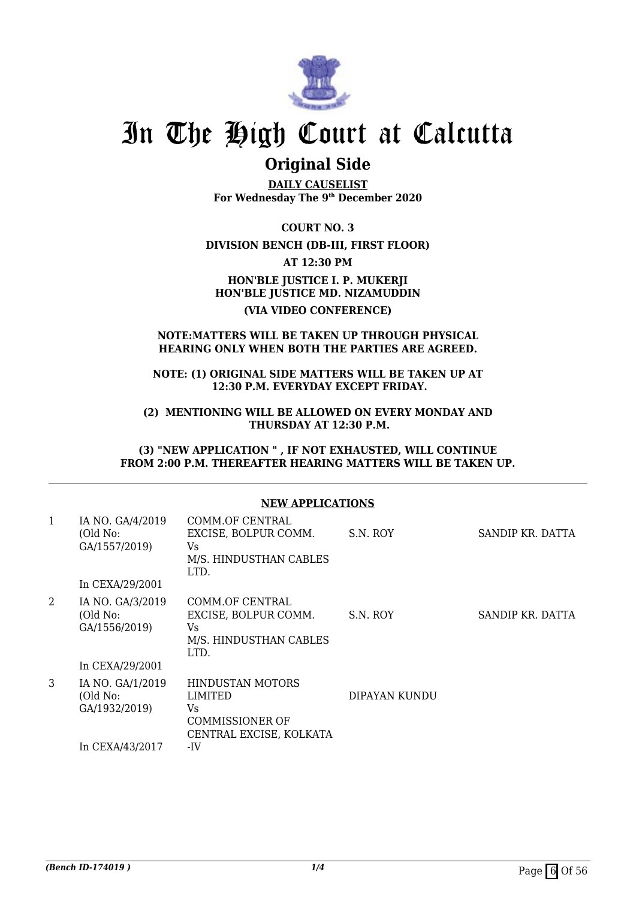# In The High Court at Calcutta

## Original Side

**DAILY CAUSELIST**
**For Wednesday The 9th December 2020**

**COURT NO. 3**

**DIVISION BENCH (DB-III, FIRST FLOOR)**

**AT 12:30 PM**

**HON'BLE JUSTICE I. P. MUKERJI**
**HON'BLE JUSTICE MD. NIZAMUDDIN**

**(VIA VIDEO CONFERENCE)**

**NOTE:MATTERS WILL BE TAKEN UP THROUGH PHYSICAL HEARING ONLY WHEN BOTH THE PARTIES ARE AGREED.**

**NOTE: (1) ORIGINAL SIDE MATTERS WILL BE TAKEN UP AT 12:30 P.M. EVERYDAY EXCEPT FRIDAY.**

**(2) MENTIONING WILL BE ALLOWED ON EVERY MONDAY AND THURSDAY AT 12:30 P.M.**

**(3) "NEW APPLICATION " , IF NOT EXHAUSTED, WILL CONTINUE FROM 2:00 P.M. THEREAFTER HEARING MATTERS WILL BE TAKEN UP.**

**NEW APPLICATIONS**

| | | | | |
|---|---|---|---|---|
| 1 | IA NO. GA/4/2019 (Old No: GA/1557/2019) In CEXA/29/2001 | COMM.OF CENTRAL EXCISE, BOLPUR COMM. Vs M/S. HINDUSTHAN CABLES LTD. | S.N. ROY | SANDIP KR. DATTA |
| 2 | IA NO. GA/3/2019 (Old No: GA/1556/2019) In CEXA/29/2001 | COMM.OF CENTRAL EXCISE, BOLPUR COMM. Vs M/S. HINDUSTHAN CABLES LTD. | S.N. ROY | SANDIP KR. DATTA |
| 3 | IA NO. GA/1/2019 (Old No: GA/1932/2019) In CEXA/43/2017 | HINDUSTAN MOTORS LIMITED Vs COMMISSIONER OF CENTRAL EXCISE, KOLKATA -IV | DIPAYAN KUNDU | |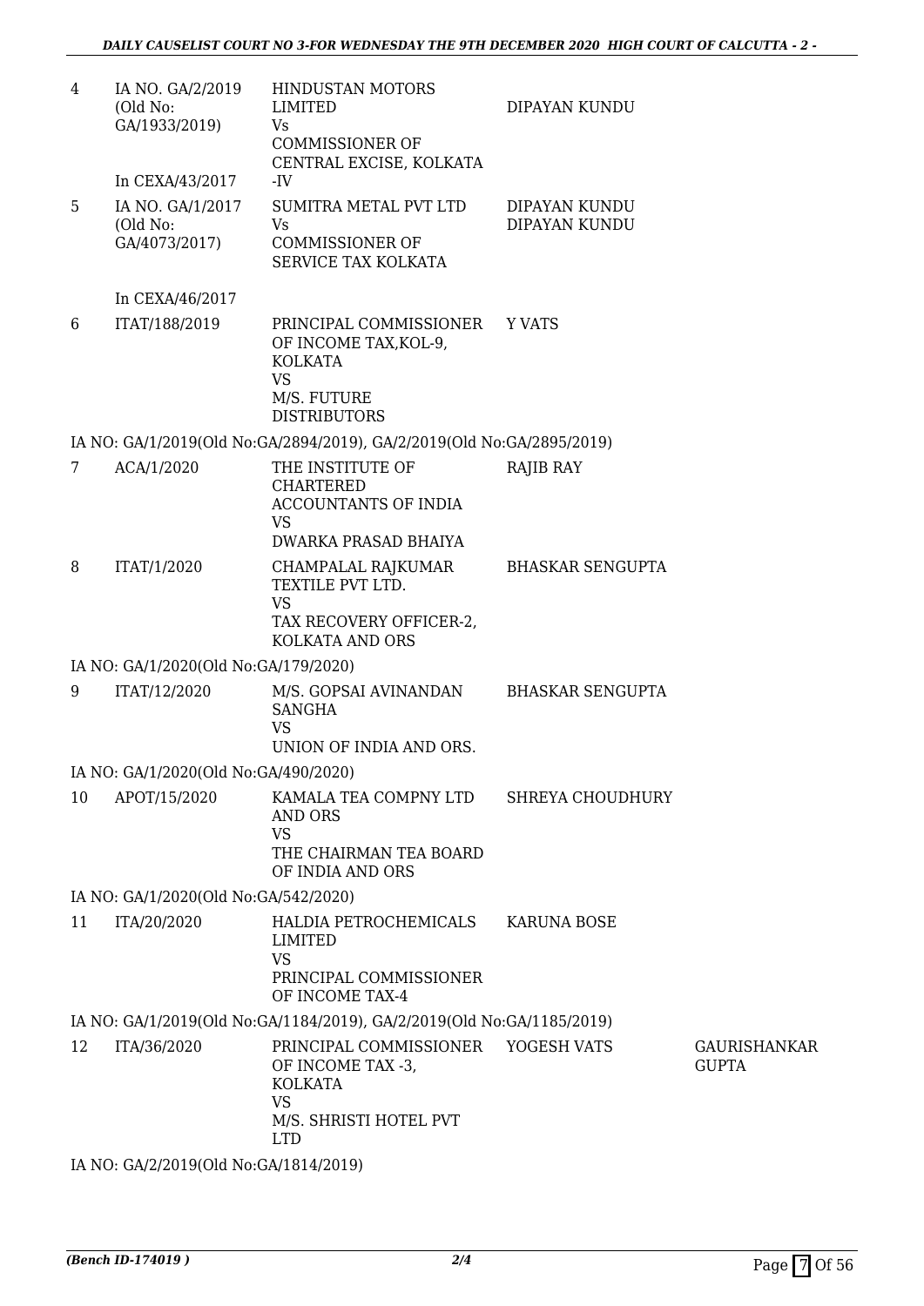| | | | | |
|---|---|---|---|---|
| 4 | IA NO. GA/2/2019 (Old No: GA/1933/2019) In CEXA/43/2017 | HINDUSTAN MOTORS LIMITED Vs COMMISSIONER OF CENTRAL EXCISE, KOLKATA -IV | DIPAYAN KUNDU | |
| 5 | IA NO. GA/1/2017 (Old No: GA/4073/2017) In CEXA/46/2017 | SUMITRA METAL PVT LTD Vs COMMISSIONER OF SERVICE TAX KOLKATA | DIPAYAN KUNDU DIPAYAN KUNDU | |
| 6 | ITAT/188/2019 | PRINCIPAL COMMISSIONER OF INCOME TAX,KOL-9, KOLKATA VS M/S. FUTURE DISTRIBUTORS | Y VATS | |

IA NO: GA/1/2019(Old No:GA/2894/2019), GA/2/2019(Old No:GA/2895/2019)

| | | | | |
|---|---|---|---|---|
| 7 | ACA/1/2020 | THE INSTITUTE OF CHARTERED ACCOUNTANTS OF INDIA VS DWARKA PRASAD BHAIYA | RAJIB RAY | |
| 8 | ITAT/1/2020 | CHAMPALAL RAJKUMAR TEXTILE PVT LTD. VS TAX RECOVERY OFFICER-2, KOLKATA AND ORS | BHASKAR SENGUPTA | |

IA NO: GA/1/2020(Old No:GA/179/2020)

| | | | | |
|---|---|---|---|---|
| 9 | ITAT/12/2020 | M/S. GOPSAI AVINANDAN SANGHA VS UNION OF INDIA AND ORS. | BHASKAR SENGUPTA | |

IA NO: GA/1/2020(Old No:GA/490/2020)

| | | | | |
|---|---|---|---|---|
| 10 | APOT/15/2020 | KAMALA TEA COMPNY LTD AND ORS VS THE CHAIRMAN TEA BOARD OF INDIA AND ORS | SHREYA CHOUDHURY | |

IA NO: GA/1/2020(Old No:GA/542/2020)

| | | | | |
|---|---|---|---|---|
| 11 | ITA/20/2020 | HALDIA PETROCHEMICALS LIMITED VS PRINCIPAL COMMISSIONER OF INCOME TAX-4 | KARUNA BOSE | |

IA NO: GA/1/2019(Old No:GA/1184/2019), GA/2/2019(Old No:GA/1185/2019)

| | | | | |
|---|---|---|---|---|
| 12 | ITA/36/2020 | PRINCIPAL COMMISSIONER OF INCOME TAX -3, KOLKATA VS M/S. SHRISTI HOTEL PVT LTD | YOGESH VATS | GAURISHANKAR GUPTA |

IA NO: GA/2/2019(Old No:GA/1814/2019)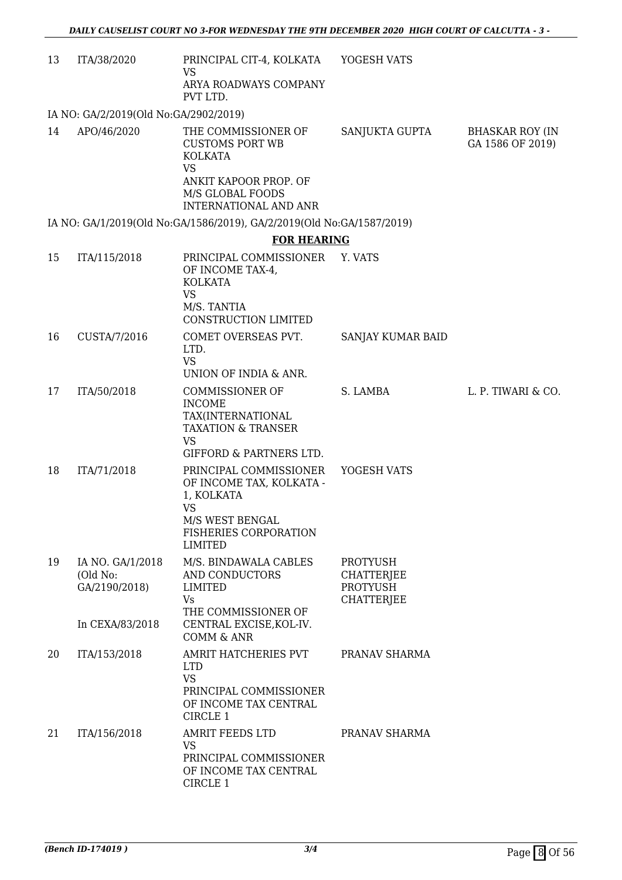| 13 | ITA/38/2020 | PRINCIPAL CIT-4, KOLKATA<br>VS<br>ARYA ROADWAYS COMPANY PVT LTD. | YOGESH VATS | |
|---|---|---|---|---|

IA NO: GA/2/2019(Old No:GA/2902/2019)

| 14 | APO/46/2020 | THE COMMISSIONER OF CUSTOMS PORT WB KOLKATA<br>VS<br>ANKIT KAPOOR PROP. OF M/S GLOBAL FOODS INTERNATIONAL AND ANR | SANJUKTA GUPTA | BHASKAR ROY (IN GA 1586 OF 2019) |
|---|---|---|---|---|

IA NO: GA/1/2019(Old No:GA/1586/2019), GA/2/2019(Old No:GA/1587/2019)

**FOR HEARING**

| 15 | ITA/115/2018 | PRINCIPAL COMMISSIONER OF INCOME TAX-4, KOLKATA<br>VS<br>M/S. TANTIA CONSTRUCTION LIMITED | Y. VATS | |
|---|---|---|---|---|
| 16 | CUSTA/7/2016 | COMET OVERSEAS PVT. LTD.<br>VS<br>UNION OF INDIA & ANR. | SANJAY KUMAR BAID | |
| 17 | ITA/50/2018 | COMMISSIONER OF INCOME TAX(INTERNATIONAL TAXATION & TRANSER<br>VS<br>GIFFORD & PARTNERS LTD. | S. LAMBA | L. P. TIWARI & CO. |
| 18 | ITA/71/2018 | PRINCIPAL COMMISSIONER OF INCOME TAX, KOLKATA - 1, KOLKATA<br>VS<br>M/S WEST BENGAL FISHERIES CORPORATION LIMITED | YOGESH VATS | |
| 19 | IA NO. GA/1/2018 (Old No: GA/2190/2018)<br><br>In CEXA/83/2018 | M/S. BINDAWALA CABLES AND CONDUCTORS LIMITED<br>Vs<br>THE COMMISSIONER OF CENTRAL EXCISE,KOL-IV. COMM & ANR | PROTYUSH CHATTERJEE<br>PROTYUSH CHATTERJEE | |
| 20 | ITA/153/2018 | AMRIT HATCHERIES PVT LTD<br>VS<br>PRINCIPAL COMMISSIONER OF INCOME TAX CENTRAL CIRCLE 1 | PRANAV SHARMA | |
| 21 | ITA/156/2018 | AMRIT FEEDS LTD<br>VS<br>PRINCIPAL COMMISSIONER OF INCOME TAX CENTRAL CIRCLE 1 | PRANAV SHARMA | |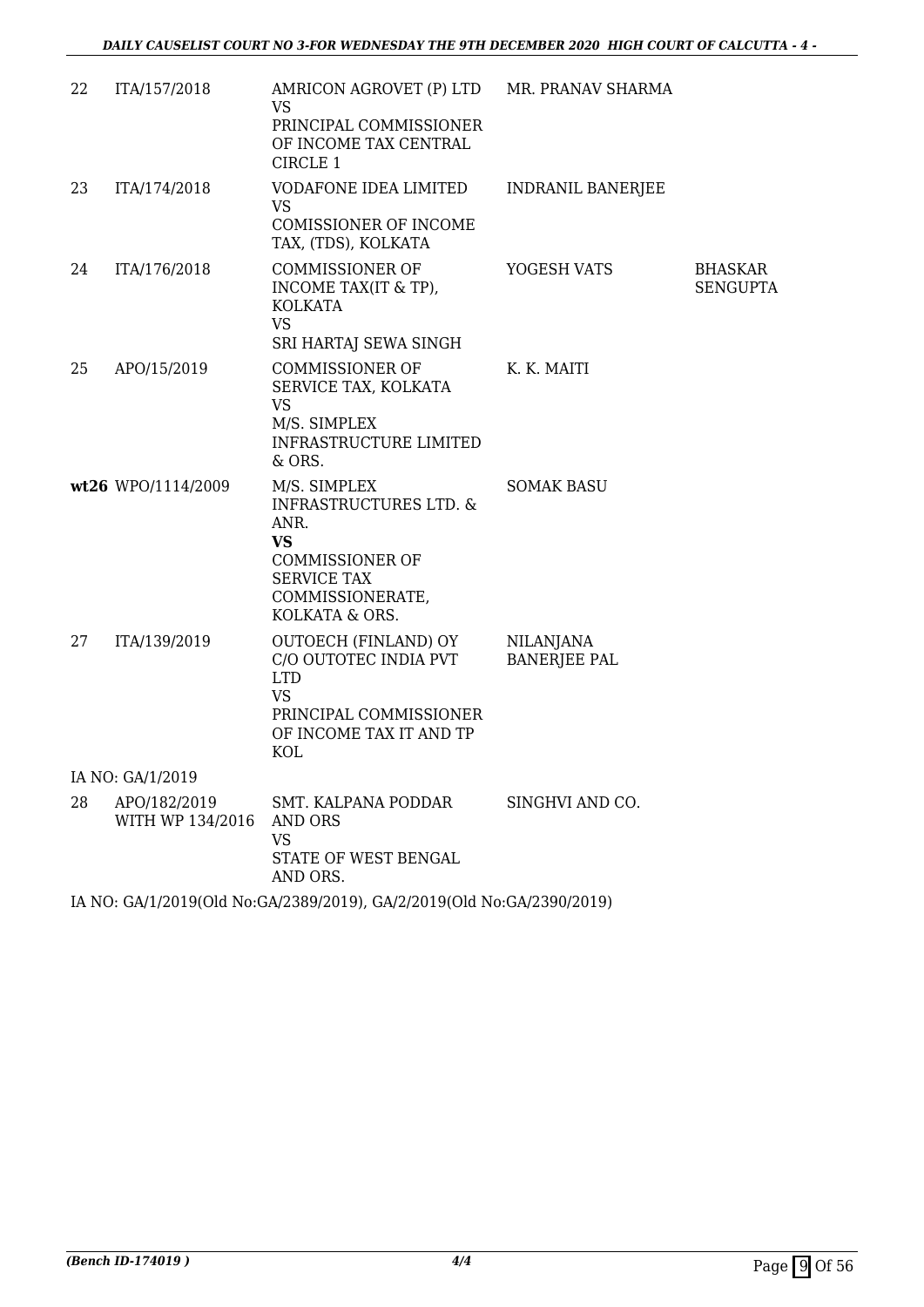| | | | | |
|---|---|---|---|---|
| 22 | ITA/157/2018 | AMRICON AGROVET (P) LTD<br>VS<br>PRINCIPAL COMMISSIONER OF INCOME TAX CENTRAL CIRCLE 1 | MR. PRANAV SHARMA | |
| 23 | ITA/174/2018 | VODAFONE IDEA LIMITED<br>VS<br>COMISSIONER OF INCOME TAX, (TDS), KOLKATA | INDRANIL BANERJEE | |
| 24 | ITA/176/2018 | COMMISSIONER OF INCOME TAX(IT & TP), KOLKATA<br>VS<br>SRI HARTAJ SEWA SINGH | YOGESH VATS | BHASKAR SENGUPTA |
| 25 | APO/15/2019 | COMMISSIONER OF SERVICE TAX, KOLKATA<br>VS<br>M/S. SIMPLEX INFRASTRUCTURE LIMITED & ORS. | K. K. MAITI | |
| **wt26** | WPO/1114/2009 | M/S. SIMPLEX INFRASTRUCTURES LTD. & ANR.<br>**VS**<br>COMMISSIONER OF SERVICE TAX COMMISSIONERATE, KOLKATA & ORS. | SOMAK BASU | |
| 27 | ITA/139/2019 | OUTOECH (FINLAND) OY C/O OUTOTEC INDIA PVT LTD<br>VS<br>PRINCIPAL COMMISSIONER OF INCOME TAX IT AND TP KOL | NILANJANA BANERJEE PAL | |

IA NO: GA/1/2019

| | | | | |
|---|---|---|---|---|
| 28 | APO/182/2019 WITH WP 134/2016 | SMT. KALPANA PODDAR AND ORS<br>VS<br>STATE OF WEST BENGAL AND ORS. | SINGHVI AND CO. | |

IA NO: GA/1/2019(Old No:GA/2389/2019), GA/2/2019(Old No:GA/2390/2019)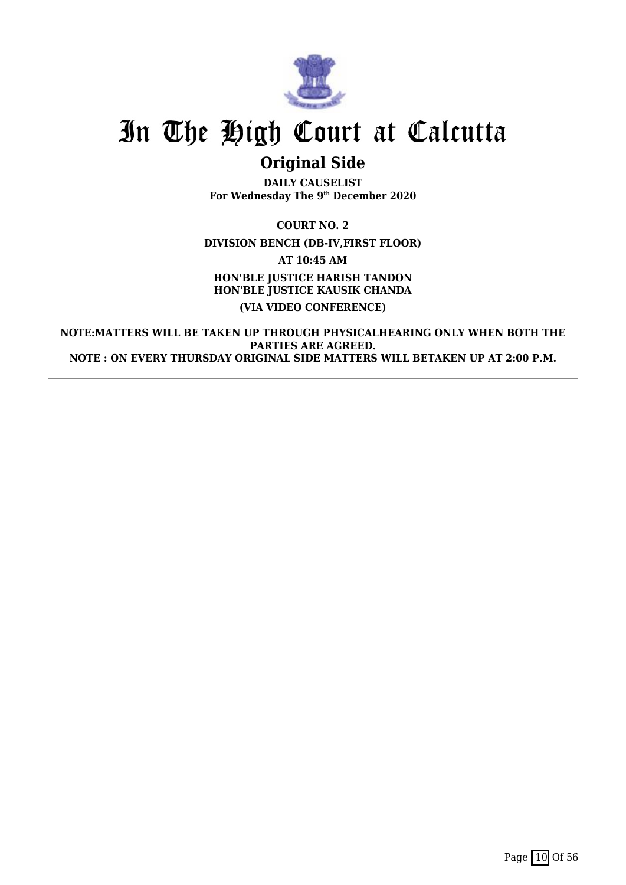# In The High Court at Calcutta

## Original Side

**DAILY CAUSELIST**
**For Wednesday The 9th December 2020**

**COURT NO. 2**

**DIVISION BENCH (DB-IV,FIRST FLOOR)**

**AT 10:45 AM**

**HON'BLE JUSTICE HARISH TANDON**
**HON'BLE JUSTICE KAUSIK CHANDA**

**(VIA VIDEO CONFERENCE)**

**NOTE:MATTERS WILL BE TAKEN UP THROUGH PHYSICALHEARING ONLY WHEN BOTH THE PARTIES ARE AGREED.**
**NOTE : ON EVERY THURSDAY ORIGINAL SIDE MATTERS WILL BETAKEN UP AT 2:00 P.M.**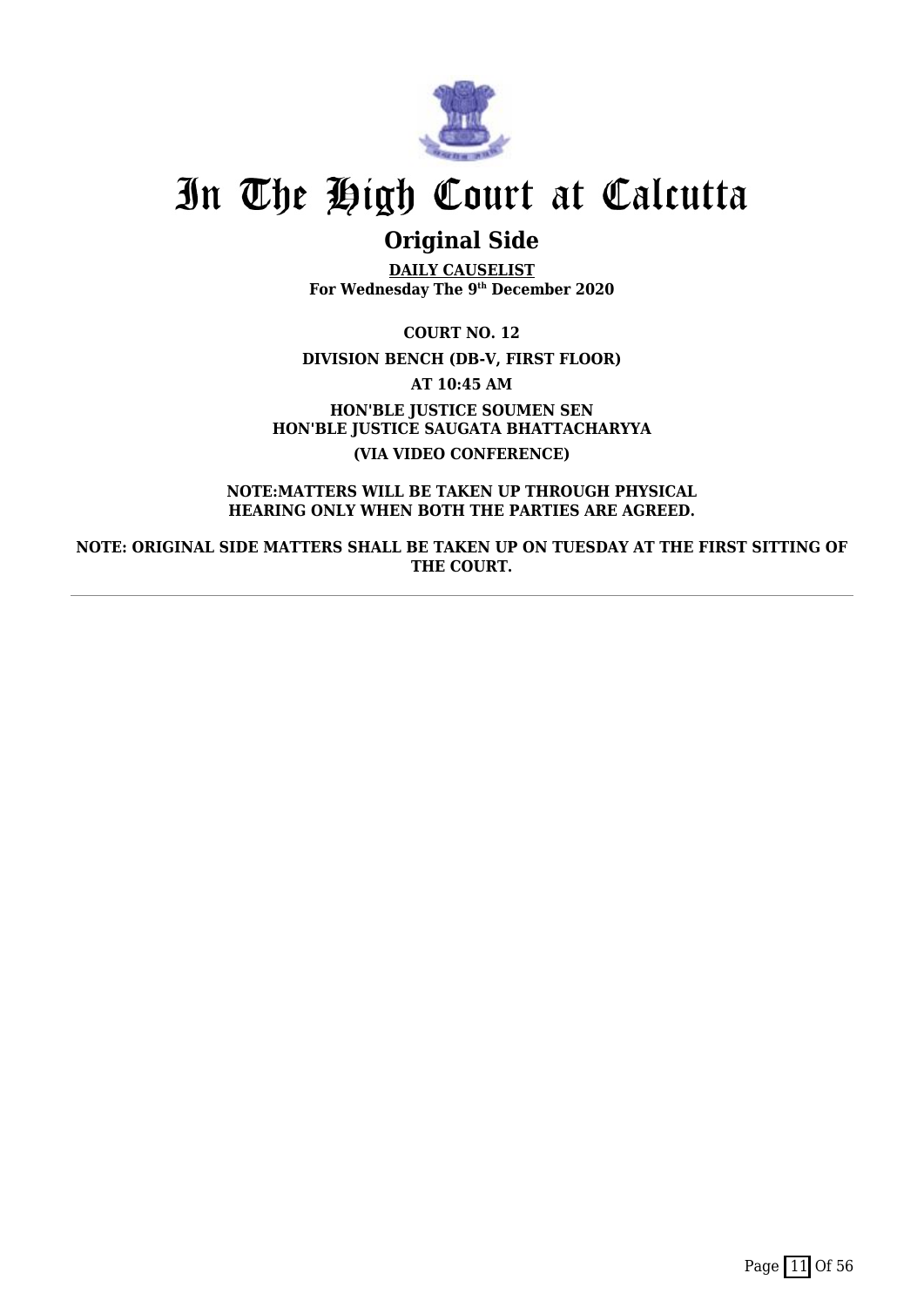# In The High Court at Calcutta

## Original Side

**DAILY CAUSELIST**
**For Wednesday The 9th December 2020**

**COURT NO. 12**

**DIVISION BENCH (DB-V, FIRST FLOOR)**

**AT 10:45 AM**

**HON'BLE JUSTICE SOUMEN SEN**
**HON'BLE JUSTICE SAUGATA BHATTACHARYYA**

**(VIA VIDEO CONFERENCE)**

**NOTE:MATTERS WILL BE TAKEN UP THROUGH PHYSICAL HEARING ONLY WHEN BOTH THE PARTIES ARE AGREED.**

**NOTE: ORIGINAL SIDE MATTERS SHALL BE TAKEN UP ON TUESDAY AT THE FIRST SITTING OF THE COURT.**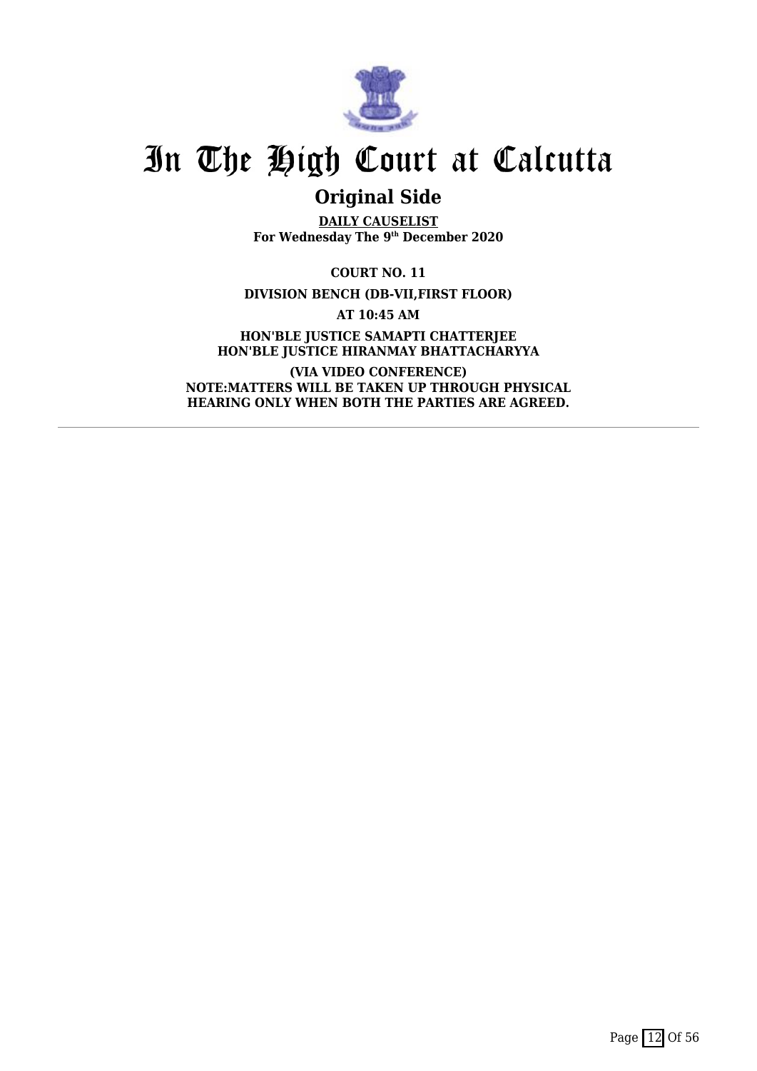# In The High Court at Calcutta

## Original Side

**DAILY CAUSELIST**
**For Wednesday The 9th December 2020**

**COURT NO. 11**

**DIVISION BENCH (DB-VII,FIRST FLOOR)**

**AT 10:45 AM**

**HON'BLE JUSTICE SAMAPTI CHATTERJEE**
**HON'BLE JUSTICE HIRANMAY BHATTACHARYYA**

**(VIA VIDEO CONFERENCE)**
**NOTE:MATTERS WILL BE TAKEN UP THROUGH PHYSICAL HEARING ONLY WHEN BOTH THE PARTIES ARE AGREED.**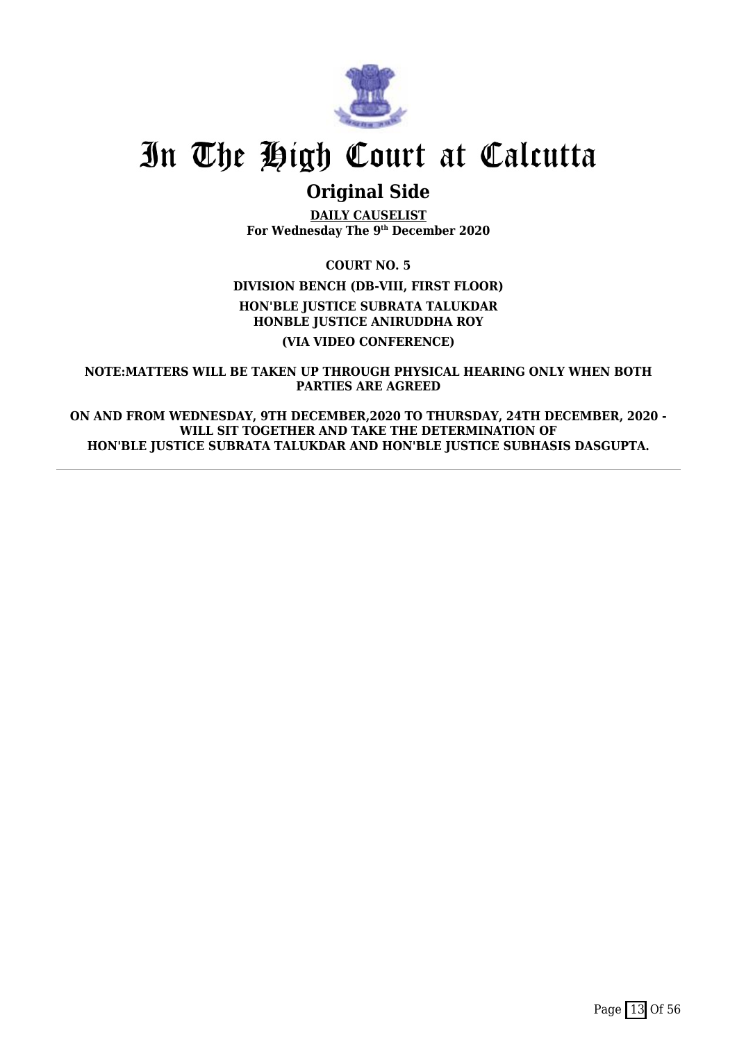# In The High Court at Calcutta

## Original Side

**DAILY CAUSELIST**
**For Wednesday The 9th December 2020**

**COURT NO. 5**

**DIVISION BENCH (DB-VIII, FIRST FLOOR)**

**HON'BLE JUSTICE SUBRATA TALUKDAR**

**HONBLE JUSTICE ANIRUDDHA ROY**

**(VIA VIDEO CONFERENCE)**

**NOTE:MATTERS WILL BE TAKEN UP THROUGH PHYSICAL HEARING ONLY WHEN BOTH PARTIES ARE AGREED**

**ON AND FROM WEDNESDAY, 9TH DECEMBER,2020 TO THURSDAY, 24TH DECEMBER, 2020 - WILL SIT TOGETHER AND TAKE THE DETERMINATION OF HON'BLE JUSTICE SUBRATA TALUKDAR AND HON'BLE JUSTICE SUBHASIS DASGUPTA.**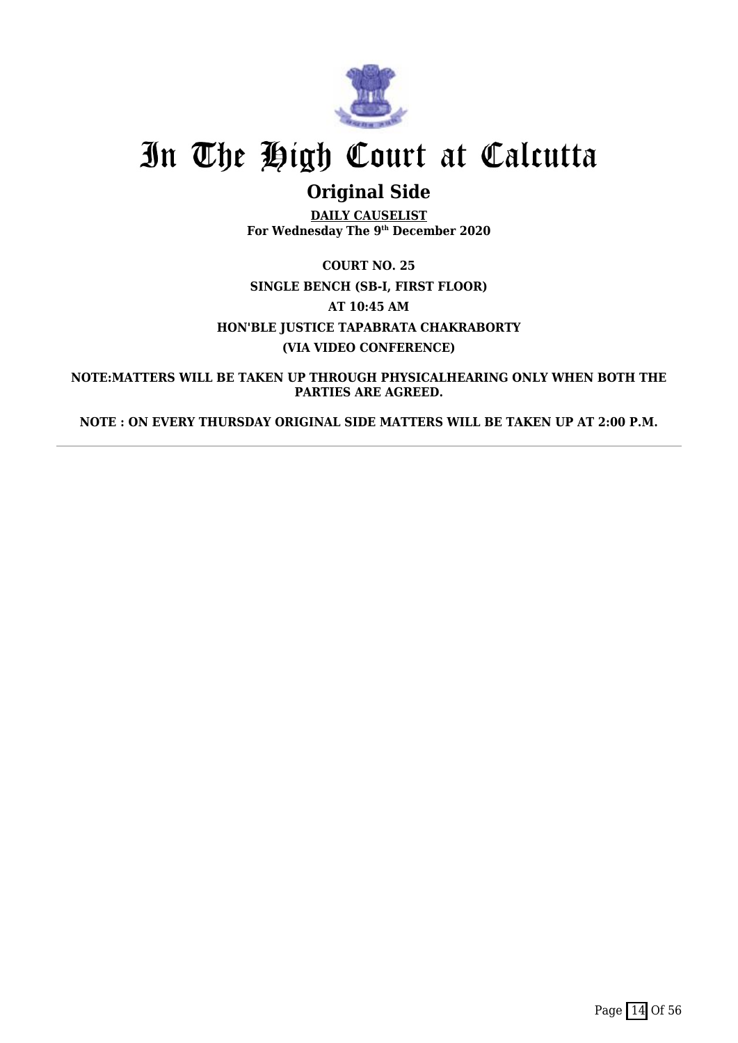# In The High Court at Calcutta

## Original Side

**DAILY CAUSELIST**
**For Wednesday The 9th December 2020**

**COURT NO. 25**

**SINGLE BENCH (SB-I, FIRST FLOOR)**

**AT 10:45 AM**

**HON'BLE JUSTICE TAPABRATA CHAKRABORTY**

**(VIA VIDEO CONFERENCE)**

**NOTE:MATTERS WILL BE TAKEN UP THROUGH PHYSICALHEARING ONLY WHEN BOTH THE PARTIES ARE AGREED.**

**NOTE : ON EVERY THURSDAY ORIGINAL SIDE MATTERS WILL BE TAKEN UP AT 2:00 P.M.**

---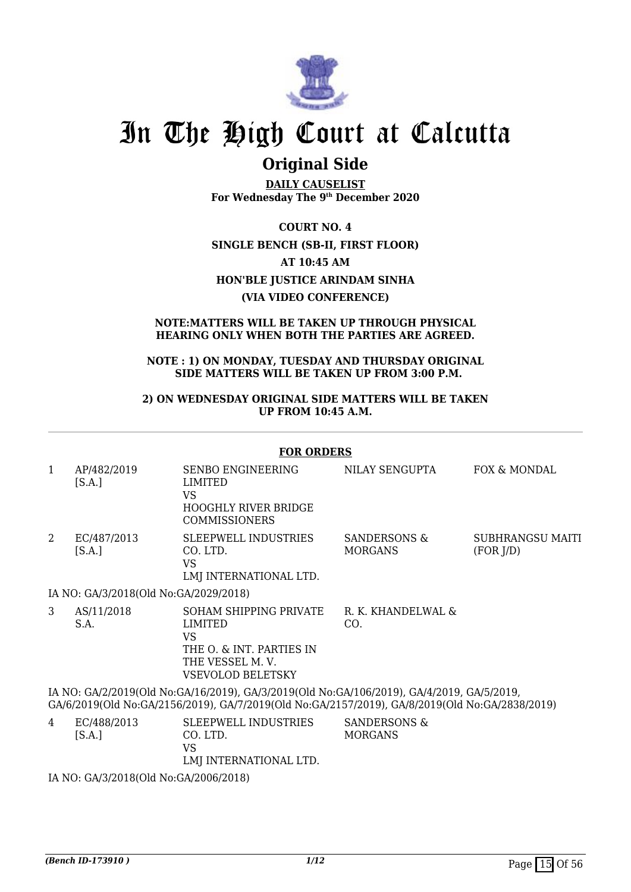# In The High Court at Calcutta

## Original Side

**DAILY CAUSELIST**
**For Wednesday The 9th December 2020**

**COURT NO. 4**

**SINGLE BENCH (SB-II, FIRST FLOOR)**

**AT 10:45 AM**

**HON'BLE JUSTICE ARINDAM SINHA**

**(VIA VIDEO CONFERENCE)**

**NOTE:MATTERS WILL BE TAKEN UP THROUGH PHYSICAL HEARING ONLY WHEN BOTH THE PARTIES ARE AGREED.**

**NOTE : 1) ON MONDAY, TUESDAY AND THURSDAY ORIGINAL SIDE MATTERS WILL BE TAKEN UP FROM 3:00 P.M.**

**2) ON WEDNESDAY ORIGINAL SIDE MATTERS WILL BE TAKEN UP FROM 10:45 A.M.**

### FOR ORDERS

| | | | | |
|---|---|---|---|---|
| 1 | AP/482/2019 [S.A.] | SENBO ENGINEERING LIMITED VS HOOGHLY RIVER BRIDGE COMMISSIONERS | NILAY SENGUPTA | FOX & MONDAL |
| 2 | EC/487/2013 [S.A.] | SLEEPWELL INDUSTRIES CO. LTD. VS LMJ INTERNATIONAL LTD. | SANDERSONS & MORGANS | SUBHRANGSU MAITI (FOR J/D) |

IA NO: GA/3/2018(Old No:GA/2029/2018)

| | | | | |
|---|---|---|---|---|
| 3 | AS/11/2018 S.A. | SOHAM SHIPPING PRIVATE LIMITED VS THE O. & INT. PARTIES IN THE VESSEL M. V. VSEVOLOD BELETSKY | R. K. KHANDELWAL & CO. | |

IA NO: GA/2/2019(Old No:GA/16/2019), GA/3/2019(Old No:GA/106/2019), GA/4/2019, GA/5/2019, GA/6/2019(Old No:GA/2156/2019), GA/7/2019(Old No:GA/2157/2019), GA/8/2019(Old No:GA/2838/2019)

| | | | | |
|---|---|---|---|---|
| 4 | EC/488/2013 [S.A.] | SLEEPWELL INDUSTRIES CO. LTD. VS LMJ INTERNATIONAL LTD. | SANDERSONS & MORGANS | |

IA NO: GA/3/2018(Old No:GA/2006/2018)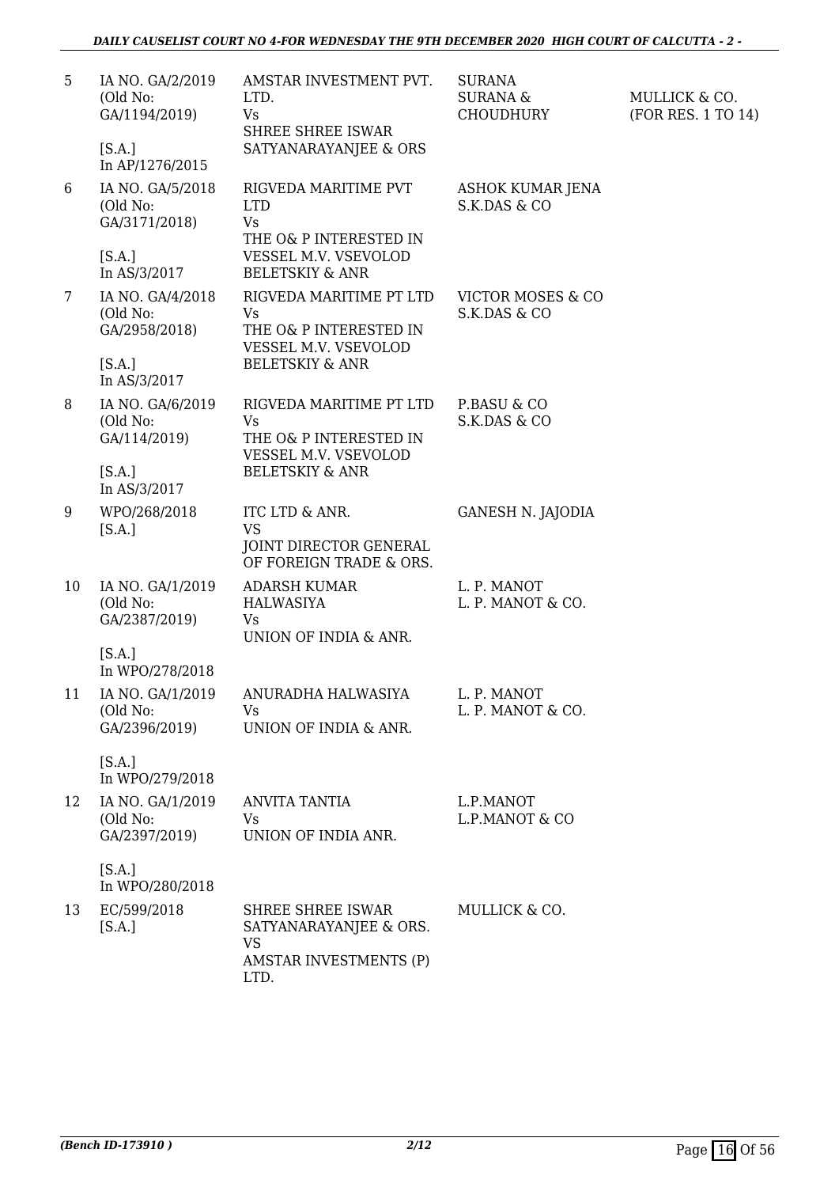| 5 | IA NO. GA/2/2019 (Old No: GA/1194/2019) [S.A.] In AP/1276/2015 | AMSTAR INVESTMENT PVT. LTD. Vs SHREE SHREE ISWAR SATYANARAYANJEE & ORS | SURANA SURANA & CHOUDHURY | MULLICK & CO. (FOR RES. 1 TO 14) |
|---|---|---|---|---|
| 6 | IA NO. GA/5/2018 (Old No: GA/3171/2018) [S.A.] In AS/3/2017 | RIGVEDA MARITIME PVT LTD Vs THE O& P INTERESTED IN VESSEL M.V. VSEVOLOD BELETSKIY & ANR | ASHOK KUMAR JENA S.K.DAS & CO | |
| 7 | IA NO. GA/4/2018 (Old No: GA/2958/2018) [S.A.] In AS/3/2017 | RIGVEDA MARITIME PT LTD Vs THE O& P INTERESTED IN VESSEL M.V. VSEVOLOD BELETSKIY & ANR | VICTOR MOSES & CO S.K.DAS & CO | |
| 8 | IA NO. GA/6/2019 (Old No: GA/114/2019) [S.A.] In AS/3/2017 | RIGVEDA MARITIME PT LTD Vs THE O& P INTERESTED IN VESSEL M.V. VSEVOLOD BELETSKIY & ANR | P.BASU & CO S.K.DAS & CO | |
| 9 | WPO/268/2018 [S.A.] | ITC LTD & ANR. VS JOINT DIRECTOR GENERAL OF FOREIGN TRADE & ORS. | GANESH N. JAJODIA | |
| 10 | IA NO. GA/1/2019 (Old No: GA/2387/2019) [S.A.] In WPO/278/2018 | ADARSH KUMAR HALWASIYA Vs UNION OF INDIA & ANR. | L. P. MANOT L. P. MANOT & CO. | |
| 11 | IA NO. GA/1/2019 (Old No: GA/2396/2019) [S.A.] In WPO/279/2018 | ANURADHA HALWASIYA Vs UNION OF INDIA & ANR. | L. P. MANOT L. P. MANOT & CO. | |
| 12 | IA NO. GA/1/2019 (Old No: GA/2397/2019) [S.A.] In WPO/280/2018 | ANVITA TANTIA Vs UNION OF INDIA ANR. | L.P.MANOT L.P.MANOT & CO | |
| 13 | EC/599/2018 [S.A.] | SHREE SHREE ISWAR SATYANARAYANJEE & ORS. VS AMSTAR INVESTMENTS (P) LTD. | MULLICK & CO. | |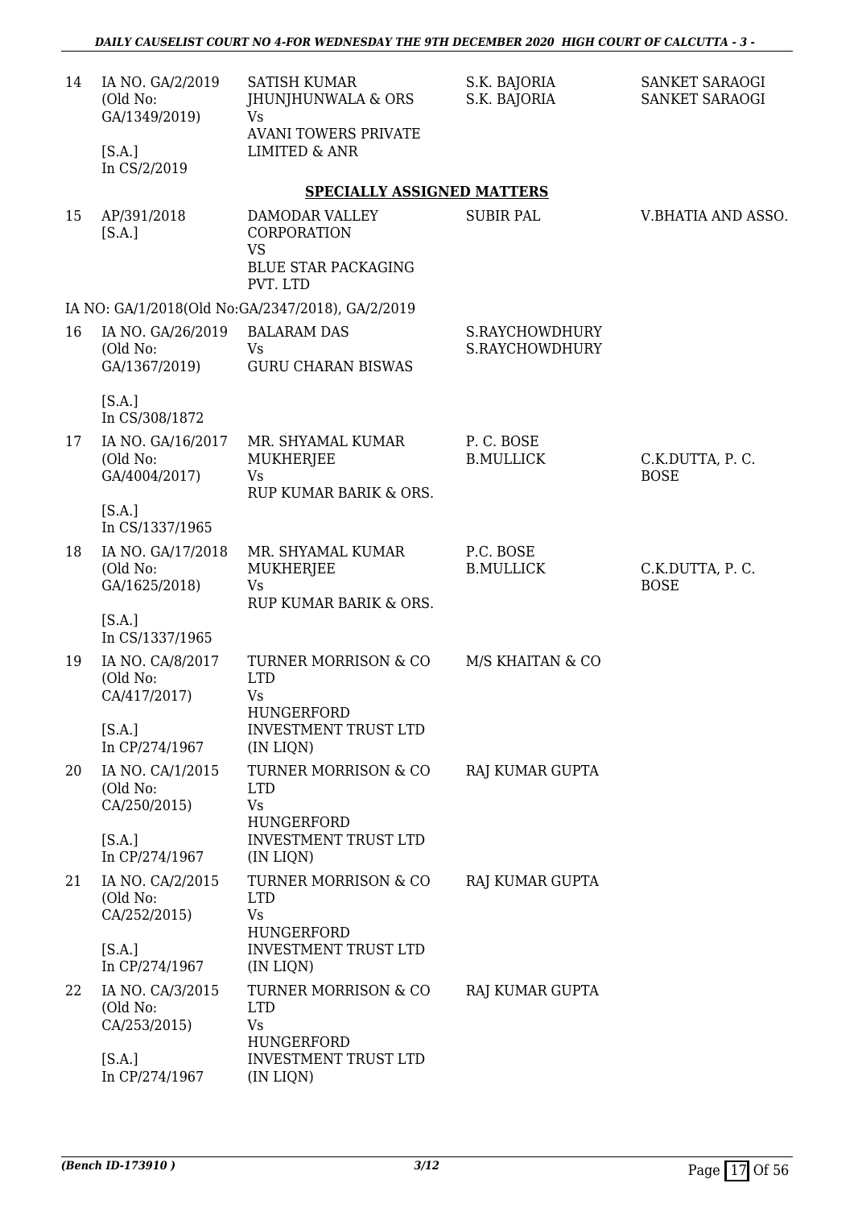| | | | | |
|---|---|---|---|---|
| 14 | IA NO. GA/2/2019 (Old No: GA/1349/2019) [S.A.] In CS/2/2019 | SATISH KUMAR JHUNJHUNWALA & ORS Vs AVANI TOWERS PRIVATE LIMITED & ANR | S.K. BAJORIA S.K. BAJORIA | SANKET SARAOGI SANKET SARAOGI |

**SPECIALLY ASSIGNED MATTERS**

| | | | | |
|---|---|---|---|---|
| 15 | AP/391/2018 [S.A.] | DAMODAR VALLEY CORPORATION VS BLUE STAR PACKAGING PVT. LTD | SUBIR PAL | V.BHATIA AND ASSO. |

IA NO: GA/1/2018(Old No:GA/2347/2018), GA/2/2019

| | | | | |
|---|---|---|---|---|
| 16 | IA NO. GA/26/2019 (Old No: GA/1367/2019) [S.A.] In CS/308/1872 | BALARAM DAS Vs GURU CHARAN BISWAS | S.RAYCHOWDHURY S.RAYCHOWDHURY | |
| 17 | IA NO. GA/16/2017 (Old No: GA/4004/2017) [S.A.] In CS/1337/1965 | MR. SHYAMAL KUMAR MUKHERJEE Vs RUP KUMAR BARIK & ORS. | P. C. BOSE B.MULLICK | C.K.DUTTA, P. C. BOSE |
| 18 | IA NO. GA/17/2018 (Old No: GA/1625/2018) [S.A.] In CS/1337/1965 | MR. SHYAMAL KUMAR MUKHERJEE Vs RUP KUMAR BARIK & ORS. | P.C. BOSE B.MULLICK | C.K.DUTTA, P. C. BOSE |
| 19 | IA NO. CA/8/2017 (Old No: CA/417/2017) [S.A.] In CP/274/1967 | TURNER MORRISON & CO LTD Vs HUNGERFORD INVESTMENT TRUST LTD (IN LIQN) | M/S KHAITAN & CO | |
| 20 | IA NO. CA/1/2015 (Old No: CA/250/2015) [S.A.] In CP/274/1967 | TURNER MORRISON & CO LTD Vs HUNGERFORD INVESTMENT TRUST LTD (IN LIQN) | RAJ KUMAR GUPTA | |
| 21 | IA NO. CA/2/2015 (Old No: CA/252/2015) [S.A.] In CP/274/1967 | TURNER MORRISON & CO LTD Vs HUNGERFORD INVESTMENT TRUST LTD (IN LIQN) | RAJ KUMAR GUPTA | |
| 22 | IA NO. CA/3/2015 (Old No: CA/253/2015) [S.A.] In CP/274/1967 | TURNER MORRISON & CO LTD Vs HUNGERFORD INVESTMENT TRUST LTD (IN LIQN) | RAJ KUMAR GUPTA | |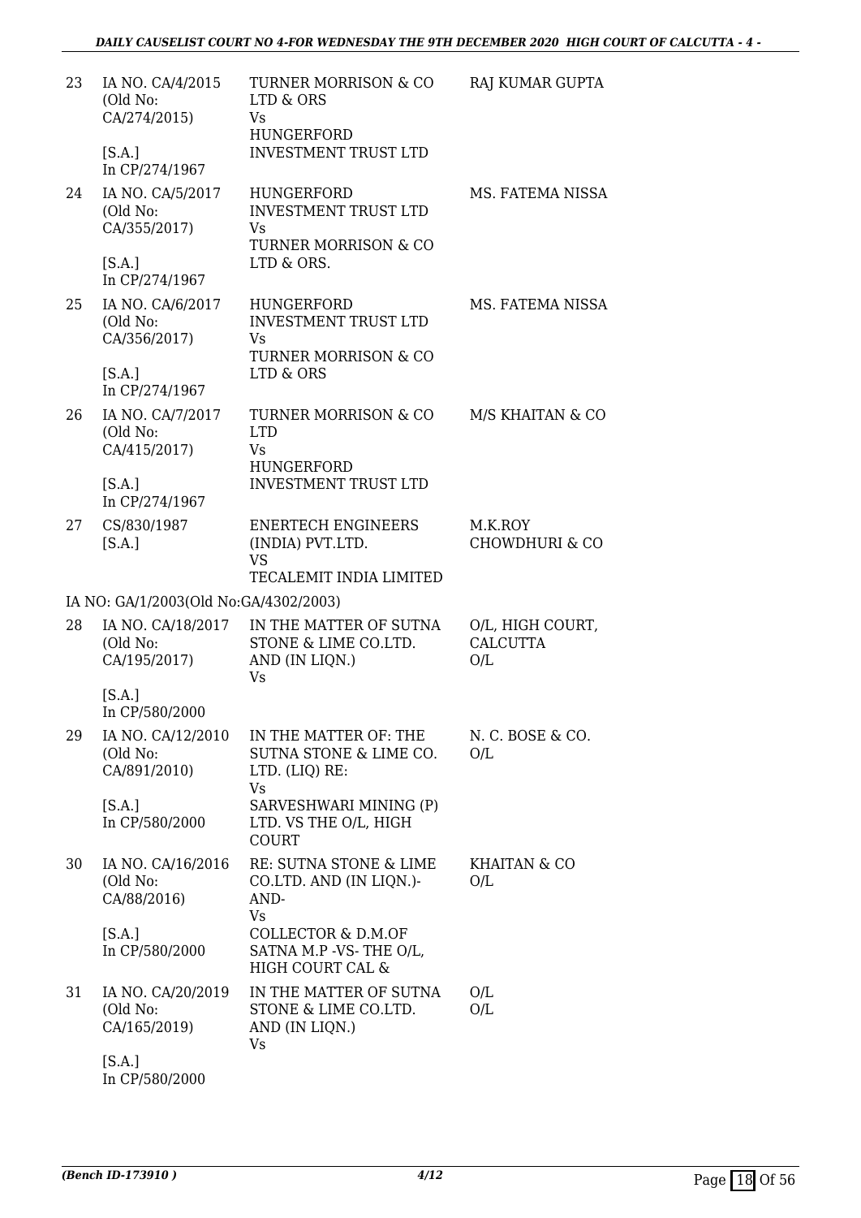| | | | |
|---|---|---|---|
| 23 | IA NO. CA/4/2015 (Old No: CA/274/2015) [S.A.] In CP/274/1967 | TURNER MORRISON & CO LTD & ORS Vs HUNGERFORD INVESTMENT TRUST LTD | RAJ KUMAR GUPTA |
| 24 | IA NO. CA/5/2017 (Old No: CA/355/2017) [S.A.] In CP/274/1967 | HUNGERFORD INVESTMENT TRUST LTD Vs TURNER MORRISON & CO LTD & ORS. | MS. FATEMA NISSA |
| 25 | IA NO. CA/6/2017 (Old No: CA/356/2017) [S.A.] In CP/274/1967 | HUNGERFORD INVESTMENT TRUST LTD Vs TURNER MORRISON & CO LTD & ORS | MS. FATEMA NISSA |
| 26 | IA NO. CA/7/2017 (Old No: CA/415/2017) [S.A.] In CP/274/1967 | TURNER MORRISON & CO LTD Vs HUNGERFORD INVESTMENT TRUST LTD | M/S KHAITAN & CO |
| 27 | CS/830/1987 [S.A.] | ENERTECH ENGINEERS (INDIA) PVT.LTD. VS TECALEMIT INDIA LIMITED | M.K.ROY CHOWDHURI & CO |

IA NO: GA/1/2003(Old No:GA/4302/2003)

| | | | |
|---|---|---|---|
| 28 | IA NO. CA/18/2017 (Old No: CA/195/2017) [S.A.] In CP/580/2000 | IN THE MATTER OF SUTNA STONE & LIME CO.LTD. AND (IN LIQN.) Vs | O/L, HIGH COURT, CALCUTTA O/L |
| 29 | IA NO. CA/12/2010 (Old No: CA/891/2010) [S.A.] In CP/580/2000 | IN THE MATTER OF: THE SUTNA STONE & LIME CO. LTD. (LIQ) RE: Vs SARVESHWARI MINING (P) LTD. VS THE O/L, HIGH COURT | N. C. BOSE & CO. O/L |
| 30 | IA NO. CA/16/2016 (Old No: CA/88/2016) [S.A.] In CP/580/2000 | RE: SUTNA STONE & LIME CO.LTD. AND (IN LIQN.)-AND- Vs COLLECTOR & D.M.OF SATNA M.P -VS- THE O/L, HIGH COURT CAL & | KHAITAN & CO O/L |
| 31 | IA NO. CA/20/2019 (Old No: CA/165/2019) [S.A.] In CP/580/2000 | IN THE MATTER OF SUTNA STONE & LIME CO.LTD. AND (IN LIQN.) Vs | O/L O/L |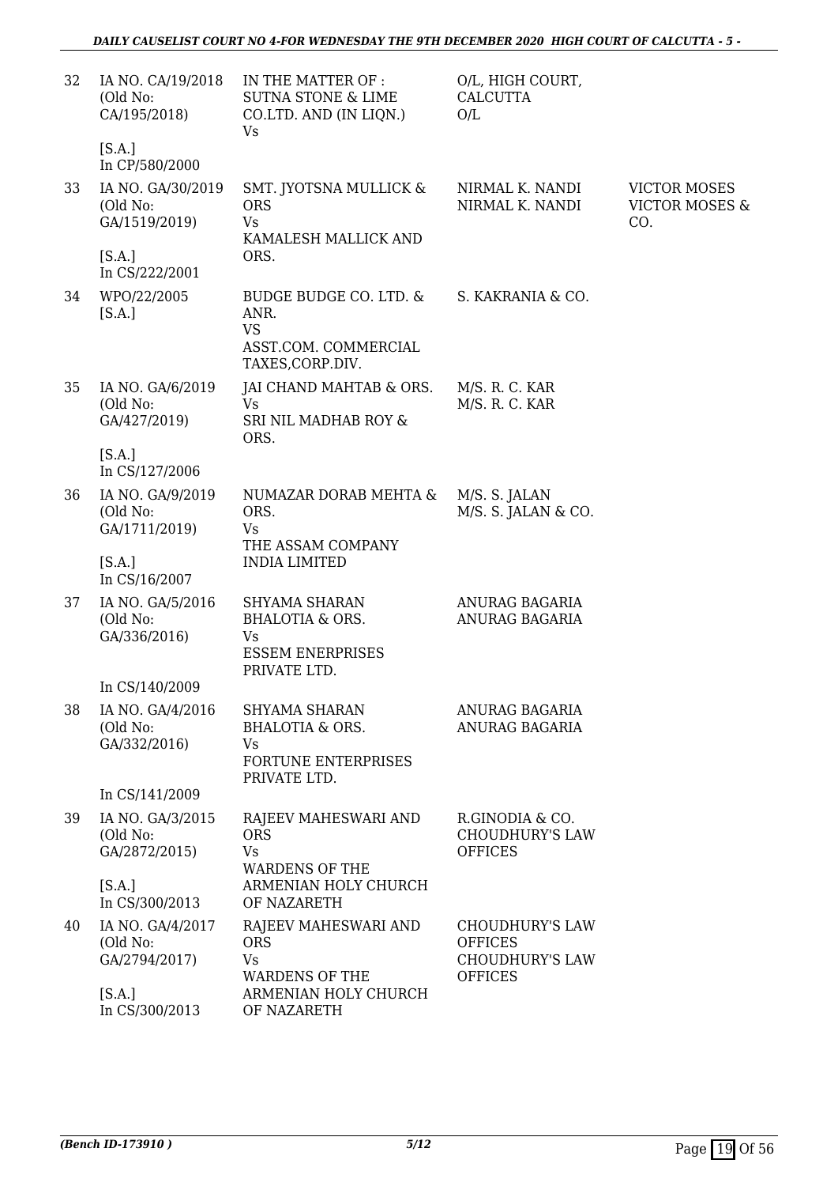| | | | | |
|---|---|---|---|---|
| 32 | IA NO. CA/19/2018 (Old No: CA/195/2018) [S.A.] In CP/580/2000 | IN THE MATTER OF : SUTNA STONE & LIME CO.LTD. AND (IN LIQN.) Vs | O/L, HIGH COURT, CALCUTTA O/L | |
| 33 | IA NO. GA/30/2019 (Old No: GA/1519/2019) [S.A.] In CS/222/2001 | SMT. JYOTSNA MULLICK & ORS Vs KAMALESH MALLICK AND ORS. | NIRMAL K. NANDI NIRMAL K. NANDI | VICTOR MOSES VICTOR MOSES & CO. |
| 34 | WPO/22/2005 [S.A.] | BUDGE BUDGE CO. LTD. & ANR. VS ASST.COM. COMMERCIAL TAXES,CORP.DIV. | S. KAKRANIA & CO. | |
| 35 | IA NO. GA/6/2019 (Old No: GA/427/2019) [S.A.] In CS/127/2006 | JAI CHAND MAHTAB & ORS. Vs SRI NIL MADHAB ROY & ORS. | M/S. R. C. KAR M/S. R. C. KAR | |
| 36 | IA NO. GA/9/2019 (Old No: GA/1711/2019) [S.A.] In CS/16/2007 | NUMAZAR DORAB MEHTA & ORS. Vs THE ASSAM COMPANY INDIA LIMITED | M/S. S. JALAN M/S. S. JALAN & CO. | |
| 37 | IA NO. GA/5/2016 (Old No: GA/336/2016) In CS/140/2009 | SHYAMA SHARAN BHALOTIA & ORS. Vs ESSEM ENERPRISES PRIVATE LTD. | ANURAG BAGARIA ANURAG BAGARIA | |
| 38 | IA NO. GA/4/2016 (Old No: GA/332/2016) In CS/141/2009 | SHYAMA SHARAN BHALOTIA & ORS. Vs FORTUNE ENTERPRISES PRIVATE LTD. | ANURAG BAGARIA ANURAG BAGARIA | |
| 39 | IA NO. GA/3/2015 (Old No: GA/2872/2015) [S.A.] In CS/300/2013 | RAJEEV MAHESWARI AND ORS Vs WARDENS OF THE ARMENIAN HOLY CHURCH OF NAZARETH | R.GINODIA & CO. CHOUDHURY'S LAW OFFICES | |
| 40 | IA NO. GA/4/2017 (Old No: GA/2794/2017) [S.A.] In CS/300/2013 | RAJEEV MAHESWARI AND ORS Vs WARDENS OF THE ARMENIAN HOLY CHURCH OF NAZARETH | CHOUDHURY'S LAW OFFICES CHOUDHURY'S LAW OFFICES | |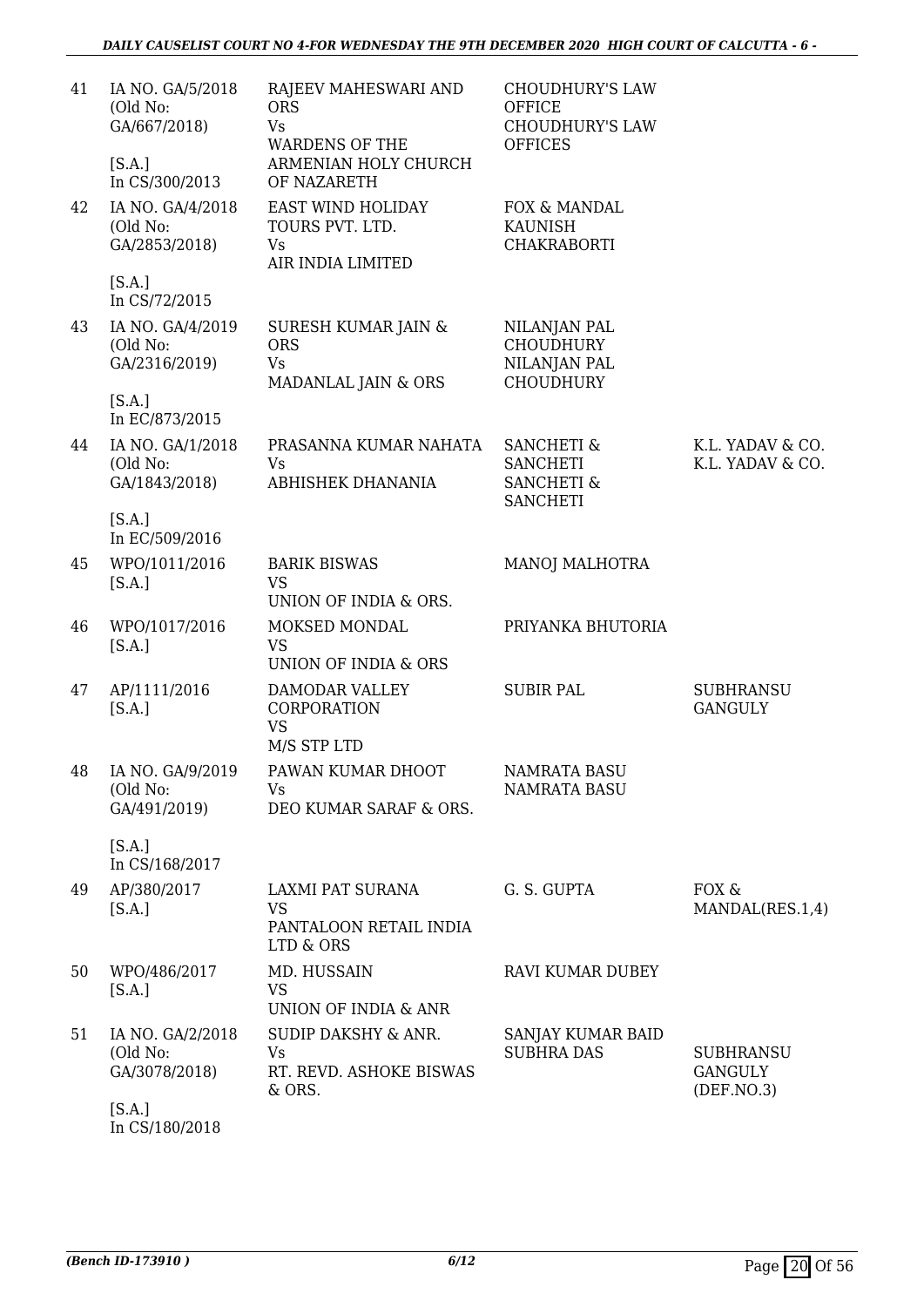| | | | | |
|---|---|---|---|---|
| 41 | IA NO. GA/5/2018 (Old No: GA/667/2018) [S.A.] In CS/300/2013 | RAJEEV MAHESWARI AND ORS Vs WARDENS OF THE ARMENIAN HOLY CHURCH OF NAZARETH | CHOUDHURY'S LAW OFFICE CHOUDHURY'S LAW OFFICES | |
| 42 | IA NO. GA/4/2018 (Old No: GA/2853/2018) [S.A.] In CS/72/2015 | EAST WIND HOLIDAY TOURS PVT. LTD. Vs AIR INDIA LIMITED | FOX & MANDAL KAUNISH CHAKRABORTI | |
| 43 | IA NO. GA/4/2019 (Old No: GA/2316/2019) [S.A.] In EC/873/2015 | SURESH KUMAR JAIN & ORS Vs MADANLAL JAIN & ORS | NILANJAN PAL CHOUDHURY NILANJAN PAL CHOUDHURY | |
| 44 | IA NO. GA/1/2018 (Old No: GA/1843/2018) [S.A.] In EC/509/2016 | PRASANNA KUMAR NAHATA Vs ABHISHEK DHANANIA | SANCHETI & SANCHETI SANCHETI & SANCHETI | K.L. YADAV & CO. K.L. YADAV & CO. |
| 45 | WPO/1011/2016 [S.A.] | BARIK BISWAS VS UNION OF INDIA & ORS. | MANOJ MALHOTRA | |
| 46 | WPO/1017/2016 [S.A.] | MOKSED MONDAL VS UNION OF INDIA & ORS | PRIYANKA BHUTORIA | |
| 47 | AP/1111/2016 [S.A.] | DAMODAR VALLEY CORPORATION VS M/S STP LTD | SUBIR PAL | SUBHRANSU GANGULY |
| 48 | IA NO. GA/9/2019 (Old No: GA/491/2019) [S.A.] In CS/168/2017 | PAWAN KUMAR DHOOT Vs DEO KUMAR SARAF & ORS. | NAMRATA BASU NAMRATA BASU | |
| 49 | AP/380/2017 [S.A.] | LAXMI PAT SURANA VS PANTALOON RETAIL INDIA LTD & ORS | G. S. GUPTA | FOX & MANDAL(RES.1,4) |
| 50 | WPO/486/2017 [S.A.] | MD. HUSSAIN VS UNION OF INDIA & ANR | RAVI KUMAR DUBEY | |
| 51 | IA NO. GA/2/2018 (Old No: GA/3078/2018) [S.A.] In CS/180/2018 | SUDIP DAKSHY & ANR. Vs RT. REVD. ASHOKE BISWAS & ORS. | SANJAY KUMAR BAID SUBHRA DAS | SUBHRANSU GANGULY (DEF.NO.3) |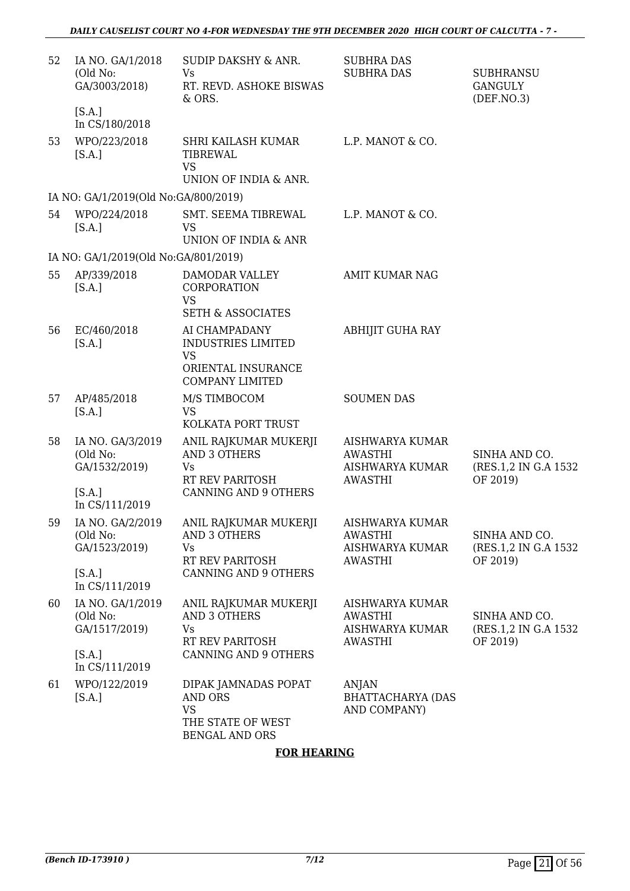| | | | | |
|---|---|---|---|---|
| 52 | IA NO. GA/1/2018 (Old No: GA/3003/2018) [S.A.] In CS/180/2018 | SUDIP DAKSHY & ANR. Vs RT. REVD. ASHOKE BISWAS & ORS. | SUBHRA DAS SUBHRA DAS | SUBHRANSU GANGULY (DEF.NO.3) |
| 53 | WPO/223/2018 [S.A.] | SHRI KAILASH KUMAR TIBREWAL VS UNION OF INDIA & ANR. | L.P. MANOT & CO. | |
| IA NO: GA/1/2019(Old No:GA/800/2019) | | | | |
| 54 | WPO/224/2018 [S.A.] | SMT. SEEMA TIBREWAL VS UNION OF INDIA & ANR | L.P. MANOT & CO. | |
| IA NO: GA/1/2019(Old No:GA/801/2019) | | | | |
| 55 | AP/339/2018 [S.A.] | DAMODAR VALLEY CORPORATION VS SETH & ASSOCIATES | AMIT KUMAR NAG | |
| 56 | EC/460/2018 [S.A.] | AI CHAMPADANY INDUSTRIES LIMITED VS ORIENTAL INSURANCE COMPANY LIMITED | ABHIJIT GUHA RAY | |
| 57 | AP/485/2018 [S.A.] | M/S TIMBOCOM VS KOLKATA PORT TRUST | SOUMEN DAS | |
| 58 | IA NO. GA/3/2019 (Old No: GA/1532/2019) [S.A.] In CS/111/2019 | ANIL RAJKUMAR MUKERJI AND 3 OTHERS Vs RT REV PARITOSH CANNING AND 9 OTHERS | AISHWARYA KUMAR AWASTHI AISHWARYA KUMAR AWASTHI | SINHA AND CO. (RES.1,2 IN G.A 1532 OF 2019) |
| 59 | IA NO. GA/2/2019 (Old No: GA/1523/2019) [S.A.] In CS/111/2019 | ANIL RAJKUMAR MUKERJI AND 3 OTHERS Vs RT REV PARITOSH CANNING AND 9 OTHERS | AISHWARYA KUMAR AWASTHI AISHWARYA KUMAR AWASTHI | SINHA AND CO. (RES.1,2 IN G.A 1532 OF 2019) |
| 60 | IA NO. GA/1/2019 (Old No: GA/1517/2019) [S.A.] In CS/111/2019 | ANIL RAJKUMAR MUKERJI AND 3 OTHERS Vs RT REV PARITOSH CANNING AND 9 OTHERS | AISHWARYA KUMAR AWASTHI AISHWARYA KUMAR AWASTHI | SINHA AND CO. (RES.1,2 IN G.A 1532 OF 2019) |
| 61 | WPO/122/2019 [S.A.] | DIPAK JAMNADAS POPAT AND ORS VS THE STATE OF WEST BENGAL AND ORS | ANJAN BHATTACHARYA (DAS AND COMPANY) | |

**FOR HEARING**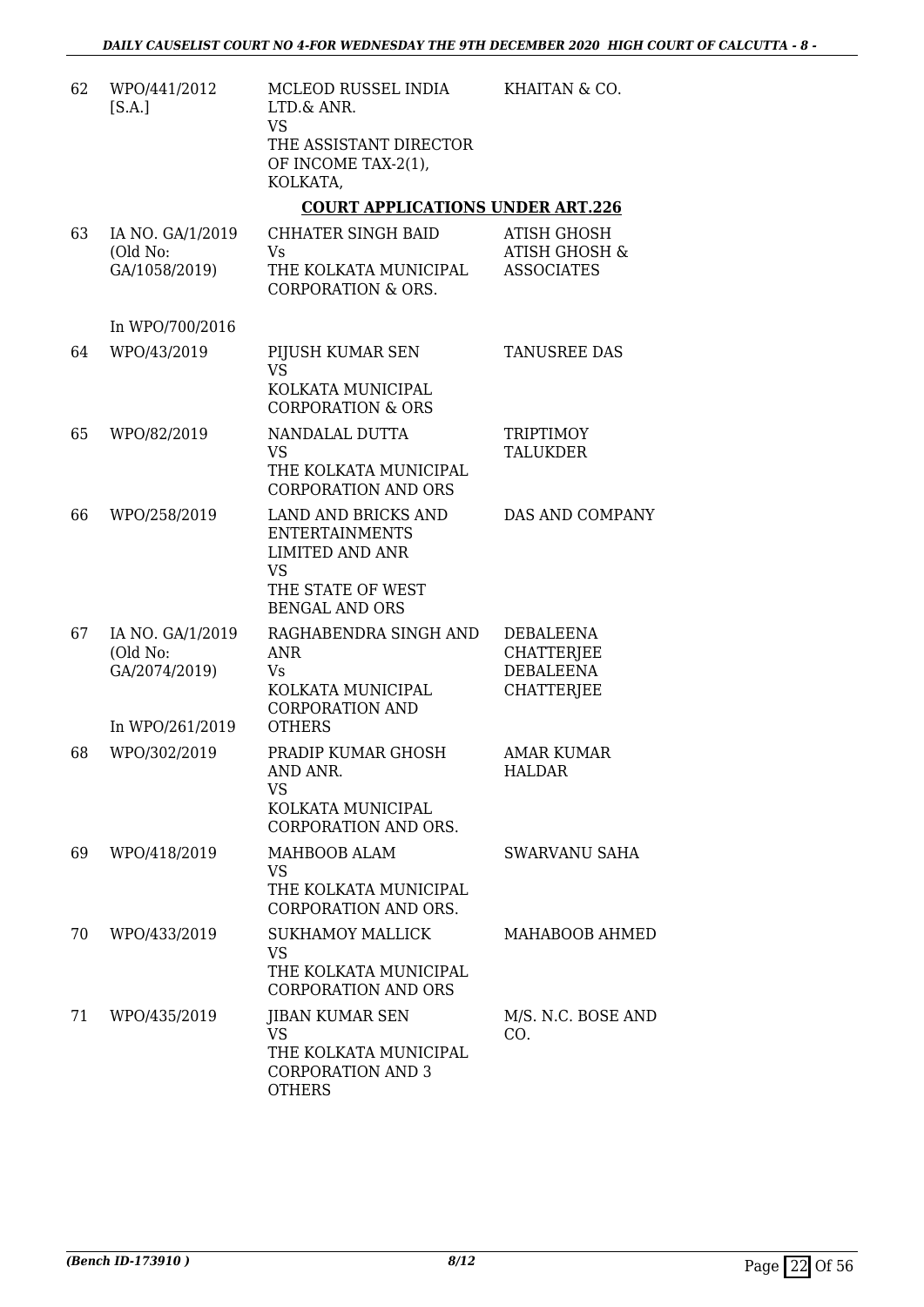| | | | |
|---|---|---|---|
| 62 | WPO/441/2012 [S.A.] | MCLEOD RUSSEL INDIA LTD.& ANR.<br>VS<br>THE ASSISTANT DIRECTOR OF INCOME TAX-2(1), KOLKATA, | KHAITAN & CO. |

**COURT APPLICATIONS UNDER ART.226**

| | | | |
|---|---|---|---|
| 63 | IA NO. GA/1/2019 (Old No: GA/1058/2019)<br><br>In WPO/700/2016 | CHHATER SINGH BAID<br>Vs<br>THE KOLKATA MUNICIPAL CORPORATION & ORS. | ATISH GHOSH<br>ATISH GHOSH & ASSOCIATES |
| 64 | WPO/43/2019 | PIJUSH KUMAR SEN<br>VS<br>KOLKATA MUNICIPAL CORPORATION & ORS | TANUSREE DAS |
| 65 | WPO/82/2019 | NANDALAL DUTTA<br>VS<br>THE KOLKATA MUNICIPAL CORPORATION AND ORS | TRIPTIMOY TALUKDER |
| 66 | WPO/258/2019 | LAND AND BRICKS AND ENTERTAINMENTS LIMITED AND ANR<br>VS<br>THE STATE OF WEST BENGAL AND ORS | DAS AND COMPANY |
| 67 | IA NO. GA/1/2019 (Old No: GA/2074/2019)<br><br>In WPO/261/2019 | RAGHABENDRA SINGH AND ANR<br>Vs<br>KOLKATA MUNICIPAL CORPORATION AND OTHERS | DEBALEENA CHATTERJEE<br>DEBALEENA CHATTERJEE |
| 68 | WPO/302/2019 | PRADIP KUMAR GHOSH AND ANR.<br>VS<br>KOLKATA MUNICIPAL CORPORATION AND ORS. | AMAR KUMAR HALDAR |
| 69 | WPO/418/2019 | MAHBOOB ALAM<br>VS<br>THE KOLKATA MUNICIPAL CORPORATION AND ORS. | SWARVANU SAHA |
| 70 | WPO/433/2019 | SUKHAMOY MALLICK<br>VS<br>THE KOLKATA MUNICIPAL CORPORATION AND ORS | MAHABOOB AHMED |
| 71 | WPO/435/2019 | JIBAN KUMAR SEN<br>VS<br>THE KOLKATA MUNICIPAL CORPORATION AND 3 OTHERS | M/S. N.C. BOSE AND CO. |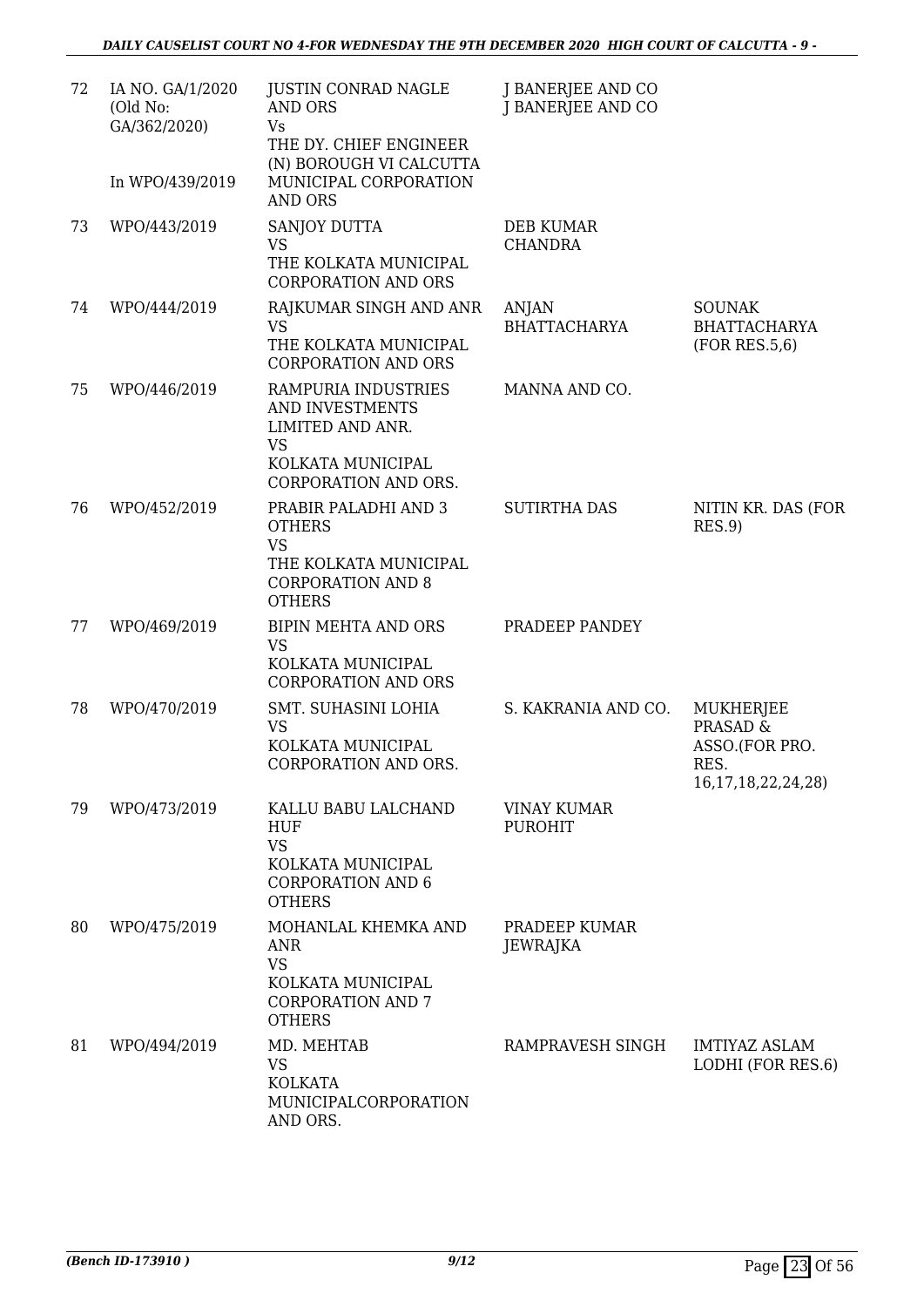| 72 | IA NO. GA/1/2020 (Old No: GA/362/2020)<br><br>In WPO/439/2019 | JUSTIN CONRAD NAGLE AND ORS<br>Vs<br>THE DY. CHIEF ENGINEER (N) BOROUGH VI CALCUTTA MUNICIPAL CORPORATION AND ORS | J BANERJEE AND CO<br>J BANERJEE AND CO | |
|---|---|---|---|---|
| 73 | WPO/443/2019 | SANJOY DUTTA<br>VS<br>THE KOLKATA MUNICIPAL CORPORATION AND ORS | DEB KUMAR CHANDRA | |
| 74 | WPO/444/2019 | RAJKUMAR SINGH AND ANR<br>VS<br>THE KOLKATA MUNICIPAL CORPORATION AND ORS | ANJAN BHATTACHARYA | SOUNAK BHATTACHARYA (FOR RES.5,6) |
| 75 | WPO/446/2019 | RAMPURIA INDUSTRIES AND INVESTMENTS LIMITED AND ANR.<br>VS<br>KOLKATA MUNICIPAL CORPORATION AND ORS. | MANNA AND CO. | |
| 76 | WPO/452/2019 | PRABIR PALADHI AND 3 OTHERS<br>VS<br>THE KOLKATA MUNICIPAL CORPORATION AND 8 OTHERS | SUTIRTHA DAS | NITIN KR. DAS (FOR RES.9) |
| 77 | WPO/469/2019 | BIPIN MEHTA AND ORS<br>VS<br>KOLKATA MUNICIPAL CORPORATION AND ORS | PRADEEP PANDEY | |
| 78 | WPO/470/2019 | SMT. SUHASINI LOHIA<br>VS<br>KOLKATA MUNICIPAL CORPORATION AND ORS. | S. KAKRANIA AND CO. | MUKHERJEE PRASAD & ASSO.(FOR PRO. RES. 16,17,18,22,24,28) |
| 79 | WPO/473/2019 | KALLU BABU LALCHAND HUF<br>VS<br>KOLKATA MUNICIPAL CORPORATION AND 6 OTHERS | VINAY KUMAR PUROHIT | |
| 80 | WPO/475/2019 | MOHANLAL KHEMKA AND ANR<br>VS<br>KOLKATA MUNICIPAL CORPORATION AND 7 OTHERS | PRADEEP KUMAR JEWRAJKA | |
| 81 | WPO/494/2019 | MD. MEHTAB<br>VS<br>KOLKATA MUNICIPALCORPORATION AND ORS. | RAMPRAVESH SINGH | IMTIYAZ ASLAM LODHI (FOR RES.6) |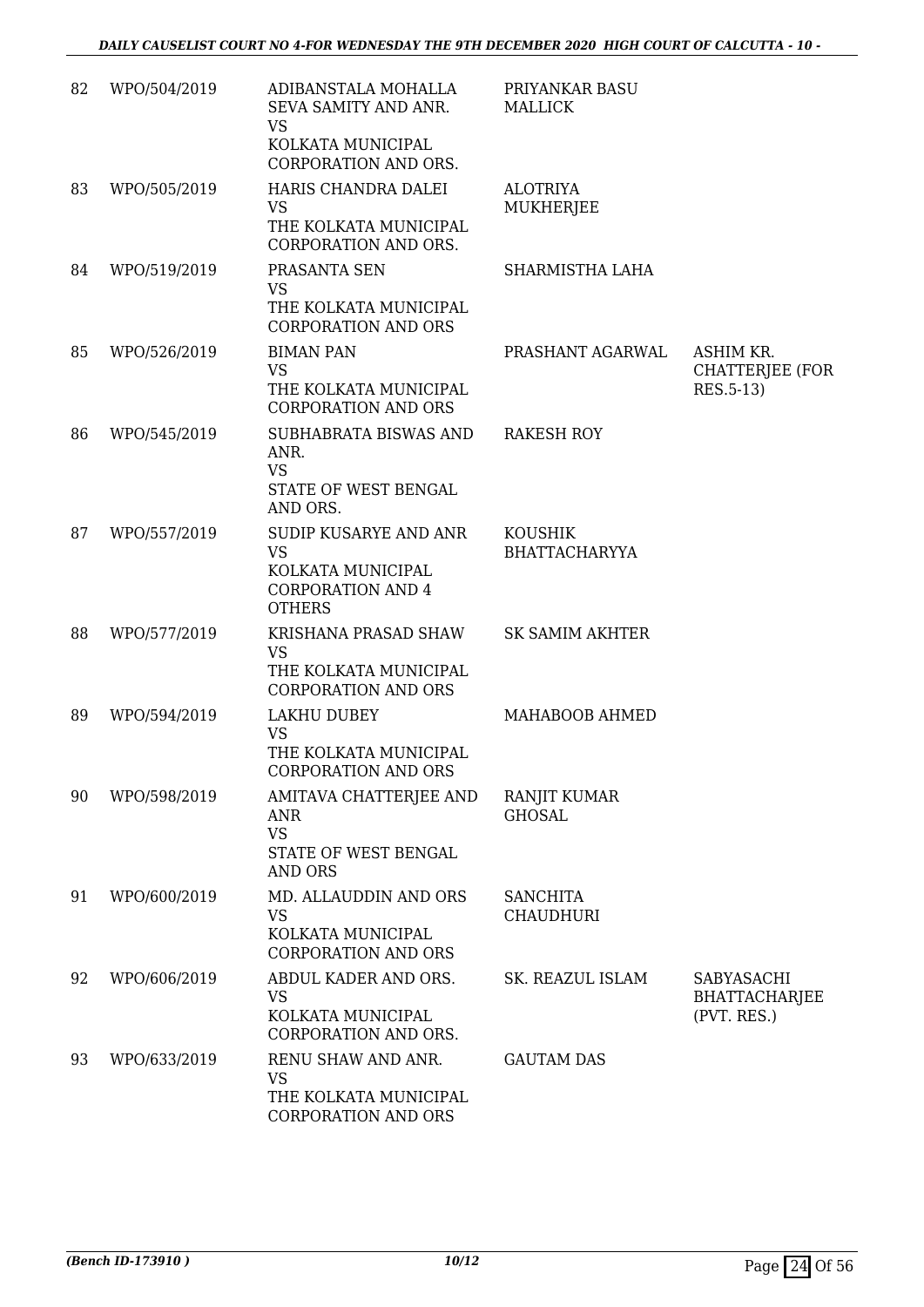| | | | | |
|---|---|---|---|---|
| 82 | WPO/504/2019 | ADIBANSTALA MOHALLA SEVA SAMITY AND ANR.<br>VS<br>KOLKATA MUNICIPAL CORPORATION AND ORS. | PRIYANKAR BASU MALLICK | |
| 83 | WPO/505/2019 | HARIS CHANDRA DALEI<br>VS<br>THE KOLKATA MUNICIPAL CORPORATION AND ORS. | ALOTRIYA MUKHERJEE | |
| 84 | WPO/519/2019 | PRASANTA SEN<br>VS<br>THE KOLKATA MUNICIPAL CORPORATION AND ORS | SHARMISTHA LAHA | |
| 85 | WPO/526/2019 | BIMAN PAN<br>VS<br>THE KOLKATA MUNICIPAL CORPORATION AND ORS | PRASHANT AGARWAL | ASHIM KR. CHATTERJEE (FOR RES.5-13) |
| 86 | WPO/545/2019 | SUBHABRATA BISWAS AND ANR.<br>VS<br>STATE OF WEST BENGAL AND ORS. | RAKESH ROY | |
| 87 | WPO/557/2019 | SUDIP KUSARYE AND ANR<br>VS<br>KOLKATA MUNICIPAL CORPORATION AND 4 OTHERS | KOUSHIK BHATTACHARYYA | |
| 88 | WPO/577/2019 | KRISHANA PRASAD SHAW<br>VS<br>THE KOLKATA MUNICIPAL CORPORATION AND ORS | SK SAMIM AKHTER | |
| 89 | WPO/594/2019 | LAKHU DUBEY<br>VS<br>THE KOLKATA MUNICIPAL CORPORATION AND ORS | MAHABOOB AHMED | |
| 90 | WPO/598/2019 | AMITAVA CHATTERJEE AND ANR<br>VS<br>STATE OF WEST BENGAL AND ORS | RANJIT KUMAR GHOSAL | |
| 91 | WPO/600/2019 | MD. ALLAUDDIN AND ORS<br>VS<br>KOLKATA MUNICIPAL CORPORATION AND ORS | SANCHITA CHAUDHURI | |
| 92 | WPO/606/2019 | ABDUL KADER AND ORS.<br>VS<br>KOLKATA MUNICIPAL CORPORATION AND ORS. | SK. REAZUL ISLAM | SABYASACHI BHATTACHARJEE (PVT. RES.) |
| 93 | WPO/633/2019 | RENU SHAW AND ANR.<br>VS<br>THE KOLKATA MUNICIPAL CORPORATION AND ORS | GAUTAM DAS | |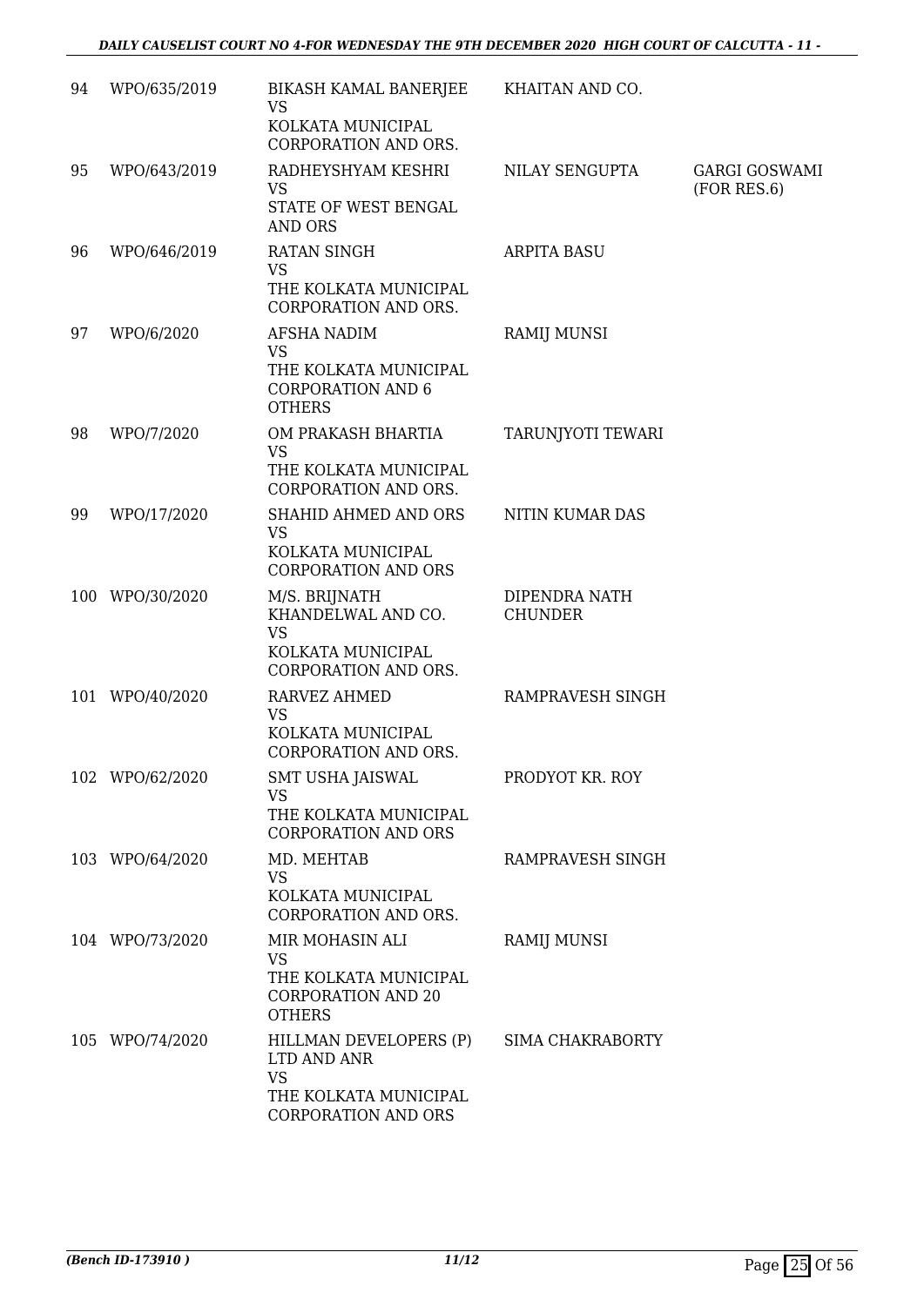| 94 | WPO/635/2019 | BIKASH KAMAL BANERJEE VS KOLKATA MUNICIPAL CORPORATION AND ORS. | KHAITAN AND CO. | |
|---|---|---|---|---|
| 95 | WPO/643/2019 | RADHEYSHYAM KESHRI VS STATE OF WEST BENGAL AND ORS | NILAY SENGUPTA | GARGI GOSWAMI (FOR RES.6) |
| 96 | WPO/646/2019 | RATAN SINGH VS THE KOLKATA MUNICIPAL CORPORATION AND ORS. | ARPITA BASU | |
| 97 | WPO/6/2020 | AFSHA NADIM VS THE KOLKATA MUNICIPAL CORPORATION AND 6 OTHERS | RAMIJ MUNSI | |
| 98 | WPO/7/2020 | OM PRAKASH BHARTIA VS THE KOLKATA MUNICIPAL CORPORATION AND ORS. | TARUNJYOTI TEWARI | |
| 99 | WPO/17/2020 | SHAHID AHMED AND ORS VS KOLKATA MUNICIPAL CORPORATION AND ORS | NITIN KUMAR DAS | |
| 100 | WPO/30/2020 | M/S. BRIJNATH KHANDELWAL AND CO. VS KOLKATA MUNICIPAL CORPORATION AND ORS. | DIPENDRA NATH CHUNDER | |
| 101 | WPO/40/2020 | RARVEZ AHMED VS KOLKATA MUNICIPAL CORPORATION AND ORS. | RAMPRAVESH SINGH | |
| 102 | WPO/62/2020 | SMT USHA JAISWAL VS THE KOLKATA MUNICIPAL CORPORATION AND ORS | PRODYOT KR. ROY | |
| 103 | WPO/64/2020 | MD. MEHTAB VS KOLKATA MUNICIPAL CORPORATION AND ORS. | RAMPRAVESH SINGH | |
| 104 | WPO/73/2020 | MIR MOHASIN ALI VS THE KOLKATA MUNICIPAL CORPORATION AND 20 OTHERS | RAMIJ MUNSI | |
| 105 | WPO/74/2020 | HILLMAN DEVELOPERS (P) LTD AND ANR VS THE KOLKATA MUNICIPAL CORPORATION AND ORS | SIMA CHAKRABORTY | |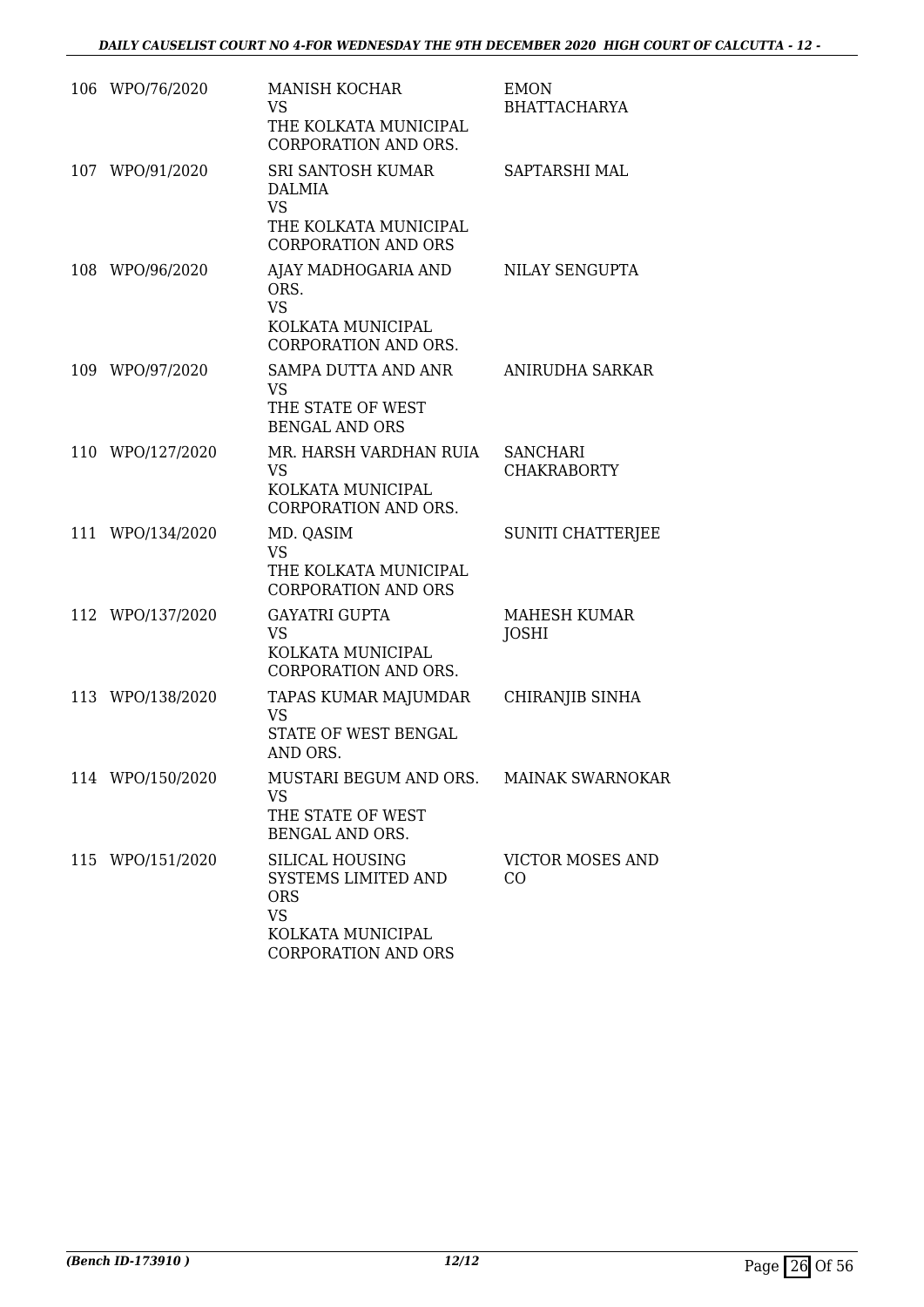| | | | |
|---|---|---|---|
| 106 | WPO/76/2020 | MANISH KOCHAR<br>VS<br>THE KOLKATA MUNICIPAL CORPORATION AND ORS. | EMON BHATTACHARYA |
| 107 | WPO/91/2020 | SRI SANTOSH KUMAR DALMIA<br>VS<br>THE KOLKATA MUNICIPAL CORPORATION AND ORS | SAPTARSHI MAL |
| 108 | WPO/96/2020 | AJAY MADHOGARIA AND ORS.<br>VS<br>KOLKATA MUNICIPAL CORPORATION AND ORS. | NILAY SENGUPTA |
| 109 | WPO/97/2020 | SAMPA DUTTA AND ANR<br>VS<br>THE STATE OF WEST BENGAL AND ORS | ANIRUDHA SARKAR |
| 110 | WPO/127/2020 | MR. HARSH VARDHAN RUIA<br>VS<br>KOLKATA MUNICIPAL CORPORATION AND ORS. | SANCHARI CHAKRABORTY |
| 111 | WPO/134/2020 | MD. QASIM<br>VS<br>THE KOLKATA MUNICIPAL CORPORATION AND ORS | SUNITI CHATTERJEE |
| 112 | WPO/137/2020 | GAYATRI GUPTA<br>VS<br>KOLKATA MUNICIPAL CORPORATION AND ORS. | MAHESH KUMAR JOSHI |
| 113 | WPO/138/2020 | TAPAS KUMAR MAJUMDAR<br>VS<br>STATE OF WEST BENGAL AND ORS. | CHIRANJIB SINHA |
| 114 | WPO/150/2020 | MUSTARI BEGUM AND ORS.<br>VS<br>THE STATE OF WEST BENGAL AND ORS. | MAINAK SWARNOKAR |
| 115 | WPO/151/2020 | SILICAL HOUSING SYSTEMS LIMITED AND ORS<br>VS<br>KOLKATA MUNICIPAL CORPORATION AND ORS | VICTOR MOSES AND CO |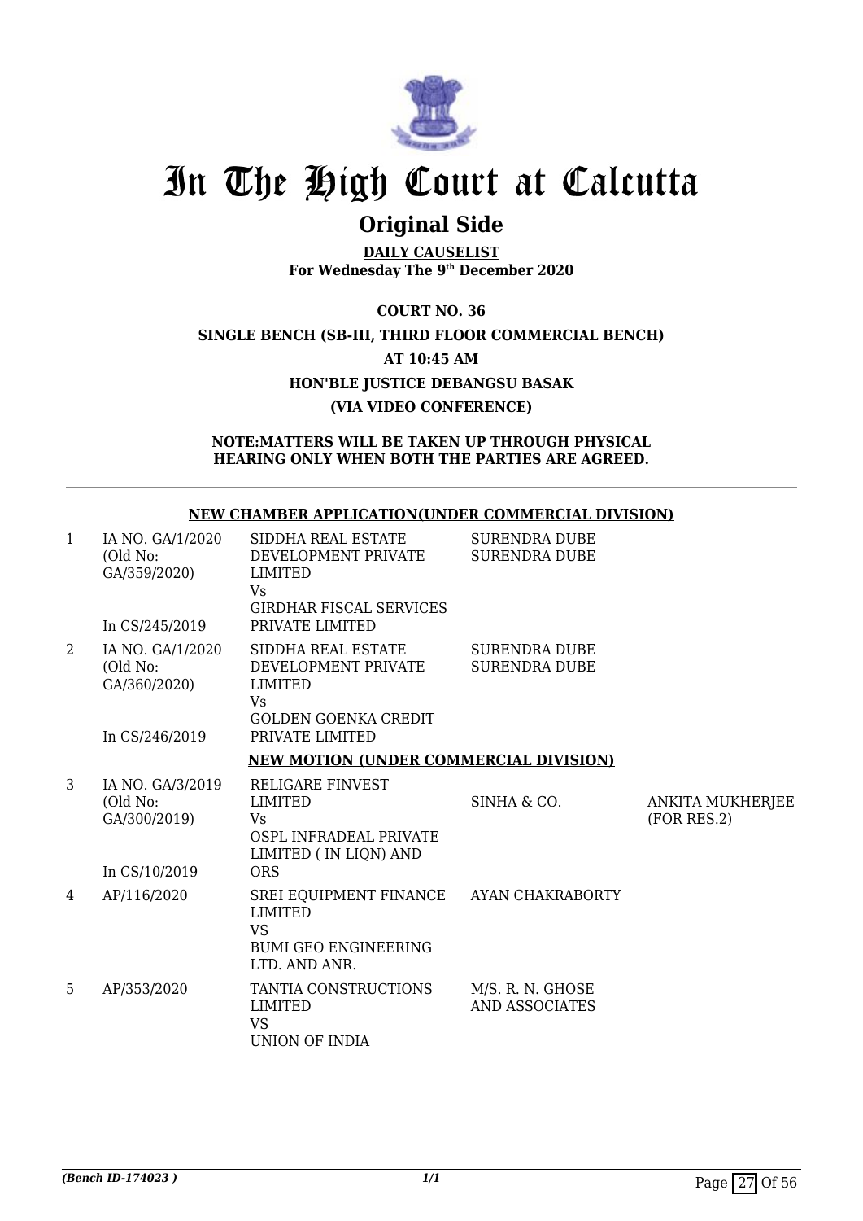# In The High Court at Calcutta

## Original Side

**DAILY CAUSELIST**
**For Wednesday The 9th December 2020**

**COURT NO. 36**

**SINGLE BENCH (SB-III, THIRD FLOOR COMMERCIAL BENCH)**

**AT 10:45 AM**

**HON'BLE JUSTICE DEBANGSU BASAK**

**(VIA VIDEO CONFERENCE)**

**NOTE:MATTERS WILL BE TAKEN UP THROUGH PHYSICAL HEARING ONLY WHEN BOTH THE PARTIES ARE AGREED.**

**NEW CHAMBER APPLICATION(UNDER COMMERCIAL DIVISION)**

| | | | | |
|---|---|---|---|---|
| 1 | IA NO. GA/1/2020 (Old No: GA/359/2020) In CS/245/2019 | SIDDHA REAL ESTATE DEVELOPMENT PRIVATE LIMITED Vs GIRDHAR FISCAL SERVICES PRIVATE LIMITED | SURENDRA DUBE SURENDRA DUBE | |
| 2 | IA NO. GA/1/2020 (Old No: GA/360/2020) In CS/246/2019 | SIDDHA REAL ESTATE DEVELOPMENT PRIVATE LIMITED Vs GOLDEN GOENKA CREDIT PRIVATE LIMITED | SURENDRA DUBE SURENDRA DUBE | |

**NEW MOTION (UNDER COMMERCIAL DIVISION)**

| | | | | |
|---|---|---|---|---|
| 3 | IA NO. GA/3/2019 (Old No: GA/300/2019) In CS/10/2019 | RELIGARE FINVEST LIMITED Vs OSPL INFRADEAL PRIVATE LIMITED ( IN LIQN) AND ORS | SINHA & CO. | ANKITA MUKHERJEE (FOR RES.2) |
| 4 | AP/116/2020 | SREI EQUIPMENT FINANCE LIMITED VS BUMI GEO ENGINEERING LTD. AND ANR. | AYAN CHAKRABORTY | |
| 5 | AP/353/2020 | TANTIA CONSTRUCTIONS LIMITED VS UNION OF INDIA | M/S. R. N. GHOSE AND ASSOCIATES | |

*(Bench ID-174023 )*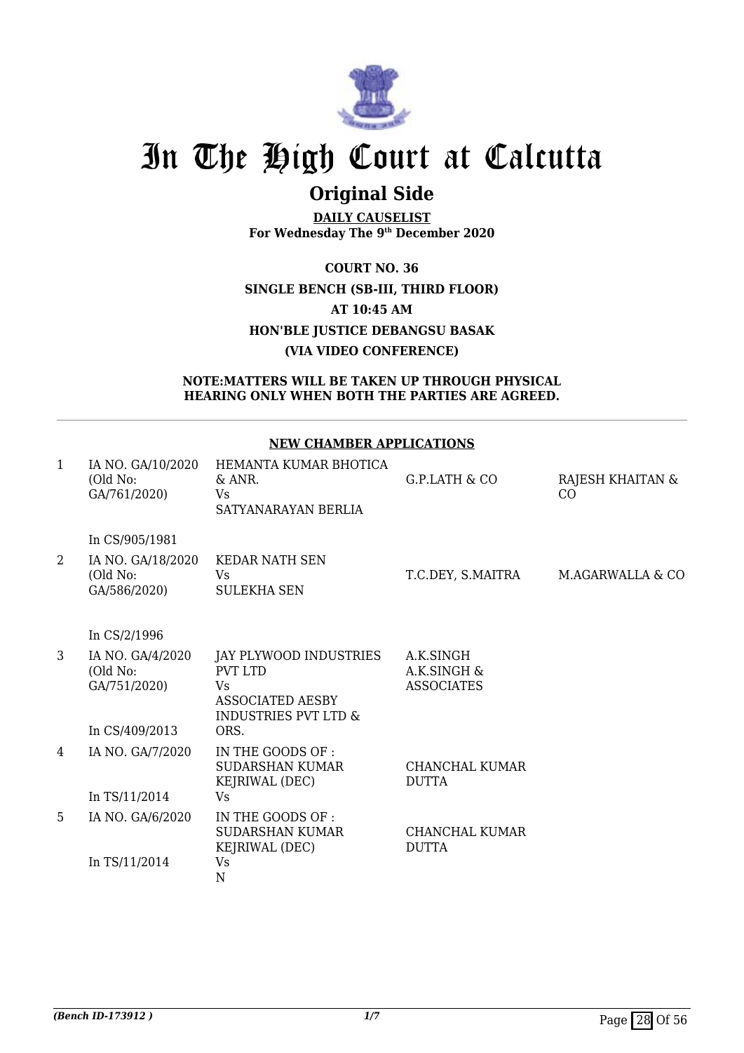# In The High Court at Calcutta

## Original Side

**DAILY CAUSELIST**
**For Wednesday The 9th December 2020**

**COURT NO. 36**
**SINGLE BENCH (SB-III, THIRD FLOOR)**
**AT 10:45 AM**
**HON'BLE JUSTICE DEBANGSU BASAK**
**(VIA VIDEO CONFERENCE)**

**NOTE:MATTERS WILL BE TAKEN UP THROUGH PHYSICAL HEARING ONLY WHEN BOTH THE PARTIES ARE AGREED.**

**NEW CHAMBER APPLICATIONS**

| | | | | |
|---|---|---|---|---|
| 1 | IA NO. GA/10/2020 (Old No: GA/761/2020) In CS/905/1981 | HEMANTA KUMAR BHOTICA & ANR. Vs SATYANARAYAN BERLIA | G.P.LATH & CO | RAJESH KHAITAN & CO |
| 2 | IA NO. GA/18/2020 (Old No: GA/586/2020) In CS/2/1996 | KEDAR NATH SEN Vs SULEKHA SEN | T.C.DEY, S.MAITRA | M.AGARWALLA & CO |
| 3 | IA NO. GA/4/2020 (Old No: GA/751/2020) In CS/409/2013 | JAY PLYWOOD INDUSTRIES PVT LTD Vs ASSOCIATED AESBY INDUSTRIES PVT LTD & ORS. | A.K.SINGH A.K.SINGH & ASSOCIATES | |
| 4 | IA NO. GA/7/2020 In TS/11/2014 | IN THE GOODS OF : SUDARSHAN KUMAR KEJRIWAL (DEC) Vs | CHANCHAL KUMAR DUTTA | |
| 5 | IA NO. GA/6/2020 In TS/11/2014 | IN THE GOODS OF : SUDARSHAN KUMAR KEJRIWAL (DEC) Vs N | CHANCHAL KUMAR DUTTA | |

*(Bench ID-173912 )*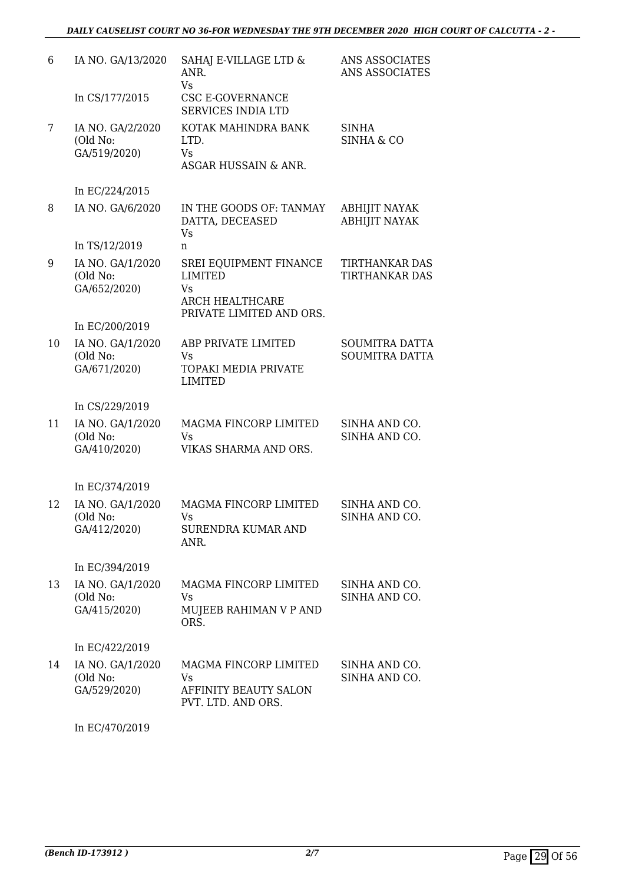| 6 | IA NO. GA/13/2020<br><br>In CS/177/2015 | SAHAJ E-VILLAGE LTD & ANR.<br>Vs<br>CSC E-GOVERNANCE SERVICES INDIA LTD | ANS ASSOCIATES<br>ANS ASSOCIATES |
|---|---|---|---|
| 7 | IA NO. GA/2/2020<br>(Old No: GA/519/2020)<br><br>In EC/224/2015 | KOTAK MAHINDRA BANK LTD.<br>Vs<br>ASGAR HUSSAIN & ANR. | SINHA<br>SINHA & CO |
| 8 | IA NO. GA/6/2020<br><br>In TS/12/2019 | IN THE GOODS OF: TANMAY DATTA, DECEASED<br>Vs<br>n | ABHIJIT NAYAK<br>ABHIJIT NAYAK |
| 9 | IA NO. GA/1/2020<br>(Old No: GA/652/2020)<br><br>In EC/200/2019 | SREI EQUIPMENT FINANCE LIMITED<br>Vs<br>ARCH HEALTHCARE PRIVATE LIMITED AND ORS. | TIRTHANKAR DAS<br>TIRTHANKAR DAS |
| 10 | IA NO. GA/1/2020<br>(Old No: GA/671/2020)<br><br>In CS/229/2019 | ABP PRIVATE LIMITED<br>Vs<br>TOPAKI MEDIA PRIVATE LIMITED | SOUMITRA DATTA<br>SOUMITRA DATTA |
| 11 | IA NO. GA/1/2020<br>(Old No: GA/410/2020)<br><br>In EC/374/2019 | MAGMA FINCORP LIMITED<br>Vs<br>VIKAS SHARMA AND ORS. | SINHA AND CO.<br>SINHA AND CO. |
| 12 | IA NO. GA/1/2020<br>(Old No: GA/412/2020)<br><br>In EC/394/2019 | MAGMA FINCORP LIMITED<br>Vs<br>SURENDRA KUMAR AND ANR. | SINHA AND CO.<br>SINHA AND CO. |
| 13 | IA NO. GA/1/2020<br>(Old No: GA/415/2020)<br><br>In EC/422/2019 | MAGMA FINCORP LIMITED<br>Vs<br>MUJEEB RAHIMAN V P AND ORS. | SINHA AND CO.<br>SINHA AND CO. |
| 14 | IA NO. GA/1/2020<br>(Old No: GA/529/2020)<br><br>In EC/470/2019 | MAGMA FINCORP LIMITED<br>Vs<br>AFFINITY BEAUTY SALON PVT. LTD. AND ORS. | SINHA AND CO.<br>SINHA AND CO. |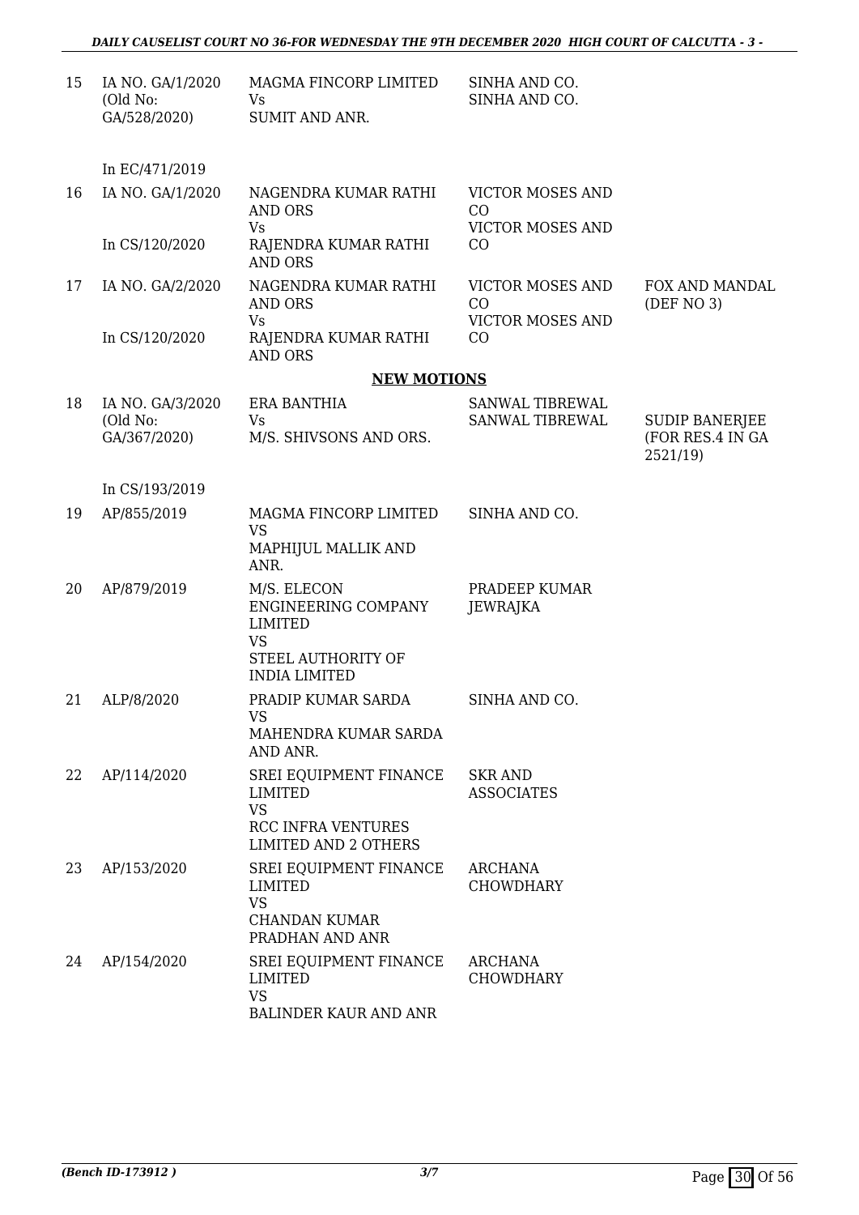| 15 | IA NO. GA/1/2020 (Old No: GA/528/2020) | MAGMA FINCORP LIMITED Vs SUMIT AND ANR. | SINHA AND CO. SINHA AND CO. | |
|---|---|---|---|---|
| | In EC/471/2019 | | | |
| 16 | IA NO. GA/1/2020 In CS/120/2020 | NAGENDRA KUMAR RATHI AND ORS Vs RAJENDRA KUMAR RATHI AND ORS | VICTOR MOSES AND CO VICTOR MOSES AND CO | |
| 17 | IA NO. GA/2/2020 In CS/120/2020 | NAGENDRA KUMAR RATHI AND ORS Vs RAJENDRA KUMAR RATHI AND ORS | VICTOR MOSES AND CO VICTOR MOSES AND CO | FOX AND MANDAL (DEF NO 3) |

**NEW MOTIONS**

| 18 | IA NO. GA/3/2020 (Old No: GA/367/2020) | ERA BANTHIA Vs M/S. SHIVSONS AND ORS. | SANWAL TIBREWAL SANWAL TIBREWAL | SUDIP BANERJEE (FOR RES.4 IN GA 2521/19) |
|---|---|---|---|---|
| | In CS/193/2019 | | | |
| 19 | AP/855/2019 | MAGMA FINCORP LIMITED VS MAPHIJUL MALLIK AND ANR. | SINHA AND CO. | |
| 20 | AP/879/2019 | M/S. ELECON ENGINEERING COMPANY LIMITED VS STEEL AUTHORITY OF INDIA LIMITED | PRADEEP KUMAR JEWRAJKA | |
| 21 | ALP/8/2020 | PRADIP KUMAR SARDA VS MAHENDRA KUMAR SARDA AND ANR. | SINHA AND CO. | |
| 22 | AP/114/2020 | SREI EQUIPMENT FINANCE LIMITED VS RCC INFRA VENTURES LIMITED AND 2 OTHERS | SKR AND ASSOCIATES | |
| 23 | AP/153/2020 | SREI EQUIPMENT FINANCE LIMITED VS CHANDAN KUMAR PRADHAN AND ANR | ARCHANA CHOWDHARY | |
| 24 | AP/154/2020 | SREI EQUIPMENT FINANCE LIMITED VS BALINDER KAUR AND ANR | ARCHANA CHOWDHARY | |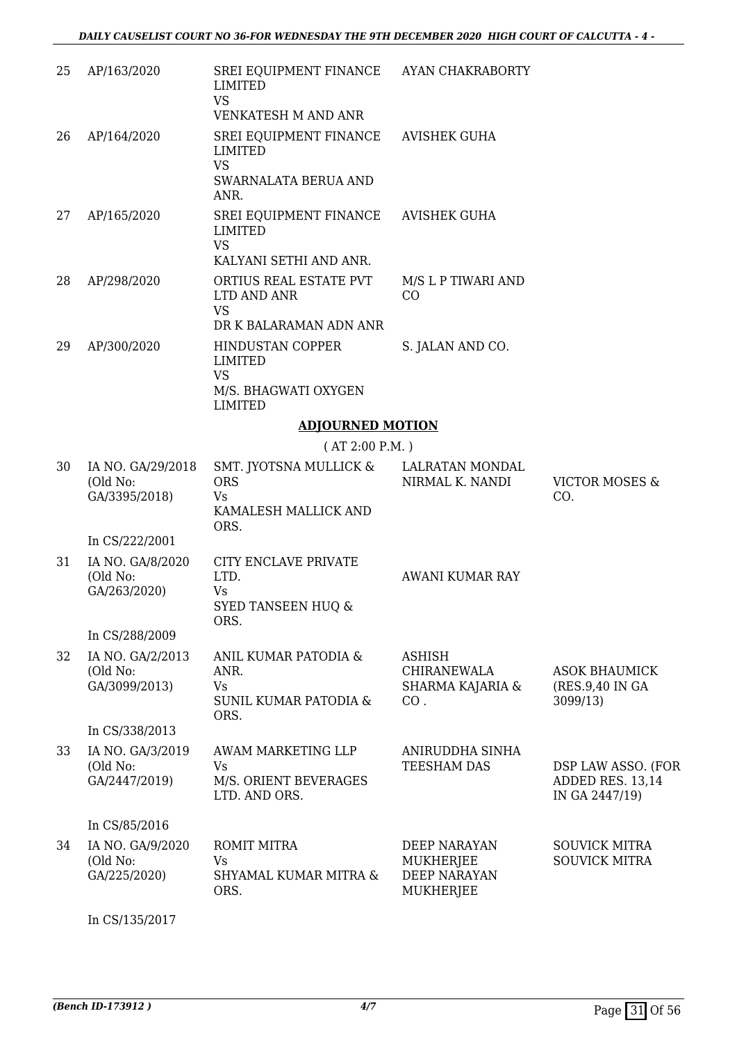| | | | | |
|---|---|---|---|---|
| 25 | AP/163/2020 | SREI EQUIPMENT FINANCE LIMITED<br>VS<br>VENKATESH M AND ANR | AYAN CHAKRABORTY | |
| 26 | AP/164/2020 | SREI EQUIPMENT FINANCE LIMITED<br>VS<br>SWARNALATA BERUA AND ANR. | AVISHEK GUHA | |
| 27 | AP/165/2020 | SREI EQUIPMENT FINANCE LIMITED<br>VS<br>KALYANI SETHI AND ANR. | AVISHEK GUHA | |
| 28 | AP/298/2020 | ORTIUS REAL ESTATE PVT LTD AND ANR<br>VS<br>DR K BALARAMAN ADN ANR | M/S L P TIWARI AND CO | |
| 29 | AP/300/2020 | HINDUSTAN COPPER LIMITED<br>VS<br>M/S. BHAGWATI OXYGEN LIMITED | S. JALAN AND CO. | |

## ADJOURNED MOTION

( AT 2:00 P.M. )

| | | | | |
|---|---|---|---|---|
| 30 | IA NO. GA/29/2018<br>(Old No: GA/3395/2018)<br>In CS/222/2001 | SMT. JYOTSNA MULLICK & ORS<br>Vs<br>KAMALESH MALLICK AND ORS. | LALRATAN MONDAL<br>NIRMAL K. NANDI | VICTOR MOSES & CO. |
| 31 | IA NO. GA/8/2020<br>(Old No: GA/263/2020)<br>In CS/288/2009 | CITY ENCLAVE PRIVATE LTD.<br>Vs<br>SYED TANSEEN HUQ & ORS. | AWANI KUMAR RAY | |
| 32 | IA NO. GA/2/2013<br>(Old No: GA/3099/2013)<br>In CS/338/2013 | ANIL KUMAR PATODIA & ANR.<br>Vs<br>SUNIL KUMAR PATODIA & ORS. | ASHISH CHIRANEWALA<br>SHARMA KAJARIA & CO . | ASOK BHAUMICK (RES.9,40 IN GA 3099/13) |
| 33 | IA NO. GA/3/2019<br>(Old No: GA/2447/2019)<br>In CS/85/2016 | AWAM MARKETING LLP<br>Vs<br>M/S. ORIENT BEVERAGES LTD. AND ORS. | ANIRUDDHA SINHA<br>TEESHAM DAS | DSP LAW ASSO. (FOR ADDED RES. 13,14 IN GA 2447/19) |
| 34 | IA NO. GA/9/2020<br>(Old No: GA/225/2020)<br>In CS/135/2017 | ROMIT MITRA<br>Vs<br>SHYAMAL KUMAR MITRA & ORS. | DEEP NARAYAN MUKHERJEE<br>DEEP NARAYAN MUKHERJEE | SOUVICK MITRA<br>SOUVICK MITRA |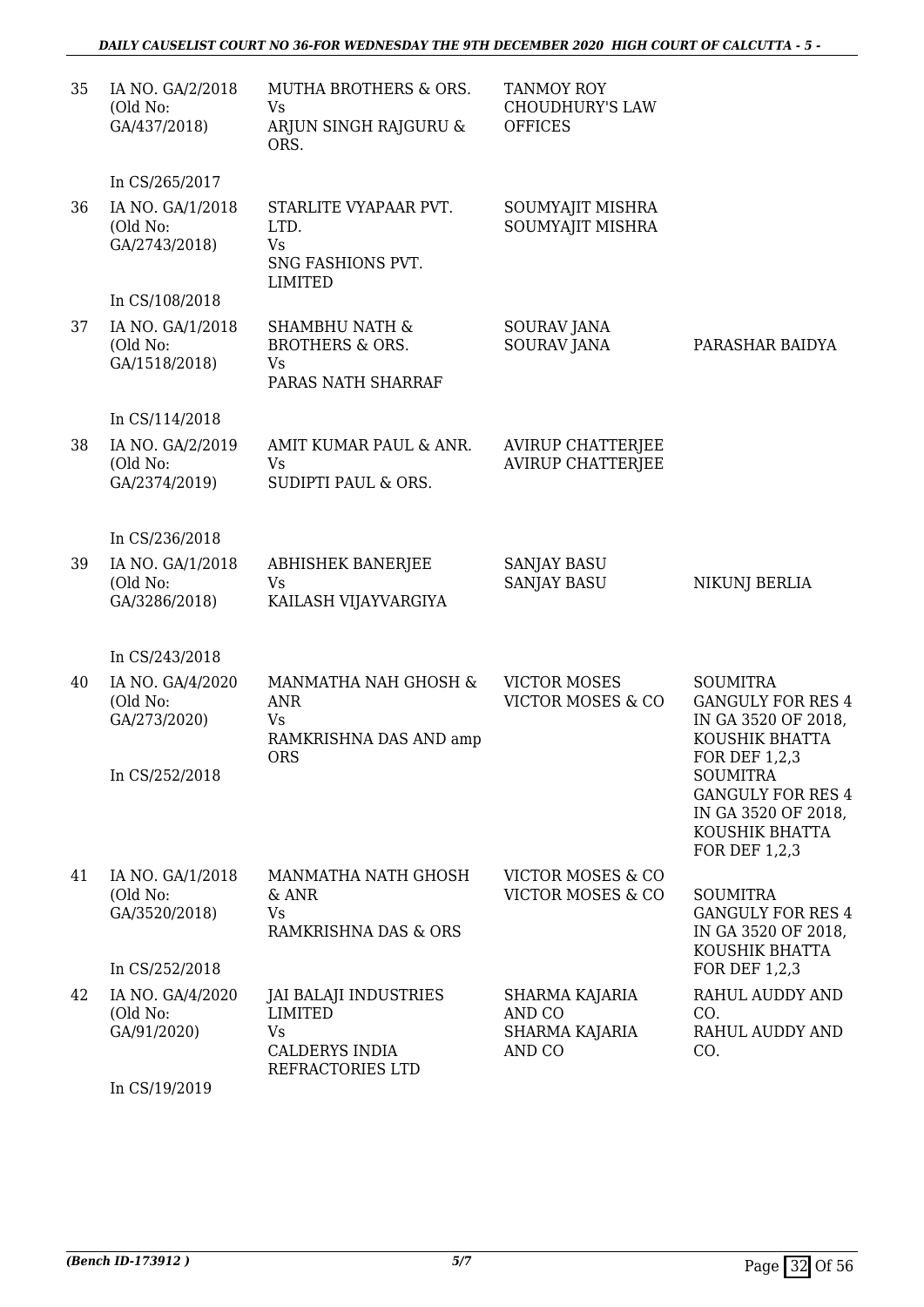| | | | | |
|---|---|---|---|---|
| 35 | IA NO. GA/2/2018 (Old No: GA/437/2018)<br><br>In CS/265/2017 | MUTHA BROTHERS & ORS.<br>Vs<br>ARJUN SINGH RAJGURU & ORS. | TANMOY ROY CHOUDHURY'S LAW OFFICES | |
| 36 | IA NO. GA/1/2018 (Old No: GA/2743/2018)<br><br>In CS/108/2018 | STARLITE VYAPAAR PVT. LTD.<br>Vs<br>SNG FASHIONS PVT. LIMITED | SOUMYAJIT MISHRA<br>SOUMYAJIT MISHRA | |
| 37 | IA NO. GA/1/2018 (Old No: GA/1518/2018)<br><br>In CS/114/2018 | SHAMBHU NATH & BROTHERS & ORS.<br>Vs<br>PARAS NATH SHARRAF | SOURAV JANA<br>SOURAV JANA | PARASHAR BAIDYA |
| 38 | IA NO. GA/2/2019 (Old No: GA/2374/2019)<br><br>In CS/236/2018 | AMIT KUMAR PAUL & ANR.<br>Vs<br>SUDIPTI PAUL & ORS. | AVIRUP CHATTERJEE<br>AVIRUP CHATTERJEE | |
| 39 | IA NO. GA/1/2018 (Old No: GA/3286/2018)<br><br>In CS/243/2018 | ABHISHEK BANERJEE<br>Vs<br>KAILASH VIJAYVARGIYA | SANJAY BASU<br>SANJAY BASU | NIKUNJ BERLIA |
| 40 | IA NO. GA/4/2020 (Old No: GA/273/2020)<br><br>In CS/252/2018 | MANMATHA NAH GHOSH & ANR<br>Vs<br>RAMKRISHNA DAS AND amp ORS | VICTOR MOSES<br>VICTOR MOSES & CO | SOUMITRA GANGULY FOR RES 4 IN GA 3520 OF 2018, KOUSHIK BHATTA FOR DEF 1,2,3<br>SOUMITRA GANGULY FOR RES 4 IN GA 3520 OF 2018, KOUSHIK BHATTA FOR DEF 1,2,3 |
| 41 | IA NO. GA/1/2018 (Old No: GA/3520/2018)<br><br>In CS/252/2018 | MANMATHA NATH GHOSH & ANR<br>Vs<br>RAMKRISHNA DAS & ORS | VICTOR MOSES & CO<br>VICTOR MOSES & CO | SOUMITRA GANGULY FOR RES 4 IN GA 3520 OF 2018, KOUSHIK BHATTA FOR DEF 1,2,3 |
| 42 | IA NO. GA/4/2020 (Old No: GA/91/2020)<br><br>In CS/19/2019 | JAI BALAJI INDUSTRIES LIMITED<br>Vs<br>CALDERYS INDIA REFRACTORIES LTD | SHARMA KAJARIA AND CO<br>SHARMA KAJARIA AND CO | RAHUL AUDDY AND CO.<br>RAHUL AUDDY AND CO. |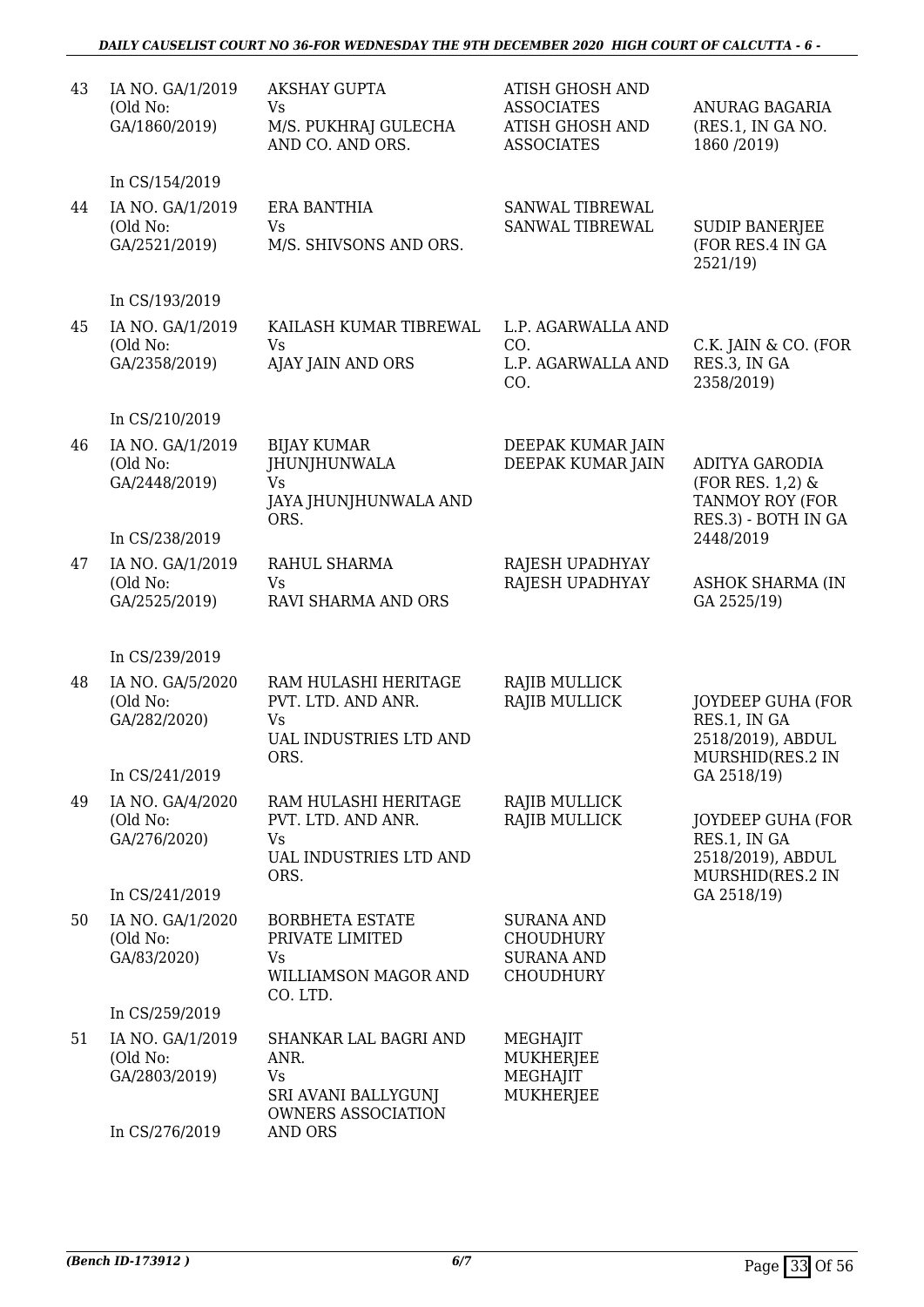| | | | | |
|---|---|---|---|---|
| 43 | IA NO. GA/1/2019 (Old No: GA/1860/2019) In CS/154/2019 | AKSHAY GUPTA Vs M/S. PUKHRAJ GULECHA AND CO. AND ORS. | ATISH GHOSH AND ASSOCIATES ATISH GHOSH AND ASSOCIATES | ANURAG BAGARIA (RES.1, IN GA NO. 1860 /2019) |
| 44 | IA NO. GA/1/2019 (Old No: GA/2521/2019) In CS/193/2019 | ERA BANTHIA Vs M/S. SHIVSONS AND ORS. | SANWAL TIBREWAL SANWAL TIBREWAL | SUDIP BANERJEE (FOR RES.4 IN GA 2521/19) |
| 45 | IA NO. GA/1/2019 (Old No: GA/2358/2019) In CS/210/2019 | KAILASH KUMAR TIBREWAL Vs AJAY JAIN AND ORS | L.P. AGARWALLA AND CO. L.P. AGARWALLA AND CO. | C.K. JAIN & CO. (FOR RES.3, IN GA 2358/2019) |
| 46 | IA NO. GA/1/2019 (Old No: GA/2448/2019) In CS/238/2019 | BIJAY KUMAR JHUNJHUNWALA Vs JAYA JHUNJHUNWALA AND ORS. | DEEPAK KUMAR JAIN DEEPAK KUMAR JAIN | ADITYA GARODIA (FOR RES. 1,2) & TANMOY ROY (FOR RES.3) - BOTH IN GA 2448/2019 |
| 47 | IA NO. GA/1/2019 (Old No: GA/2525/2019) In CS/239/2019 | RAHUL SHARMA Vs RAVI SHARMA AND ORS | RAJESH UPADHYAY RAJESH UPADHYAY | ASHOK SHARMA (IN GA 2525/19) |
| 48 | IA NO. GA/5/2020 (Old No: GA/282/2020) In CS/241/2019 | RAM HULASHI HERITAGE PVT. LTD. AND ANR. Vs UAL INDUSTRIES LTD AND ORS. | RAJIB MULLICK RAJIB MULLICK | JOYDEEP GUHA (FOR RES.1, IN GA 2518/2019), ABDUL MURSHID(RES.2 IN GA 2518/19) |
| 49 | IA NO. GA/4/2020 (Old No: GA/276/2020) In CS/241/2019 | RAM HULASHI HERITAGE PVT. LTD. AND ANR. Vs UAL INDUSTRIES LTD AND ORS. | RAJIB MULLICK RAJIB MULLICK | JOYDEEP GUHA (FOR RES.1, IN GA 2518/2019), ABDUL MURSHID(RES.2 IN GA 2518/19) |
| 50 | IA NO. GA/1/2020 (Old No: GA/83/2020) In CS/259/2019 | BORBHETA ESTATE PRIVATE LIMITED Vs WILLIAMSON MAGOR AND CO. LTD. | SURANA AND CHOUDHURY SURANA AND CHOUDHURY | |
| 51 | IA NO. GA/1/2019 (Old No: GA/2803/2019) In CS/276/2019 | SHANKAR LAL BAGRI AND ANR. Vs SRI AVANI BALLYGUNJ OWNERS ASSOCIATION AND ORS | MEGHAJIT MUKHERJEE MEGHAJIT MUKHERJEE | |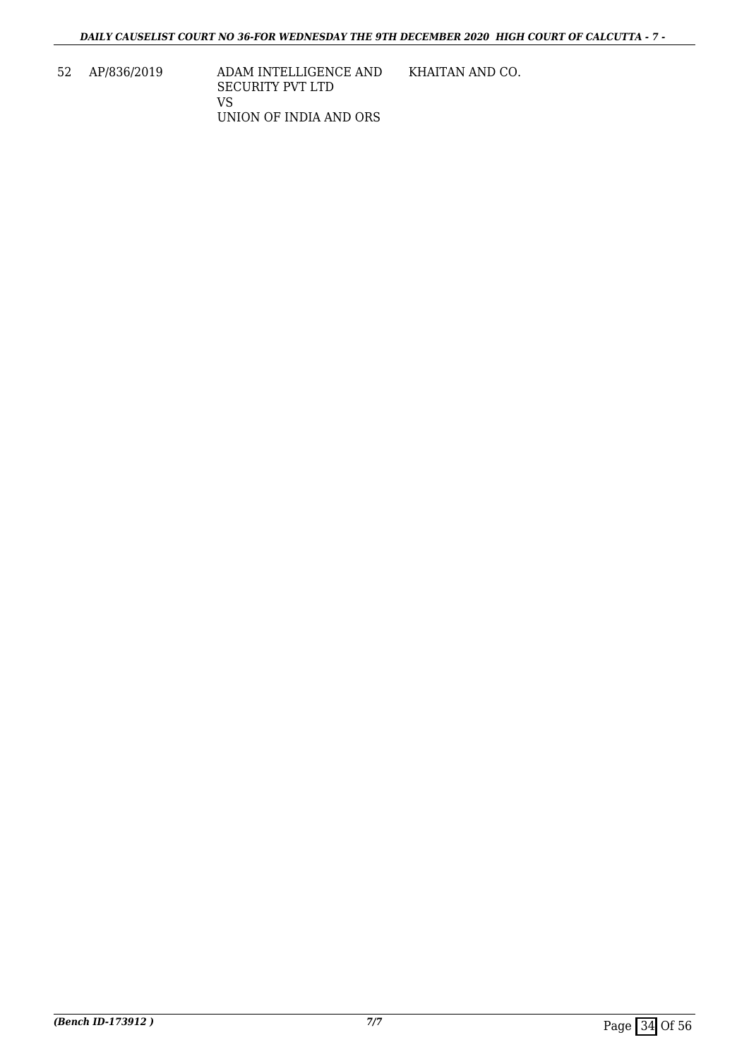| 52 | AP/836/2019 | ADAM INTELLIGENCE AND SECURITY PVT LTD<br>VS<br>UNION OF INDIA AND ORS | KHAITAN AND CO. |
|---|---|---|---|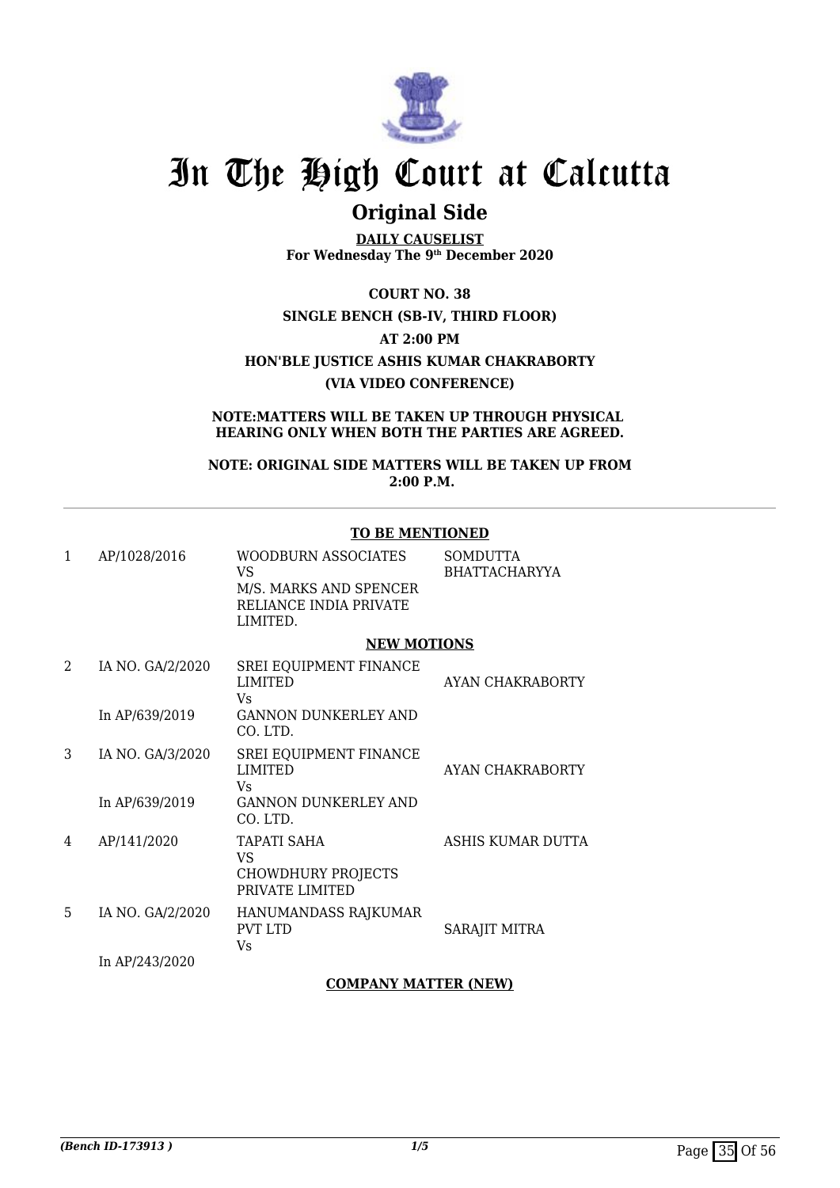# In The High Court at Calcutta

## Original Side

**DAILY CAUSELIST**
**For Wednesday The 9th December 2020**

**COURT NO. 38**
**SINGLE BENCH (SB-IV, THIRD FLOOR)**
**AT 2:00 PM**
**HON'BLE JUSTICE ASHIS KUMAR CHAKRABORTY**
**(VIA VIDEO CONFERENCE)**

**NOTE:MATTERS WILL BE TAKEN UP THROUGH PHYSICAL HEARING ONLY WHEN BOTH THE PARTIES ARE AGREED.**

**NOTE: ORIGINAL SIDE MATTERS WILL BE TAKEN UP FROM 2:00 P.M.**

**TO BE MENTIONED**

| | | | |
|---|---|---|---|
| 1 | AP/1028/2016 | WOODBURN ASSOCIATES<br>VS<br>M/S. MARKS AND SPENCER RELIANCE INDIA PRIVATE LIMITED. | SOMDUTTA BHATTACHARYYA |

**NEW MOTIONS**

| | | | |
|---|---|---|---|
| 2 | IA NO. GA/2/2020<br><br>In AP/639/2019 | SREI EQUIPMENT FINANCE LIMITED<br>Vs<br>GANNON DUNKERLEY AND CO. LTD. | AYAN CHAKRABORTY |
| 3 | IA NO. GA/3/2020<br><br>In AP/639/2019 | SREI EQUIPMENT FINANCE LIMITED<br>Vs<br>GANNON DUNKERLEY AND CO. LTD. | AYAN CHAKRABORTY |
| 4 | AP/141/2020 | TAPATI SAHA<br>VS<br>CHOWDHURY PROJECTS PRIVATE LIMITED | ASHIS KUMAR DUTTA |
| 5 | IA NO. GA/2/2020<br><br>In AP/243/2020 | HANUMANDASS RAJKUMAR PVT LTD<br>Vs | SARAJIT MITRA |

**COMPANY MATTER (NEW)**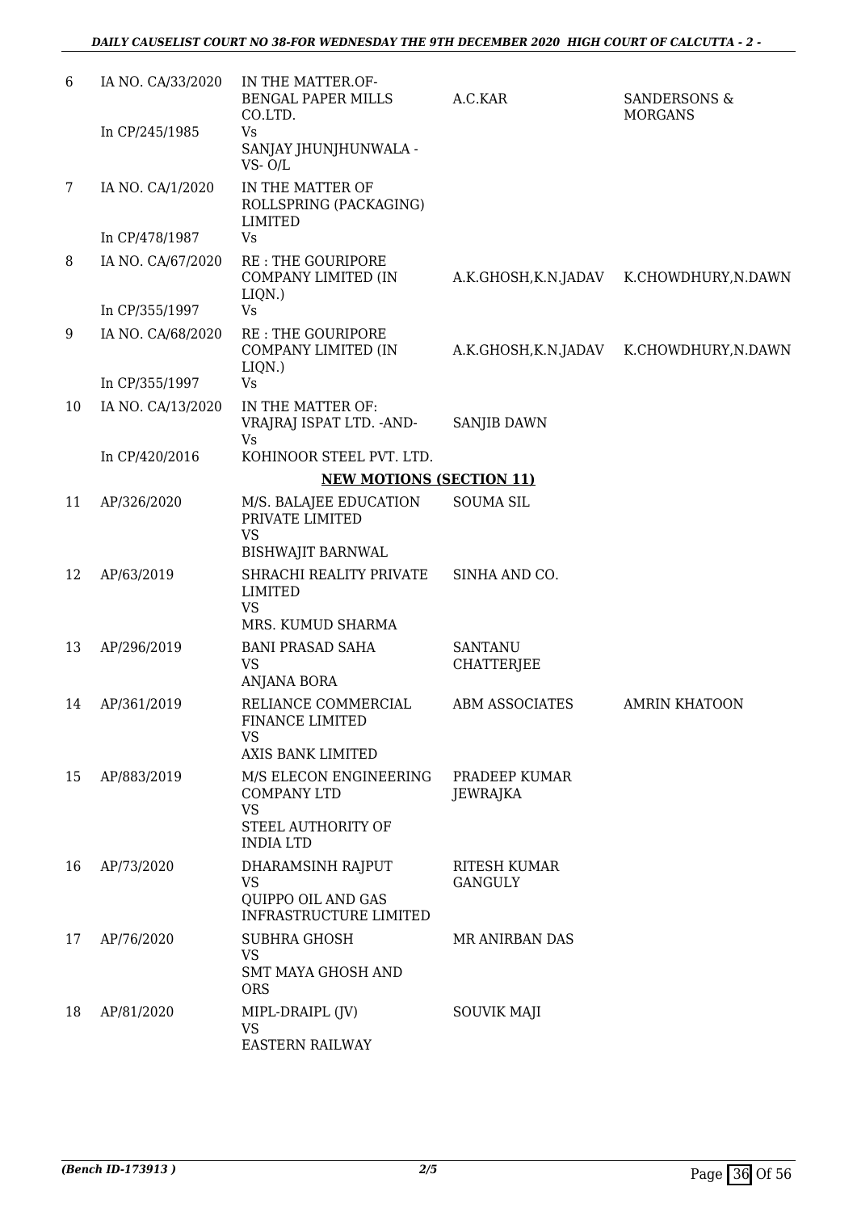| | | | | |
|---|---|---|---|---|
| 6 | IA NO. CA/33/2020<br>In CP/245/1985 | IN THE MATTER.OF-BENGAL PAPER MILLS CO.LTD.<br>Vs<br>SANJAY JHUNJHUNWALA -VS- O/L | A.C.KAR | SANDERSONS & MORGANS |
| 7 | IA NO. CA/1/2020<br>In CP/478/1987 | IN THE MATTER OF ROLLSPRING (PACKAGING) LIMITED<br>Vs | | |
| 8 | IA NO. CA/67/2020<br>In CP/355/1997 | RE : THE GOURIPORE COMPANY LIMITED (IN LIQN.)<br>Vs | A.K.GHOSH,K.N.JADAV | K.CHOWDHURY,N.DAWN |
| 9 | IA NO. CA/68/2020<br>In CP/355/1997 | RE : THE GOURIPORE COMPANY LIMITED (IN LIQN.)<br>Vs | A.K.GHOSH,K.N.JADAV | K.CHOWDHURY,N.DAWN |
| 10 | IA NO. CA/13/2020<br>In CP/420/2016 | IN THE MATTER OF: VRAJRAJ ISPAT LTD. -AND-<br>Vs<br>KOHINOOR STEEL PVT. LTD. | SANJIB DAWN | |

**NEW MOTIONS (SECTION 11)**

| | | | | |
|---|---|---|---|---|
| 11 | AP/326/2020 | M/S. BALAJEE EDUCATION PRIVATE LIMITED<br>VS<br>BISHWAJIT BARNWAL | SOUMA SIL | |
| 12 | AP/63/2019 | SHRACHI REALITY PRIVATE LIMITED<br>VS<br>MRS. KUMUD SHARMA | SINHA AND CO. | |
| 13 | AP/296/2019 | BANI PRASAD SAHA<br>VS<br>ANJANA BORA | SANTANU CHATTERJEE | |
| 14 | AP/361/2019 | RELIANCE COMMERCIAL FINANCE LIMITED<br>VS<br>AXIS BANK LIMITED | ABM ASSOCIATES | AMRIN KHATOON |
| 15 | AP/883/2019 | M/S ELECON ENGINEERING COMPANY LTD<br>VS<br>STEEL AUTHORITY OF INDIA LTD | PRADEEP KUMAR JEWRAJKA | |
| 16 | AP/73/2020 | DHARAMSINH RAJPUT<br>VS<br>QUIPPO OIL AND GAS INFRASTRUCTURE LIMITED | RITESH KUMAR GANGULY | |
| 17 | AP/76/2020 | SUBHRA GHOSH<br>VS<br>SMT MAYA GHOSH AND ORS | MR ANIRBAN DAS | |
| 18 | AP/81/2020 | MIPL-DRAIPL (JV)<br>VS<br>EASTERN RAILWAY | SOUVIK MAJI | |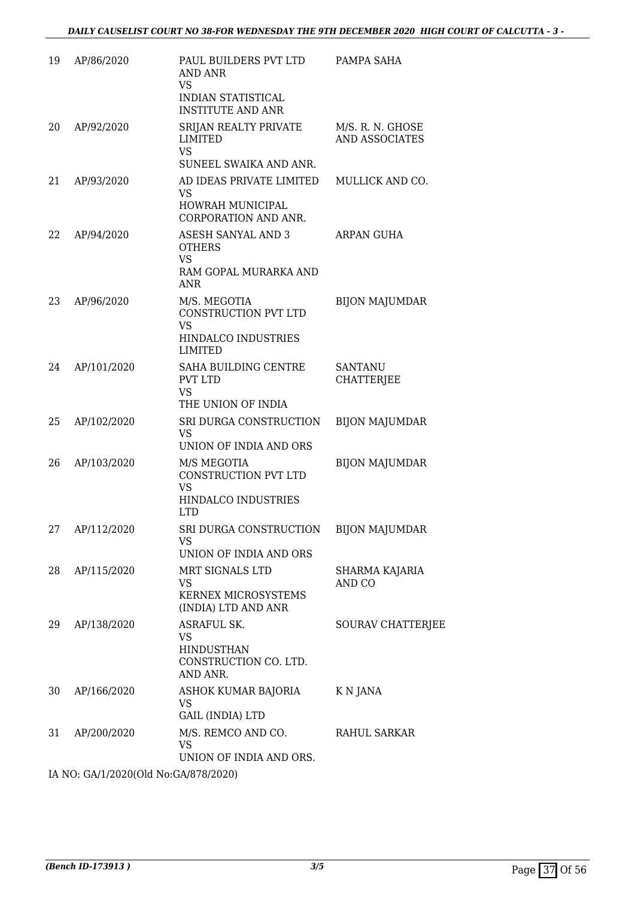| | | | |
|---|---|---|---|
| 19 | AP/86/2020 | PAUL BUILDERS PVT LTD AND ANR<br>VS<br>INDIAN STATISTICAL INSTITUTE AND ANR | PAMPA SAHA |
| 20 | AP/92/2020 | SRIJAN REALTY PRIVATE LIMITED<br>VS<br>SUNEEL SWAIKA AND ANR. | M/S. R. N. GHOSE AND ASSOCIATES |
| 21 | AP/93/2020 | AD IDEAS PRIVATE LIMITED<br>VS<br>HOWRAH MUNICIPAL CORPORATION AND ANR. | MULLICK AND CO. |
| 22 | AP/94/2020 | ASESH SANYAL AND 3 OTHERS<br>VS<br>RAM GOPAL MURARKA AND ANR | ARPAN GUHA |
| 23 | AP/96/2020 | M/S. MEGOTIA CONSTRUCTION PVT LTD<br>VS<br>HINDALCO INDUSTRIES LIMITED | BIJON MAJUMDAR |
| 24 | AP/101/2020 | SAHA BUILDING CENTRE PVT LTD<br>VS<br>THE UNION OF INDIA | SANTANU CHATTERJEE |
| 25 | AP/102/2020 | SRI DURGA CONSTRUCTION<br>VS<br>UNION OF INDIA AND ORS | BIJON MAJUMDAR |
| 26 | AP/103/2020 | M/S MEGOTIA CONSTRUCTION PVT LTD<br>VS<br>HINDALCO INDUSTRIES LTD | BIJON MAJUMDAR |
| 27 | AP/112/2020 | SRI DURGA CONSTRUCTION<br>VS<br>UNION OF INDIA AND ORS | BIJON MAJUMDAR |
| 28 | AP/115/2020 | MRT SIGNALS LTD<br>VS<br>KERNEX MICROSYSTEMS (INDIA) LTD AND ANR | SHARMA KAJARIA AND CO |
| 29 | AP/138/2020 | ASRAFUL SK.<br>VS<br>HINDUSTHAN CONSTRUCTION CO. LTD. AND ANR. | SOURAV CHATTERJEE |
| 30 | AP/166/2020 | ASHOK KUMAR BAJORIA<br>VS<br>GAIL (INDIA) LTD | K N JANA |
| 31 | AP/200/2020 | M/S. REMCO AND CO.<br>VS<br>UNION OF INDIA AND ORS. | RAHUL SARKAR |

IA NO: GA/1/2020(Old No:GA/878/2020)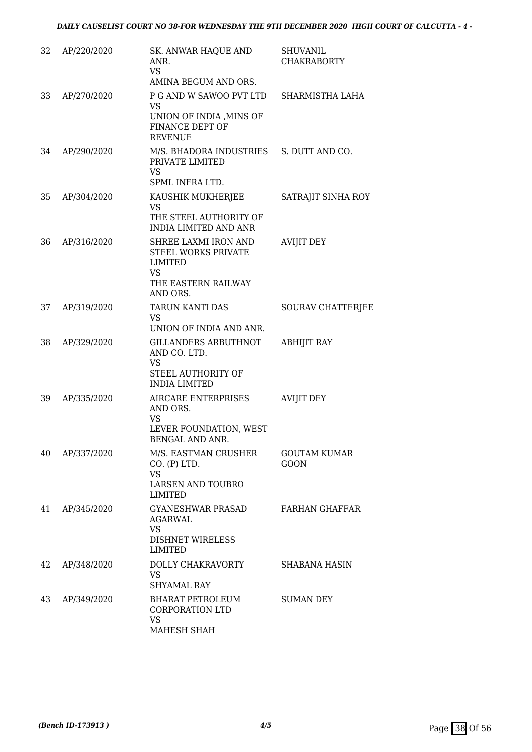| | | | |
|---|---|---|---|
| 32 | AP/220/2020 | SK. ANWAR HAQUE AND ANR.<br>VS<br>AMINA BEGUM AND ORS. | SHUVANIL CHAKRABORTY |
| 33 | AP/270/2020 | P G AND W SAWOO PVT LTD<br>VS<br>UNION OF INDIA ,MINS OF FINANCE DEPT OF REVENUE | SHARMISTHA LAHA |
| 34 | AP/290/2020 | M/S. BHADORA INDUSTRIES PRIVATE LIMITED<br>VS<br>SPML INFRA LTD. | S. DUTT AND CO. |
| 35 | AP/304/2020 | KAUSHIK MUKHERJEE<br>VS<br>THE STEEL AUTHORITY OF INDIA LIMITED AND ANR | SATRAJIT SINHA ROY |
| 36 | AP/316/2020 | SHREE LAXMI IRON AND STEEL WORKS PRIVATE LIMITED<br>VS<br>THE EASTERN RAILWAY AND ORS. | AVIJIT DEY |
| 37 | AP/319/2020 | TARUN KANTI DAS<br>VS<br>UNION OF INDIA AND ANR. | SOURAV CHATTERJEE |
| 38 | AP/329/2020 | GILLANDERS ARBUTHNOT AND CO. LTD.<br>VS<br>STEEL AUTHORITY OF INDIA LIMITED | ABHIJIT RAY |
| 39 | AP/335/2020 | AIRCARE ENTERPRISES AND ORS.<br>VS<br>LEVER FOUNDATION, WEST BENGAL AND ANR. | AVIJIT DEY |
| 40 | AP/337/2020 | M/S. EASTMAN CRUSHER CO. (P) LTD.<br>VS<br>LARSEN AND TOUBRO LIMITED | GOUTAM KUMAR GOON |
| 41 | AP/345/2020 | GYANESHWAR PRASAD AGARWAL<br>VS<br>DISHNET WIRELESS LIMITED | FARHAN GHAFFAR |
| 42 | AP/348/2020 | DOLLY CHAKRAVORTY<br>VS<br>SHYAMAL RAY | SHABANA HASIN |
| 43 | AP/349/2020 | BHARAT PETROLEUM CORPORATION LTD<br>VS<br>MAHESH SHAH | SUMAN DEY |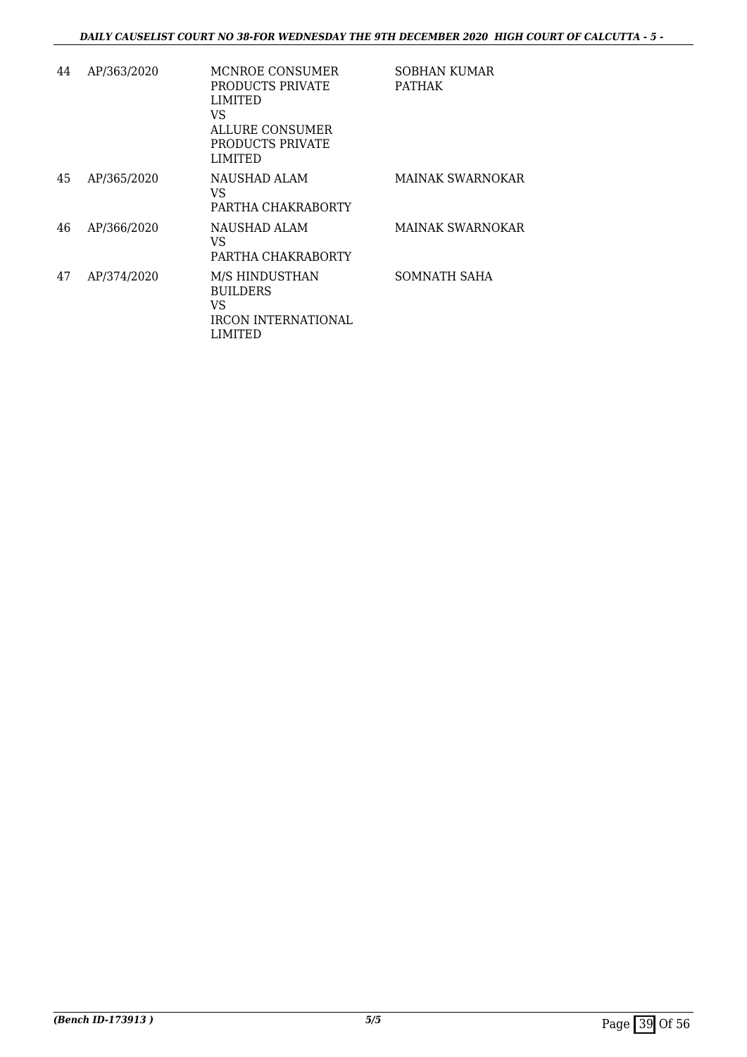| | | | |
|---|---|---|---|
| 44 | AP/363/2020 | MCNROE CONSUMER PRODUCTS PRIVATE LIMITED<br>VS<br>ALLURE CONSUMER PRODUCTS PRIVATE LIMITED | SOBHAN KUMAR PATHAK |
| 45 | AP/365/2020 | NAUSHAD ALAM<br>VS<br>PARTHA CHAKRABORTY | MAINAK SWARNOKAR |
| 46 | AP/366/2020 | NAUSHAD ALAM<br>VS<br>PARTHA CHAKRABORTY | MAINAK SWARNOKAR |
| 47 | AP/374/2020 | M/S HINDUSTHAN BUILDERS<br>VS<br>IRCON INTERNATIONAL LIMITED | SOMNATH SAHA |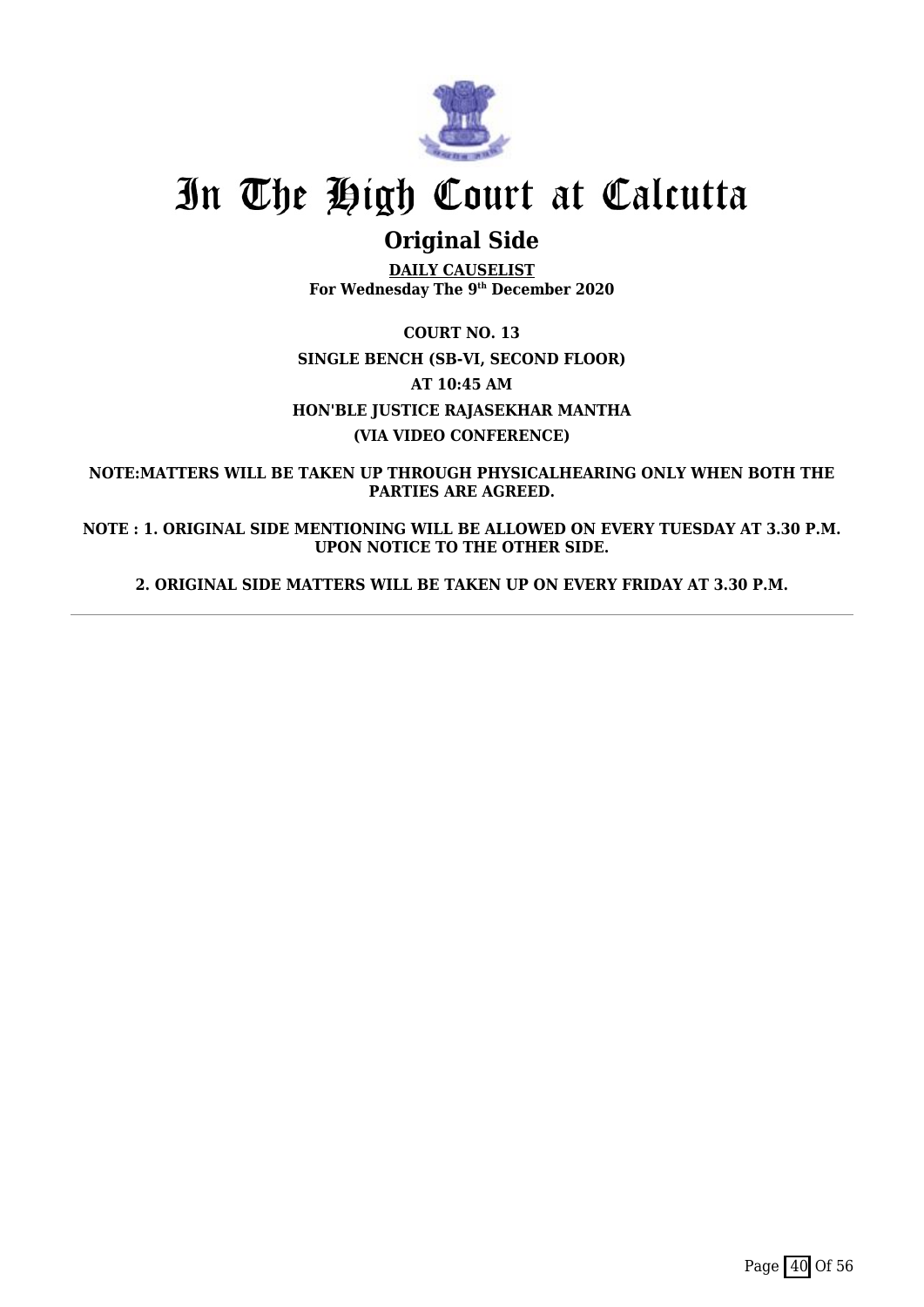# In The High Court at Calcutta

## Original Side

**DAILY CAUSELIST**
**For Wednesday The 9th December 2020**

**COURT NO. 13**

**SINGLE BENCH (SB-VI, SECOND FLOOR)**

**AT 10:45 AM**

**HON'BLE JUSTICE RAJASEKHAR MANTHA**

**(VIA VIDEO CONFERENCE)**

**NOTE:MATTERS WILL BE TAKEN UP THROUGH PHYSICALHEARING ONLY WHEN BOTH THE PARTIES ARE AGREED.**

**NOTE : 1. ORIGINAL SIDE MENTIONING WILL BE ALLOWED ON EVERY TUESDAY AT 3.30 P.M. UPON NOTICE TO THE OTHER SIDE.**

**2. ORIGINAL SIDE MATTERS WILL BE TAKEN UP ON EVERY FRIDAY AT 3.30 P.M.**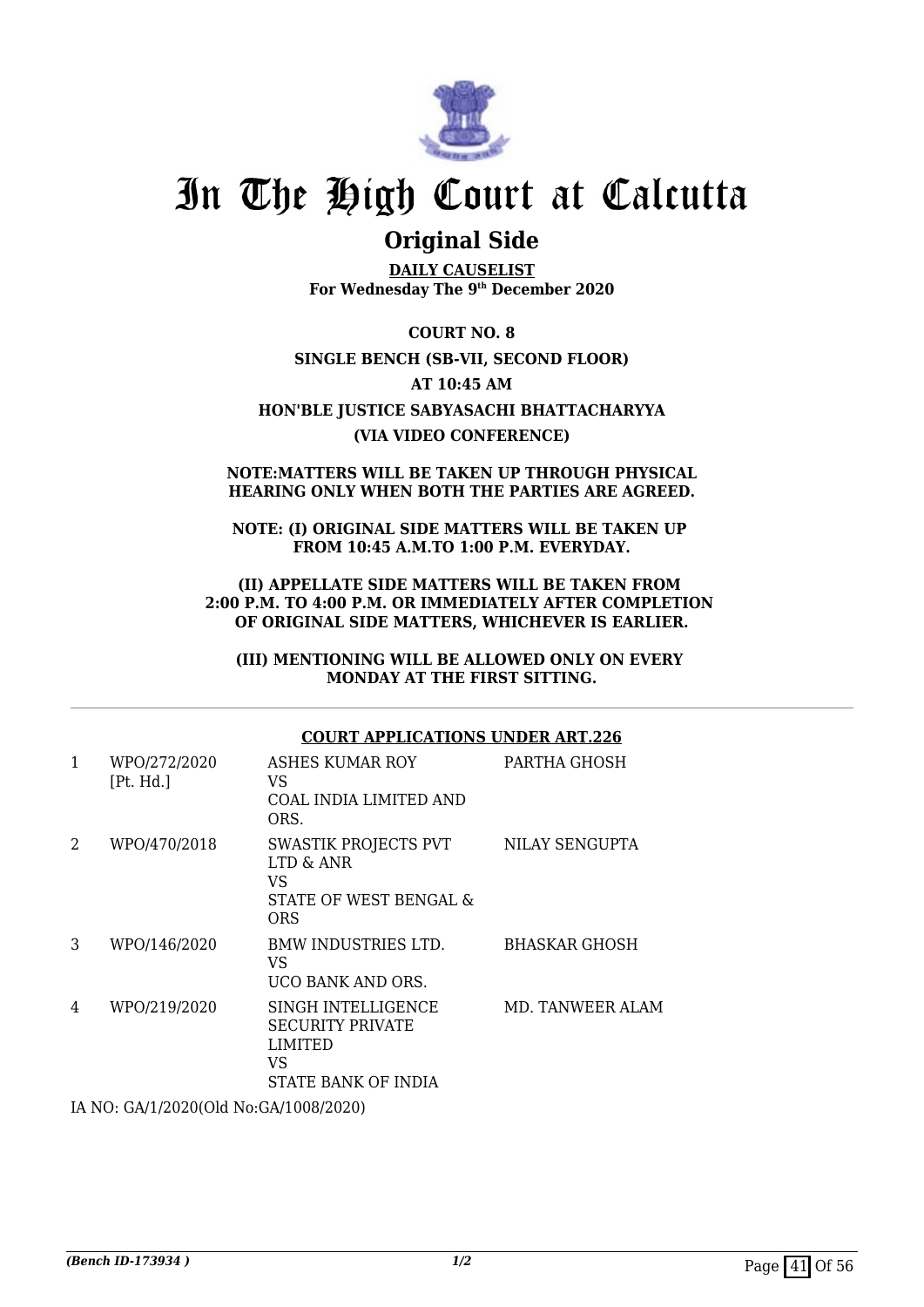# In The High Court at Calcutta

## Original Side

**DAILY CAUSELIST**
**For Wednesday The 9th December 2020**

**COURT NO. 8**

**SINGLE BENCH (SB-VII, SECOND FLOOR)**

**AT 10:45 AM**

**HON'BLE JUSTICE SABYASACHI BHATTACHARYYA**

**(VIA VIDEO CONFERENCE)**

**NOTE:MATTERS WILL BE TAKEN UP THROUGH PHYSICAL HEARING ONLY WHEN BOTH THE PARTIES ARE AGREED.**

**NOTE: (I) ORIGINAL SIDE MATTERS WILL BE TAKEN UP FROM 10:45 A.M.TO 1:00 P.M. EVERYDAY.**

**(II) APPELLATE SIDE MATTERS WILL BE TAKEN FROM 2:00 P.M. TO 4:00 P.M. OR IMMEDIATELY AFTER COMPLETION OF ORIGINAL SIDE MATTERS, WHICHEVER IS EARLIER.**

**(III) MENTIONING WILL BE ALLOWED ONLY ON EVERY MONDAY AT THE FIRST SITTING.**

**COURT APPLICATIONS UNDER ART.226**

| | | | |
|---|---|---|---|
| 1 | WPO/272/2020 [Pt. Hd.] | ASHES KUMAR ROY VS COAL INDIA LIMITED AND ORS. | PARTHA GHOSH |
| 2 | WPO/470/2018 | SWASTIK PROJECTS PVT LTD & ANR VS STATE OF WEST BENGAL & ORS | NILAY SENGUPTA |
| 3 | WPO/146/2020 | BMW INDUSTRIES LTD. VS UCO BANK AND ORS. | BHASKAR GHOSH |
| 4 | WPO/219/2020 | SINGH INTELLIGENCE SECURITY PRIVATE LIMITED VS STATE BANK OF INDIA | MD. TANWEER ALAM |

IA NO: GA/1/2020(Old No:GA/1008/2020)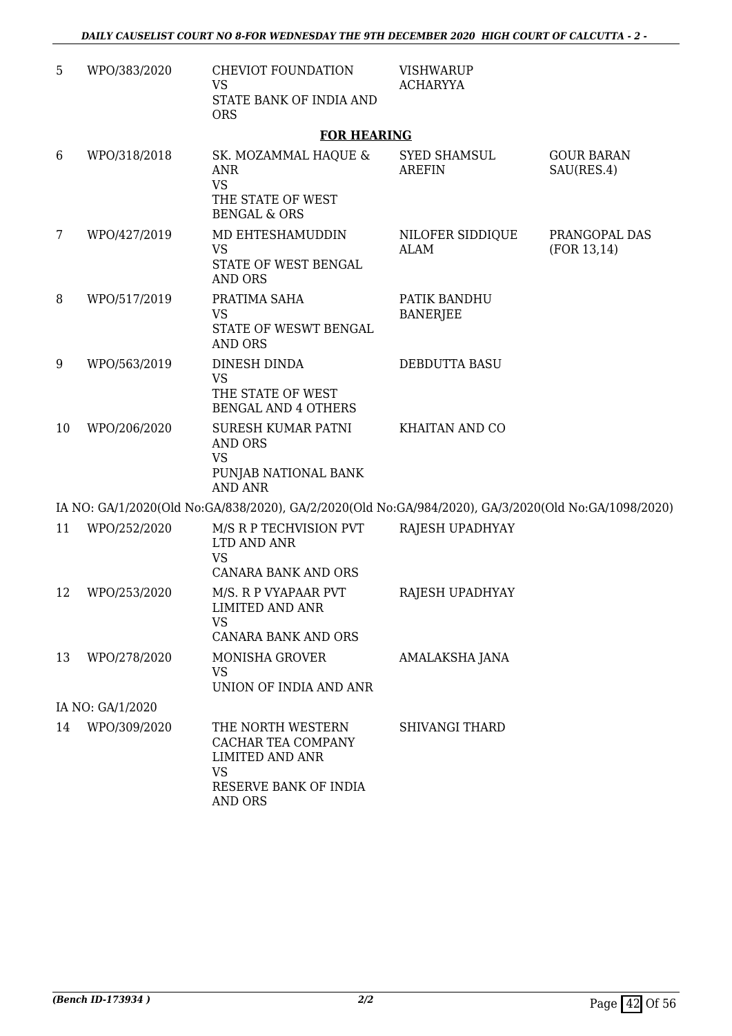| | | | | |
|---|---|---|---|---|
| 5 | WPO/383/2020 | CHEVIOT FOUNDATION<br>VS<br>STATE BANK OF INDIA AND ORS | VISHWARUP ACHARYYA | |

**FOR HEARING**

| | | | | |
|---|---|---|---|---|
| 6 | WPO/318/2018 | SK. MOZAMMAL HAQUE & ANR<br>VS<br>THE STATE OF WEST BENGAL & ORS | SYED SHAMSUL AREFIN | GOUR BARAN SAU(RES.4) |
| 7 | WPO/427/2019 | MD EHTESHAMUDDIN<br>VS<br>STATE OF WEST BENGAL AND ORS | NILOFER SIDDIQUE ALAM | PRANGOPAL DAS (FOR 13,14) |
| 8 | WPO/517/2019 | PRATIMA SAHA<br>VS<br>STATE OF WESWT BENGAL AND ORS | PATIK BANDHU BANERJEE | |
| 9 | WPO/563/2019 | DINESH DINDA<br>VS<br>THE STATE OF WEST BENGAL AND 4 OTHERS | DEBDUTTA BASU | |
| 10 | WPO/206/2020 | SURESH KUMAR PATNI AND ORS<br>VS<br>PUNJAB NATIONAL BANK AND ANR | KHAITAN AND CO | |

IA NO: GA/1/2020(Old No:GA/838/2020), GA/2/2020(Old No:GA/984/2020), GA/3/2020(Old No:GA/1098/2020)

| | | | | |
|---|---|---|---|---|
| 11 | WPO/252/2020 | M/S R P TECHVISION PVT LTD AND ANR<br>VS<br>CANARA BANK AND ORS | RAJESH UPADHYAY | |
| 12 | WPO/253/2020 | M/S. R P VYAPAAR PVT LIMITED AND ANR<br>VS<br>CANARA BANK AND ORS | RAJESH UPADHYAY | |
| 13 | WPO/278/2020 | MONISHA GROVER<br>VS<br>UNION OF INDIA AND ANR | AMALAKSHA JANA | |

IA NO: GA/1/2020

| | | | | |
|---|---|---|---|---|
| 14 | WPO/309/2020 | THE NORTH WESTERN CACHAR TEA COMPANY LIMITED AND ANR<br>VS<br>RESERVE BANK OF INDIA AND ORS | SHIVANGI THARD | |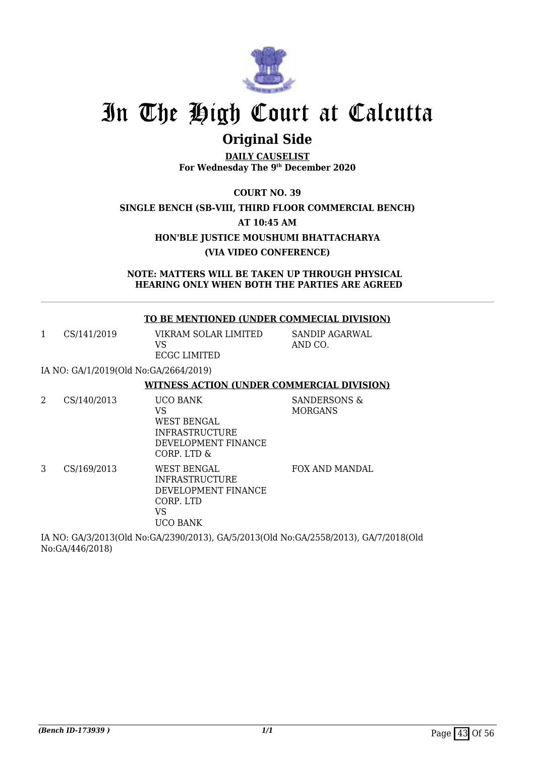# In The High Court at Calcutta

## Original Side

**DAILY CAUSELIST**
**For Wednesday The 9th December 2020**

**COURT NO. 39**

**SINGLE BENCH (SB-VIII, THIRD FLOOR COMMERCIAL BENCH)**

**AT 10:45 AM**

**HON'BLE JUSTICE MOUSHUMI BHATTACHARYA**

**(VIA VIDEO CONFERENCE)**

**NOTE: MATTERS WILL BE TAKEN UP THROUGH PHYSICAL HEARING ONLY WHEN BOTH THE PARTIES ARE AGREED**

---

**TO BE MENTIONED (UNDER COMMECIAL DIVISION)**

| | | | |
|---|---|---|---|
| 1 | CS/141/2019 | VIKRAM SOLAR LIMITED VS ECGC LIMITED | SANDIP AGARWAL AND CO. |

IA NO: GA/1/2019(Old No:GA/2664/2019)

**WITNESS ACTION (UNDER COMMERCIAL DIVISION)**

| | | | |
|---|---|---|---|
| 2 | CS/140/2013 | UCO BANK VS WEST BENGAL INFRASTRUCTURE DEVELOPMENT FINANCE CORP. LTD & | SANDERSONS & MORGANS |
| 3 | CS/169/2013 | WEST BENGAL INFRASTRUCTURE DEVELOPMENT FINANCE CORP. LTD VS UCO BANK | FOX AND MANDAL |

IA NO: GA/3/2013(Old No:GA/2390/2013), GA/5/2013(Old No:GA/2558/2013), GA/7/2018(Old No:GA/446/2018)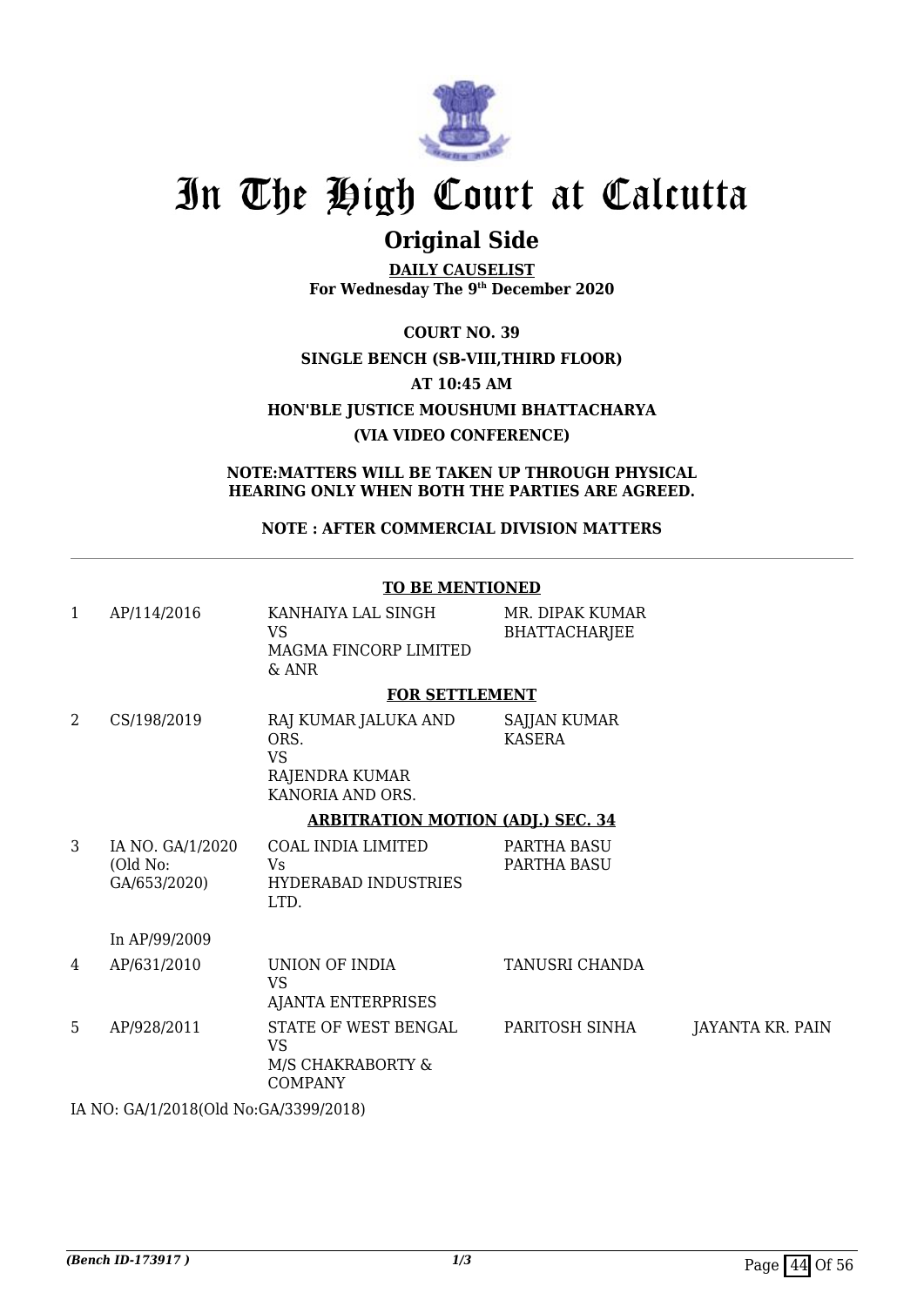# In The High Court at Calcutta

## Original Side

**DAILY CAUSELIST**
**For Wednesday The 9th December 2020**

**COURT NO. 39**
**SINGLE BENCH (SB-VIII,THIRD FLOOR)**
**AT 10:45 AM**
**HON'BLE JUSTICE MOUSHUMI BHATTACHARYA**
**(VIA VIDEO CONFERENCE)**

**NOTE:MATTERS WILL BE TAKEN UP THROUGH PHYSICAL HEARING ONLY WHEN BOTH THE PARTIES ARE AGREED.**

**NOTE : AFTER COMMERCIAL DIVISION MATTERS**

**TO BE MENTIONED**

| | | | | |
|---|---|---|---|---|
| 1 | AP/114/2016 | KANHAIYA LAL SINGH<br>VS<br>MAGMA FINCORP LIMITED & ANR | MR. DIPAK KUMAR BHATTACHARJEE | |

**FOR SETTLEMENT**

| | | | | |
|---|---|---|---|---|
| 2 | CS/198/2019 | RAJ KUMAR JALUKA AND ORS.<br>VS<br>RAJENDRA KUMAR KANORIA AND ORS. | SAJJAN KUMAR KASERA | |

**ARBITRATION MOTION (ADJ.) SEC. 34**

| | | | | |
|---|---|---|---|---|
| 3 | IA NO. GA/1/2020<br>(Old No: GA/653/2020)<br><br>In AP/99/2009 | COAL INDIA LIMITED<br>Vs<br>HYDERABAD INDUSTRIES LTD. | PARTHA BASU<br>PARTHA BASU | |
| 4 | AP/631/2010 | UNION OF INDIA<br>VS<br>AJANTA ENTERPRISES | TANUSRI CHANDA | |
| 5 | AP/928/2011 | STATE OF WEST BENGAL<br>VS<br>M/S CHAKRABORTY & COMPANY | PARITOSH SINHA | JAYANTA KR. PAIN |

IA NO: GA/1/2018(Old No:GA/3399/2018)

*(Bench ID-173917 )*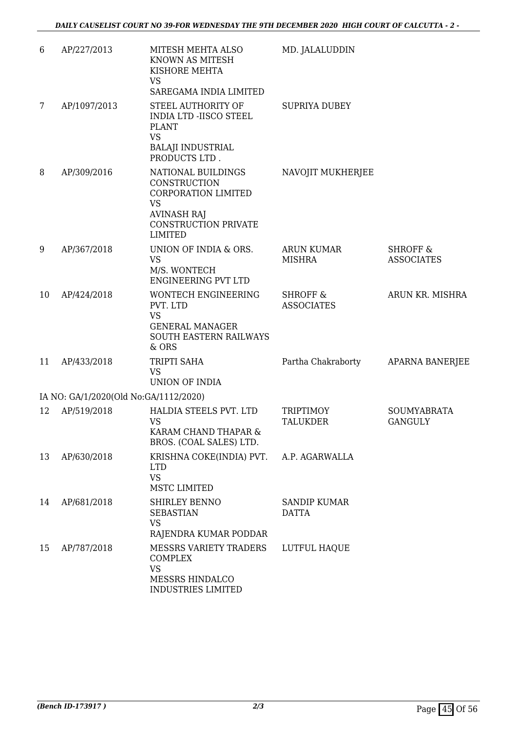| | | | | |
|---|---|---|---|---|
| 6 | AP/227/2013 | MITESH MEHTA ALSO KNOWN AS MITESH KISHORE MEHTA<br>VS<br>SAREGAMA INDIA LIMITED | MD. JALALUDDIN | |
| 7 | AP/1097/2013 | STEEL AUTHORITY OF INDIA LTD -IISCO STEEL PLANT<br>VS<br>BALAJI INDUSTRIAL PRODUCTS LTD . | SUPRIYA DUBEY | |
| 8 | AP/309/2016 | NATIONAL BUILDINGS CONSTRUCTION CORPORATION LIMITED<br>VS<br>AVINASH RAJ CONSTRUCTION PRIVATE LIMITED | NAVOJIT MUKHERJEE | |
| 9 | AP/367/2018 | UNION OF INDIA & ORS.<br>VS<br>M/S. WONTECH ENGINEERING PVT LTD | ARUN KUMAR MISHRA | SHROFF & ASSOCIATES |
| 10 | AP/424/2018 | WONTECH ENGINEERING PVT. LTD<br>VS<br>GENERAL MANAGER SOUTH EASTERN RAILWAYS & ORS | SHROFF & ASSOCIATES | ARUN KR. MISHRA |
| 11 | AP/433/2018 | TRIPTI SAHA<br>VS<br>UNION OF INDIA | Partha Chakraborty | APARNA BANERJEE |
| IA NO: GA/1/2020(Old No:GA/1112/2020) | | | | |
| 12 | AP/519/2018 | HALDIA STEELS PVT. LTD<br>VS<br>KARAM CHAND THAPAR & BROS. (COAL SALES) LTD. | TRIPTIMOY TALUKDER | SOUMYABRATA GANGULY |
| 13 | AP/630/2018 | KRISHNA COKE(INDIA) PVT. LTD<br>VS<br>MSTC LIMITED | A.P. AGARWALLA | |
| 14 | AP/681/2018 | SHIRLEY BENNO SEBASTIAN<br>VS<br>RAJENDRA KUMAR PODDAR | SANDIP KUMAR DATTA | |
| 15 | AP/787/2018 | MESSRS VARIETY TRADERS COMPLEX<br>VS<br>MESSRS HINDALCO INDUSTRIES LIMITED | LUTFUL HAQUE | |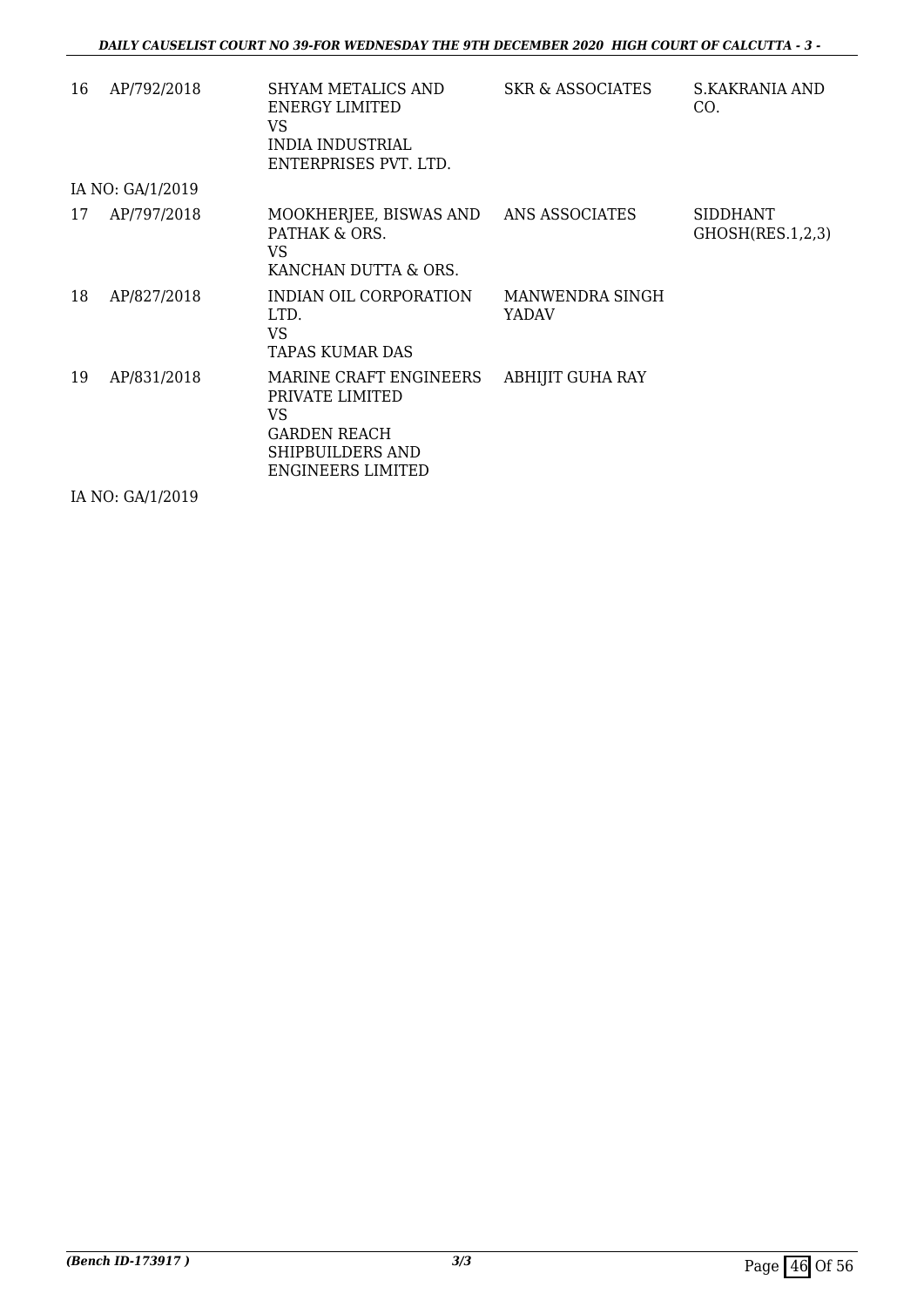| | | | | |
|---|---|---|---|---|
| 16 | AP/792/2018 | SHYAM METALICS AND ENERGY LIMITED<br>VS<br>INDIA INDUSTRIAL ENTERPRISES PVT. LTD. | SKR & ASSOCIATES | S.KAKRANIA AND CO. |
| | IA NO: GA/1/2019 | | | |
| 17 | AP/797/2018 | MOOKHERJEE, BISWAS AND PATHAK & ORS.<br>VS<br>KANCHAN DUTTA & ORS. | ANS ASSOCIATES | SIDDHANT GHOSH(RES.1,2,3) |
| 18 | AP/827/2018 | INDIAN OIL CORPORATION LTD.<br>VS<br>TAPAS KUMAR DAS | MANWENDRA SINGH YADAV | |
| 19 | AP/831/2018 | MARINE CRAFT ENGINEERS PRIVATE LIMITED<br>VS<br>GARDEN REACH SHIPBUILDERS AND ENGINEERS LIMITED | ABHIJIT GUHA RAY | |
| | IA NO: GA/1/2019 | | | |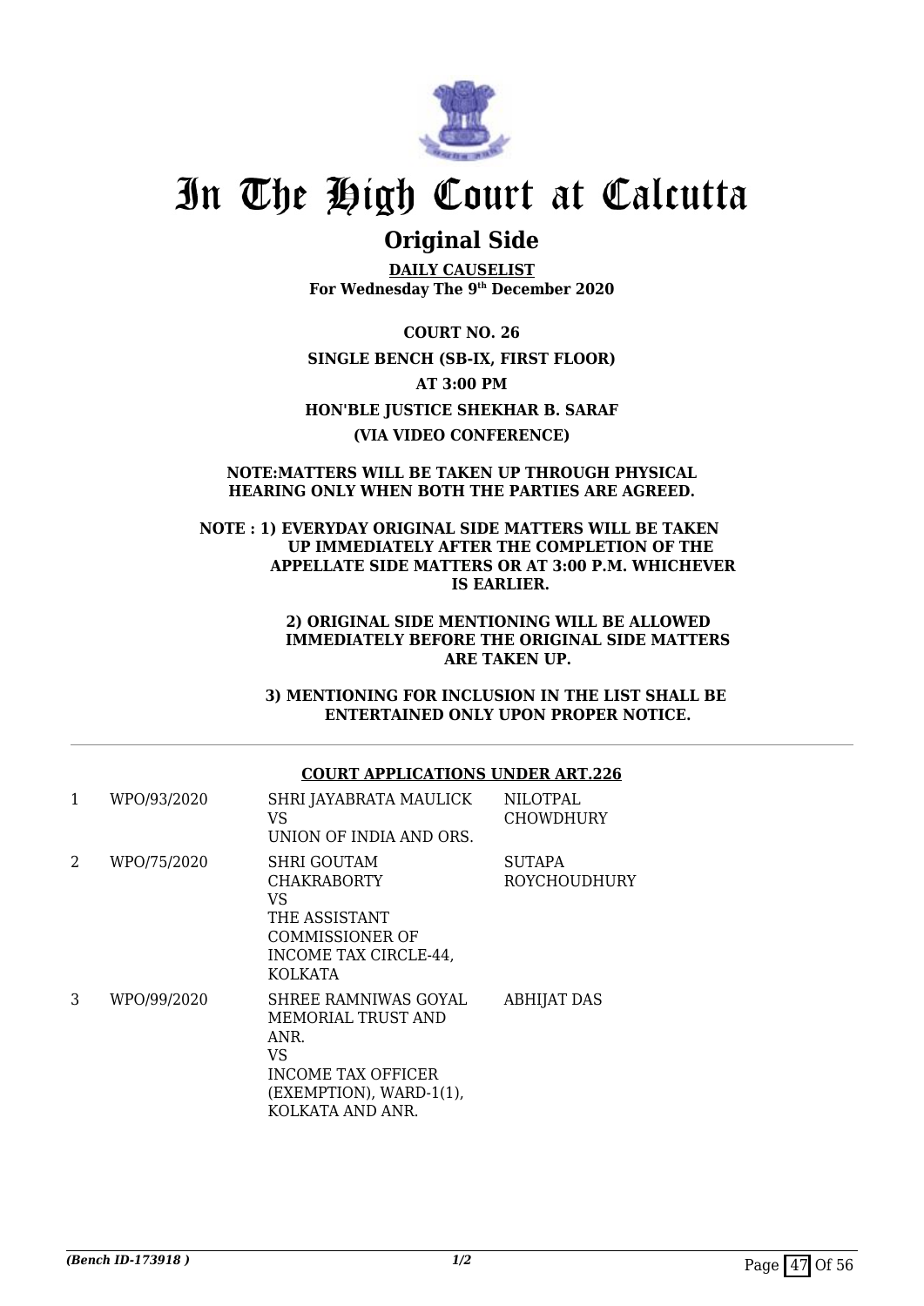# In The High Court at Calcutta

## Original Side

**DAILY CAUSELIST**
**For Wednesday The 9th December 2020**

**COURT NO. 26**

**SINGLE BENCH (SB-IX, FIRST FLOOR)**

**AT 3:00 PM**

**HON'BLE JUSTICE SHEKHAR B. SARAF**

**(VIA VIDEO CONFERENCE)**

**NOTE:MATTERS WILL BE TAKEN UP THROUGH PHYSICAL HEARING ONLY WHEN BOTH THE PARTIES ARE AGREED.**

**NOTE : 1) EVERYDAY ORIGINAL SIDE MATTERS WILL BE TAKEN UP IMMEDIATELY AFTER THE COMPLETION OF THE APPELLATE SIDE MATTERS OR AT 3:00 P.M. WHICHEVER IS EARLIER.**

**2) ORIGINAL SIDE MENTIONING WILL BE ALLOWED IMMEDIATELY BEFORE THE ORIGINAL SIDE MATTERS ARE TAKEN UP.**

**3) MENTIONING FOR INCLUSION IN THE LIST SHALL BE ENTERTAINED ONLY UPON PROPER NOTICE.**

---

**COURT APPLICATIONS UNDER ART.226**

| | | | |
|---|---|---|---|
| 1 | WPO/93/2020 | SHRI JAYABRATA MAULICK<br>VS<br>UNION OF INDIA AND ORS. | NILOTPAL CHOWDHURY |
| 2 | WPO/75/2020 | SHRI GOUTAM CHAKRABORTY<br>VS<br>THE ASSISTANT COMMISSIONER OF INCOME TAX CIRCLE-44, KOLKATA | SUTAPA ROYCHOUDHURY |
| 3 | WPO/99/2020 | SHREE RAMNIWAS GOYAL MEMORIAL TRUST AND ANR.<br>VS<br>INCOME TAX OFFICER (EXEMPTION), WARD-1(1), KOLKATA AND ANR. | ABHIJAT DAS |

*(Bench ID-173918 )*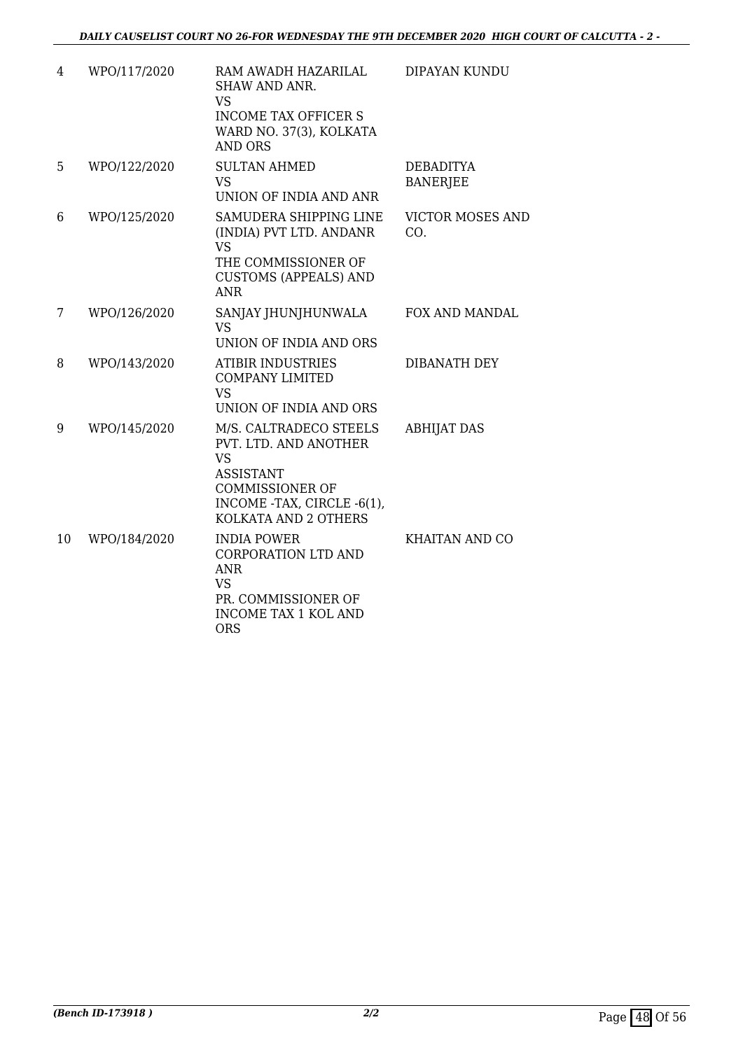| 4 | WPO/117/2020 | RAM AWADH HAZARILAL SHAW AND ANR.<br>VS<br>INCOME TAX OFFICER S WARD NO. 37(3), KOLKATA AND ORS | DIPAYAN KUNDU |
|---|---|---|---|
| 5 | WPO/122/2020 | SULTAN AHMED<br>VS<br>UNION OF INDIA AND ANR | DEBADITYA BANERJEE |
| 6 | WPO/125/2020 | SAMUDERA SHIPPING LINE (INDIA) PVT LTD. ANDANR<br>VS<br>THE COMMISSIONER OF CUSTOMS (APPEALS) AND ANR | VICTOR MOSES AND CO. |
| 7 | WPO/126/2020 | SANJAY JHUNJHUNWALA<br>VS<br>UNION OF INDIA AND ORS | FOX AND MANDAL |
| 8 | WPO/143/2020 | ATIBIR INDUSTRIES COMPANY LIMITED<br>VS<br>UNION OF INDIA AND ORS | DIBANATH DEY |
| 9 | WPO/145/2020 | M/S. CALTRADECO STEELS PVT. LTD. AND ANOTHER<br>VS<br>ASSISTANT COMMISSIONER OF INCOME -TAX, CIRCLE -6(1), KOLKATA AND 2 OTHERS | ABHIJAT DAS |
| 10 | WPO/184/2020 | INDIA POWER CORPORATION LTD AND ANR<br>VS<br>PR. COMMISSIONER OF INCOME TAX 1 KOL AND ORS | KHAITAN AND CO |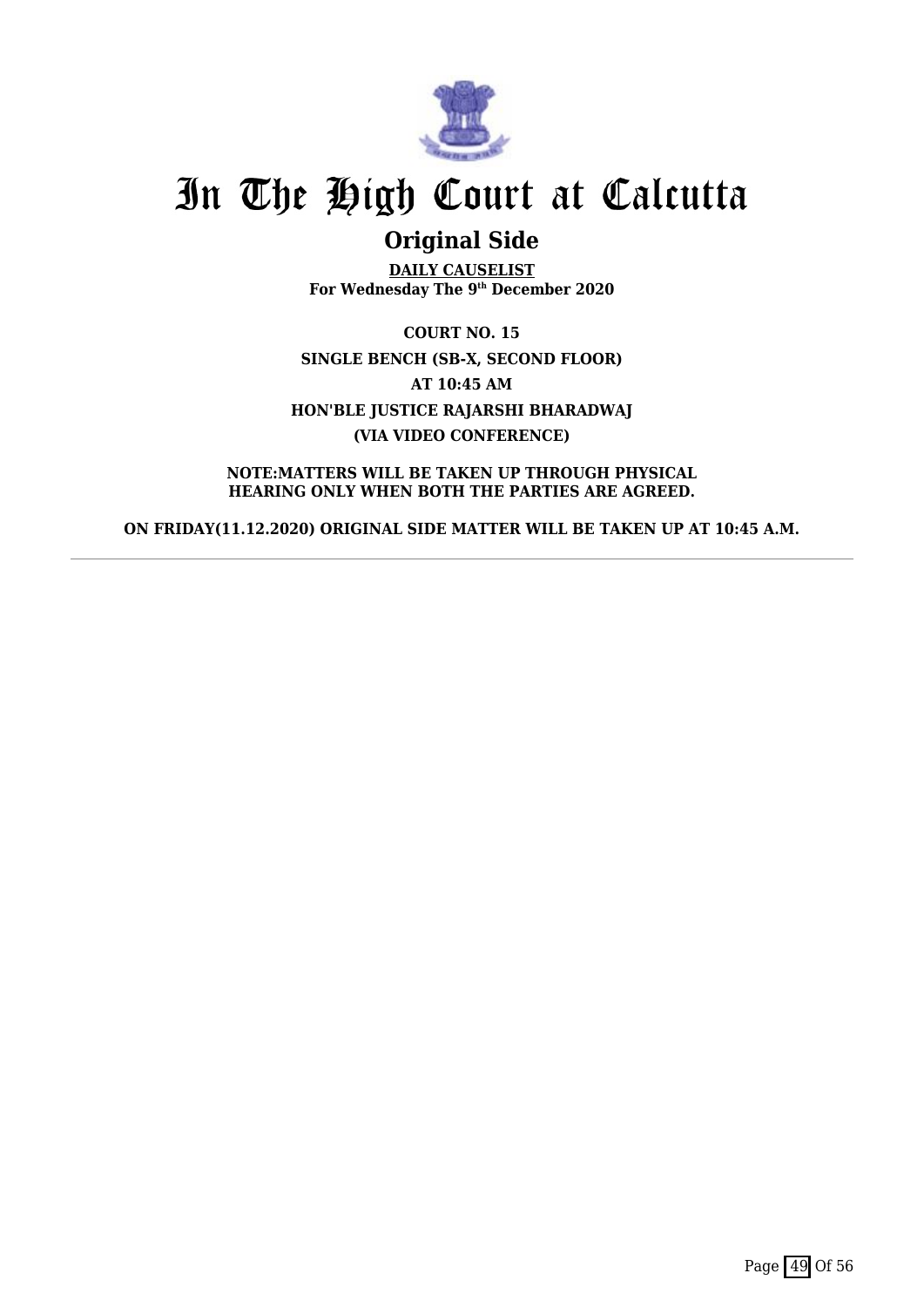# In The High Court at Calcutta

## Original Side

**DAILY CAUSELIST**
**For Wednesday The 9th December 2020**

**COURT NO. 15**
**SINGLE BENCH (SB-X, SECOND FLOOR)**
**AT 10:45 AM**
**HON'BLE JUSTICE RAJARSHI BHARADWAJ**
**(VIA VIDEO CONFERENCE)**

**NOTE:MATTERS WILL BE TAKEN UP THROUGH PHYSICAL HEARING ONLY WHEN BOTH THE PARTIES ARE AGREED.**

**ON FRIDAY(11.12.2020) ORIGINAL SIDE MATTER WILL BE TAKEN UP AT 10:45 A.M.**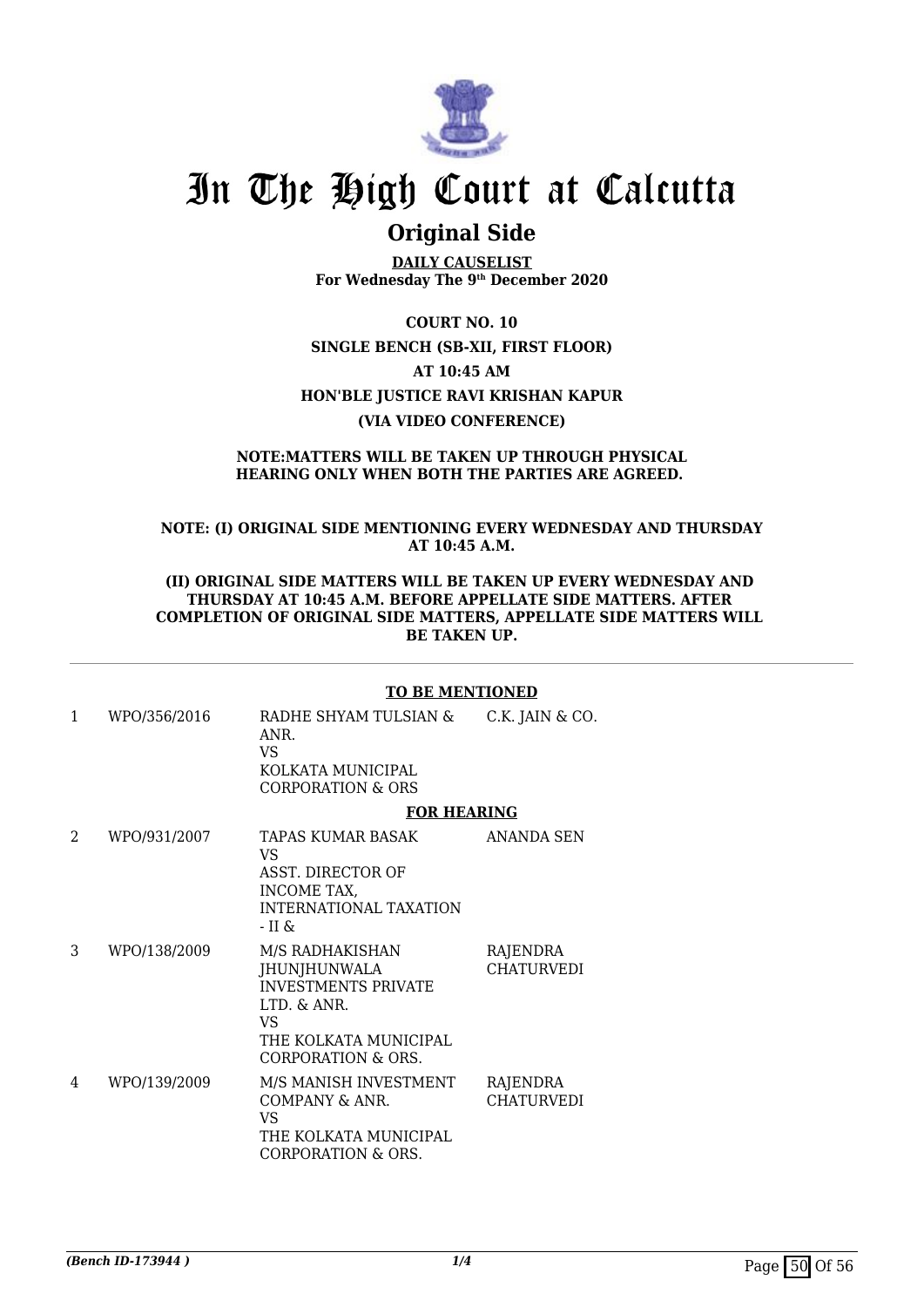# In The High Court at Calcutta

## Original Side

**DAILY CAUSELIST**
**For Wednesday The 9th December 2020**

**COURT NO. 10**

**SINGLE BENCH (SB-XII, FIRST FLOOR)**

**AT 10:45 AM**

**HON'BLE JUSTICE RAVI KRISHAN KAPUR**

**(VIA VIDEO CONFERENCE)**

**NOTE:MATTERS WILL BE TAKEN UP THROUGH PHYSICAL HEARING ONLY WHEN BOTH THE PARTIES ARE AGREED.**

**NOTE: (I) ORIGINAL SIDE MENTIONING EVERY WEDNESDAY AND THURSDAY AT 10:45 A.M.**

**(II) ORIGINAL SIDE MATTERS WILL BE TAKEN UP EVERY WEDNESDAY AND THURSDAY AT 10:45 A.M. BEFORE APPELLATE SIDE MATTERS. AFTER COMPLETION OF ORIGINAL SIDE MATTERS, APPELLATE SIDE MATTERS WILL BE TAKEN UP.**

**TO BE MENTIONED**

| | | | |
|---|---|---|---|
| 1 | WPO/356/2016 | RADHE SHYAM TULSIAN & ANR.<br>VS<br>KOLKATA MUNICIPAL CORPORATION & ORS | C.K. JAIN & CO. |

**FOR HEARING**

| | | | |
|---|---|---|---|
| 2 | WPO/931/2007 | TAPAS KUMAR BASAK<br>VS<br>ASST. DIRECTOR OF INCOME TAX, INTERNATIONAL TAXATION - II & | ANANDA SEN |
| 3 | WPO/138/2009 | M/S RADHAKISHAN JHUNJHUNWALA INVESTMENTS PRIVATE LTD. & ANR.<br>VS<br>THE KOLKATA MUNICIPAL CORPORATION & ORS. | RAJENDRA CHATURVEDI |
| 4 | WPO/139/2009 | M/S MANISH INVESTMENT COMPANY & ANR.<br>VS<br>THE KOLKATA MUNICIPAL CORPORATION & ORS. | RAJENDRA CHATURVEDI |

*(Bench ID-173944 )*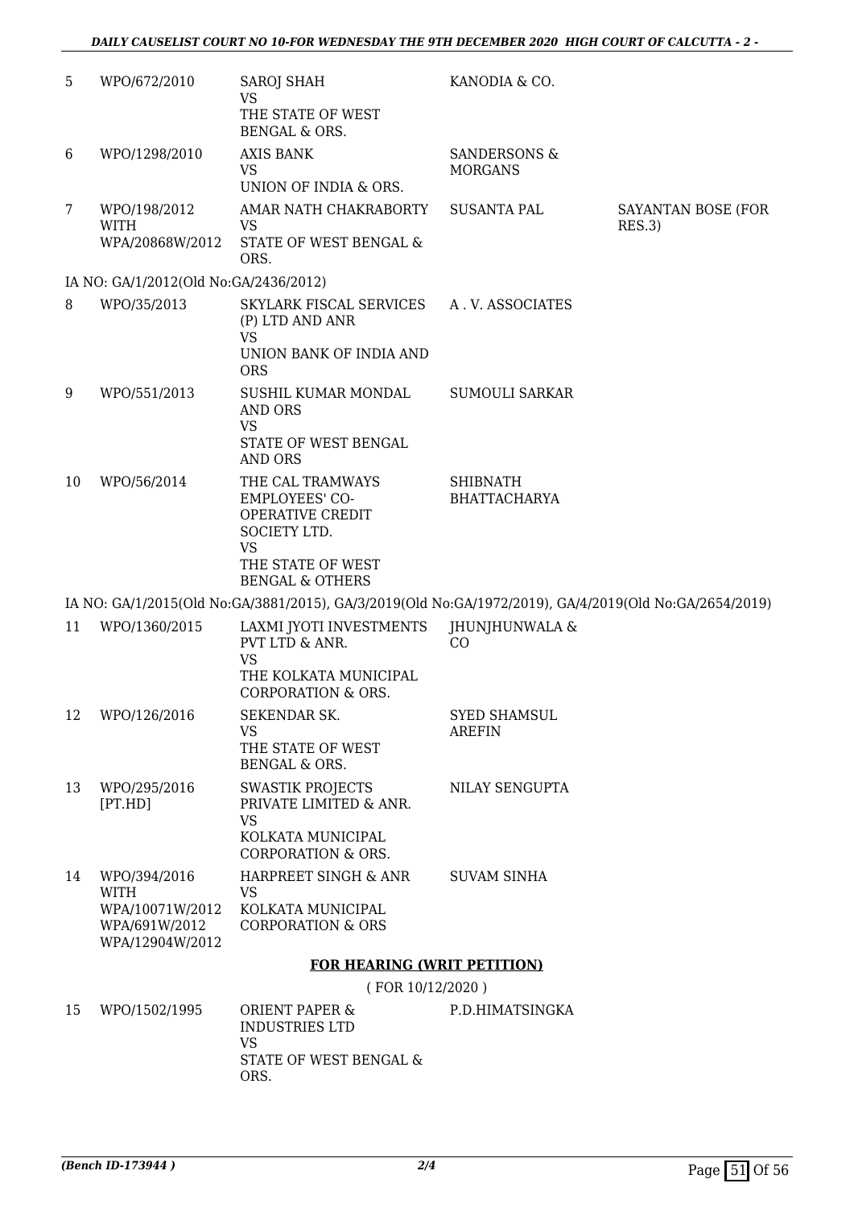| | | | | |
|---|---|---|---|---|
| 5 | WPO/672/2010 | SAROJ SHAH<br>VS<br>THE STATE OF WEST BENGAL & ORS. | KANODIA & CO. | |
| 6 | WPO/1298/2010 | AXIS BANK<br>VS<br>UNION OF INDIA & ORS. | SANDERSONS & MORGANS | |
| 7 | WPO/198/2012<br>WITH<br>WPA/20868W/2012 | AMAR NATH CHAKRABORTY<br>VS<br>STATE OF WEST BENGAL & ORS. | SUSANTA PAL | SAYANTAN BOSE (FOR RES.3) |

IA NO: GA/1/2012(Old No:GA/2436/2012)

| | | | | |
|---|---|---|---|---|
| 8 | WPO/35/2013 | SKYLARK FISCAL SERVICES (P) LTD AND ANR<br>VS<br>UNION BANK OF INDIA AND ORS | A . V. ASSOCIATES | |
| 9 | WPO/551/2013 | SUSHIL KUMAR MONDAL AND ORS<br>VS<br>STATE OF WEST BENGAL AND ORS | SUMOULI SARKAR | |
| 10 | WPO/56/2014 | THE CAL TRAMWAYS EMPLOYEES' CO-OPERATIVE CREDIT SOCIETY LTD.<br>VS<br>THE STATE OF WEST BENGAL & OTHERS | SHIBNATH BHATTACHARYA | |

IA NO: GA/1/2015(Old No:GA/3881/2015), GA/3/2019(Old No:GA/1972/2019), GA/4/2019(Old No:GA/2654/2019)

| | | | | |
|---|---|---|---|---|
| 11 | WPO/1360/2015 | LAXMI JYOTI INVESTMENTS PVT LTD & ANR.<br>VS<br>THE KOLKATA MUNICIPAL CORPORATION & ORS. | JHUNJHUNWALA & CO | |
| 12 | WPO/126/2016 | SEKENDAR SK.<br>VS<br>THE STATE OF WEST BENGAL & ORS. | SYED SHAMSUL AREFIN | |
| 13 | WPO/295/2016 [PT.HD] | SWASTIK PROJECTS PRIVATE LIMITED & ANR.<br>VS<br>KOLKATA MUNICIPAL CORPORATION & ORS. | NILAY SENGUPTA | |
| 14 | WPO/394/2016<br>WITH<br>WPA/10071W/2012<br>WPA/691W/2012<br>WPA/12904W/2012 | HARPREET SINGH & ANR<br>VS<br>KOLKATA MUNICIPAL CORPORATION & ORS | SUVAM SINHA | |

**FOR HEARING (WRIT PETITION)**

( FOR 10/12/2020 )

| | | | | |
|---|---|---|---|---|
| 15 | WPO/1502/1995 | ORIENT PAPER & INDUSTRIES LTD<br>VS<br>STATE OF WEST BENGAL & ORS. | P.D.HIMATSINGKA | |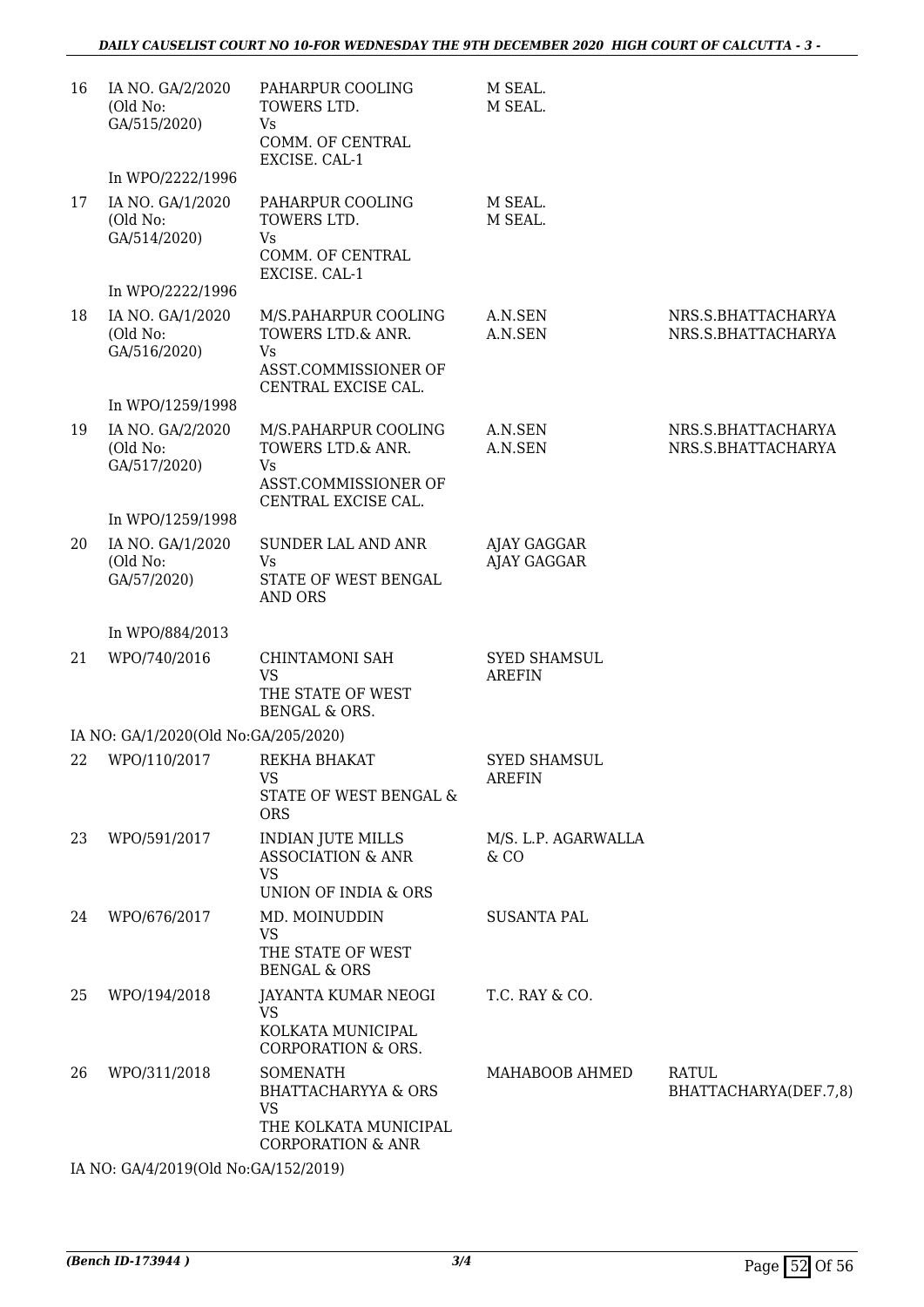| | | | | |
|---|---|---|---|---|
| 16 | IA NO. GA/2/2020 (Old No: GA/515/2020) | PAHARPUR COOLING TOWERS LTD. Vs COMM. OF CENTRAL EXCISE. CAL-1 | M SEAL. M SEAL. | |
| | In WPO/2222/1996 | | | |
| 17 | IA NO. GA/1/2020 (Old No: GA/514/2020) | PAHARPUR COOLING TOWERS LTD. Vs COMM. OF CENTRAL EXCISE. CAL-1 | M SEAL. M SEAL. | |
| | In WPO/2222/1996 | | | |
| 18 | IA NO. GA/1/2020 (Old No: GA/516/2020) | M/S.PAHARPUR COOLING TOWERS LTD.& ANR. Vs ASST.COMMISSIONER OF CENTRAL EXCISE CAL. | A.N.SEN A.N.SEN | NRS.S.BHATTACHARYA NRS.S.BHATTACHARYA |
| | In WPO/1259/1998 | | | |
| 19 | IA NO. GA/2/2020 (Old No: GA/517/2020) | M/S.PAHARPUR COOLING TOWERS LTD.& ANR. Vs ASST.COMMISSIONER OF CENTRAL EXCISE CAL. | A.N.SEN A.N.SEN | NRS.S.BHATTACHARYA NRS.S.BHATTACHARYA |
| | In WPO/1259/1998 | | | |
| 20 | IA NO. GA/1/2020 (Old No: GA/57/2020) | SUNDER LAL AND ANR Vs STATE OF WEST BENGAL AND ORS | AJAY GAGGAR AJAY GAGGAR | |
| | In WPO/884/2013 | | | |
| 21 | WPO/740/2016 | CHINTAMONI SAH VS THE STATE OF WEST BENGAL & ORS. | SYED SHAMSUL AREFIN | |
| | IA NO: GA/1/2020(Old No:GA/205/2020) | | | |
| 22 | WPO/110/2017 | REKHA BHAKAT VS STATE OF WEST BENGAL & ORS | SYED SHAMSUL AREFIN | |
| 23 | WPO/591/2017 | INDIAN JUTE MILLS ASSOCIATION & ANR VS UNION OF INDIA & ORS | M/S. L.P. AGARWALLA & CO | |
| 24 | WPO/676/2017 | MD. MOINUDDIN VS THE STATE OF WEST BENGAL & ORS | SUSANTA PAL | |
| 25 | WPO/194/2018 | JAYANTA KUMAR NEOGI VS KOLKATA MUNICIPAL CORPORATION & ORS. | T.C. RAY & CO. | |
| 26 | WPO/311/2018 | SOMENATH BHATTACHARYYA & ORS VS THE KOLKATA MUNICIPAL CORPORATION & ANR | MAHABOOB AHMED | RATUL BHATTACHARYA(DEF.7,8) |
| | IA NO: GA/4/2019(Old No:GA/152/2019) | | | |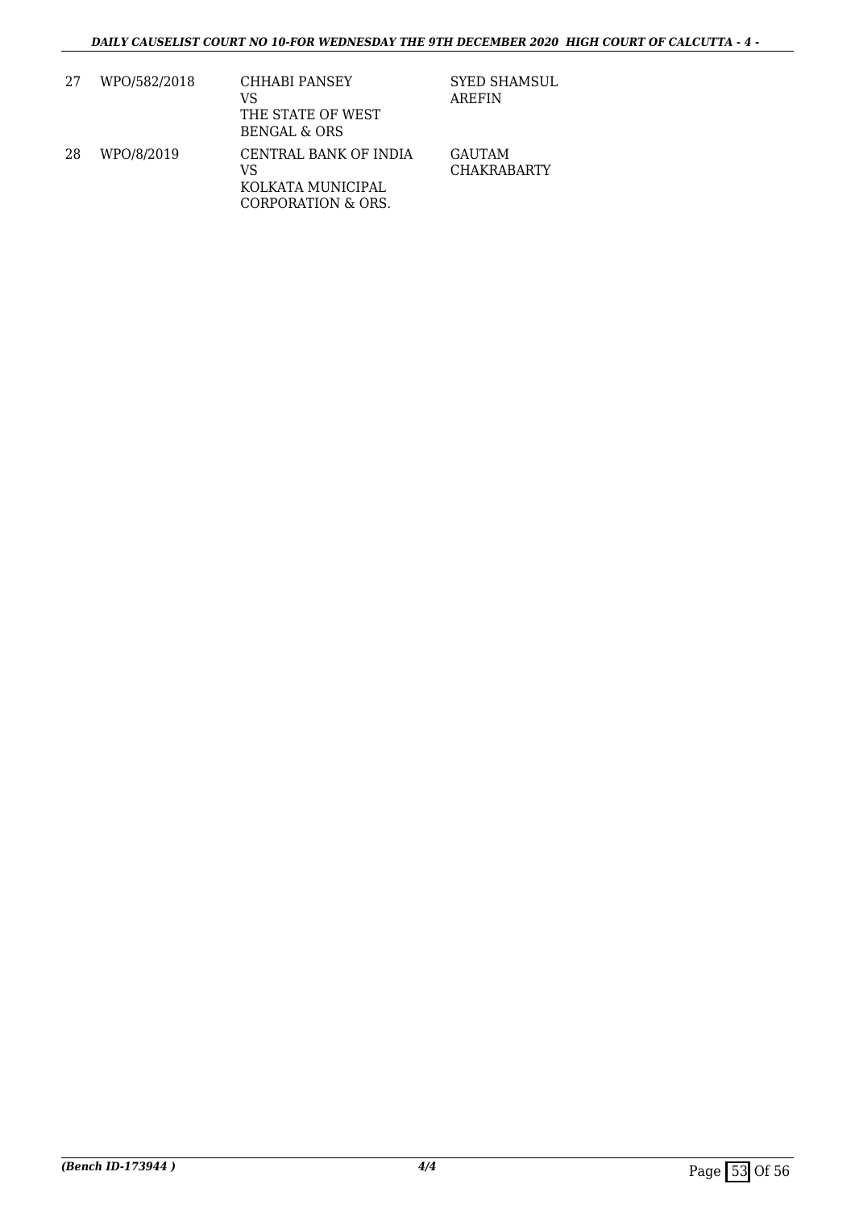| 27 | WPO/582/2018 | CHHABI PANSEY<br>VS<br>THE STATE OF WEST BENGAL & ORS | SYED SHAMSUL AREFIN |
|---|---|---|---|
| 28 | WPO/8/2019 | CENTRAL BANK OF INDIA<br>VS<br>KOLKATA MUNICIPAL CORPORATION & ORS. | GAUTAM CHAKRABARTY |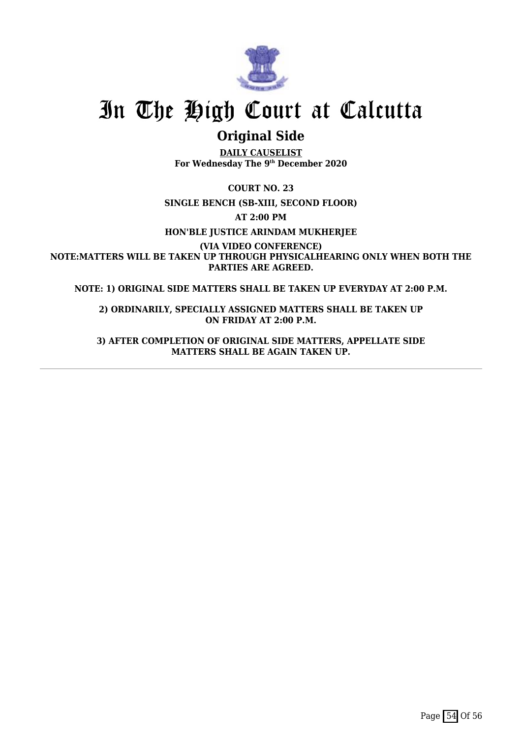# In The High Court at Calcutta

## Original Side

**DAILY CAUSELIST**
**For Wednesday The 9th December 2020**

**COURT NO. 23**

**SINGLE BENCH (SB-XIII, SECOND FLOOR)**

**AT 2:00 PM**

**HON'BLE JUSTICE ARINDAM MUKHERJEE**

**(VIA VIDEO CONFERENCE)**
**NOTE:MATTERS WILL BE TAKEN UP THROUGH PHYSICALHEARING ONLY WHEN BOTH THE PARTIES ARE AGREED.**

**NOTE: 1) ORIGINAL SIDE MATTERS SHALL BE TAKEN UP EVERYDAY AT 2:00 P.M.**

**2) ORDINARILY, SPECIALLY ASSIGNED MATTERS SHALL BE TAKEN UP ON FRIDAY AT 2:00 P.M.**

**3) AFTER COMPLETION OF ORIGINAL SIDE MATTERS, APPELLATE SIDE MATTERS SHALL BE AGAIN TAKEN UP.**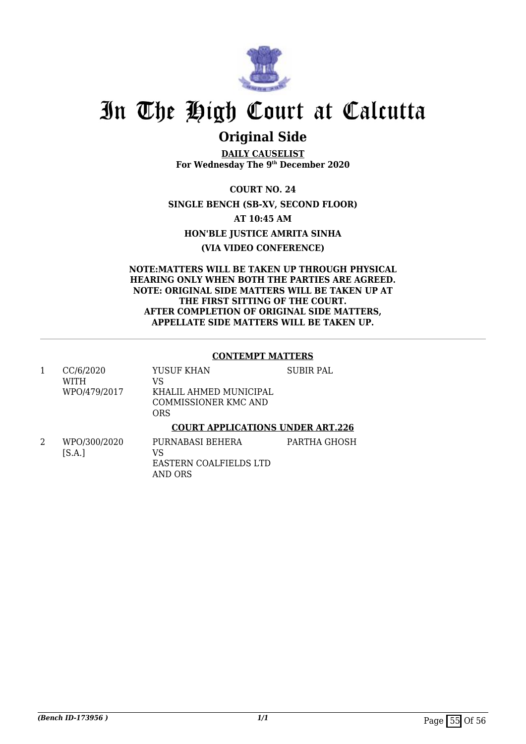# In The High Court at Calcutta

## Original Side

**DAILY CAUSELIST**
**For Wednesday The 9th December 2020**

**COURT NO. 24**

**SINGLE BENCH (SB-XV, SECOND FLOOR)**

**AT 10:45 AM**

**HON'BLE JUSTICE AMRITA SINHA**

**(VIA VIDEO CONFERENCE)**

**NOTE:MATTERS WILL BE TAKEN UP THROUGH PHYSICAL HEARING ONLY WHEN BOTH THE PARTIES ARE AGREED.**
**NOTE: ORIGINAL SIDE MATTERS WILL BE TAKEN UP AT THE FIRST SITTING OF THE COURT.**
**AFTER COMPLETION OF ORIGINAL SIDE MATTERS, APPELLATE SIDE MATTERS WILL BE TAKEN UP.**

---

**CONTEMPT MATTERS**

| | | | |
|---|---|---|---|
| 1 | CC/6/2020 WITH WPO/479/2017 | YUSUF KHAN VS KHALIL AHMED MUNICIPAL COMMISSIONER KMC AND ORS | SUBIR PAL |

**COURT APPLICATIONS UNDER ART.226**

| | | | |
|---|---|---|---|
| 2 | WPO/300/2020 [S.A.] | PURNABASI BEHERA VS EASTERN COALFIELDS LTD AND ORS | PARTHA GHOSH |

*(Bench ID-173956 )*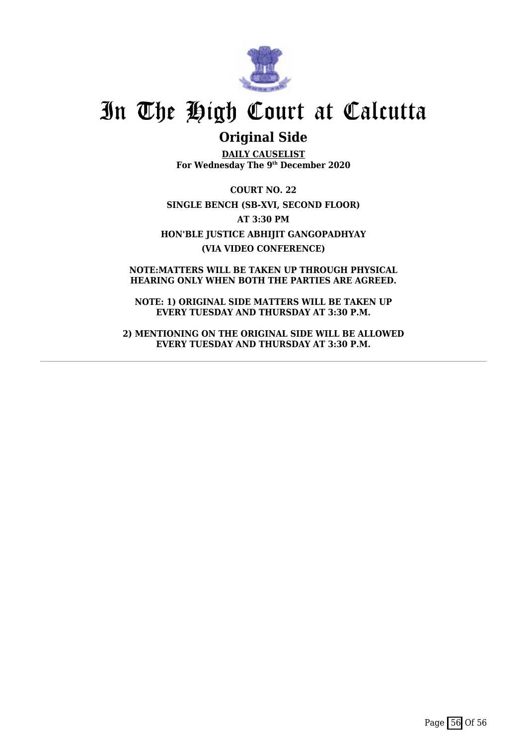# In The High Court at Calcutta

## Original Side

**DAILY CAUSELIST**
**For Wednesday The 9th December 2020**

**COURT NO. 22**

**SINGLE BENCH (SB-XVI, SECOND FLOOR)**

**AT 3:30 PM**

**HON'BLE JUSTICE ABHIJIT GANGOPADHYAY**

**(VIA VIDEO CONFERENCE)**

**NOTE:MATTERS WILL BE TAKEN UP THROUGH PHYSICAL HEARING ONLY WHEN BOTH THE PARTIES ARE AGREED.**

**NOTE: 1) ORIGINAL SIDE MATTERS WILL BE TAKEN UP EVERY TUESDAY AND THURSDAY AT 3:30 P.M.**

**2) MENTIONING ON THE ORIGINAL SIDE WILL BE ALLOWED EVERY TUESDAY AND THURSDAY AT 3:30 P.M.**